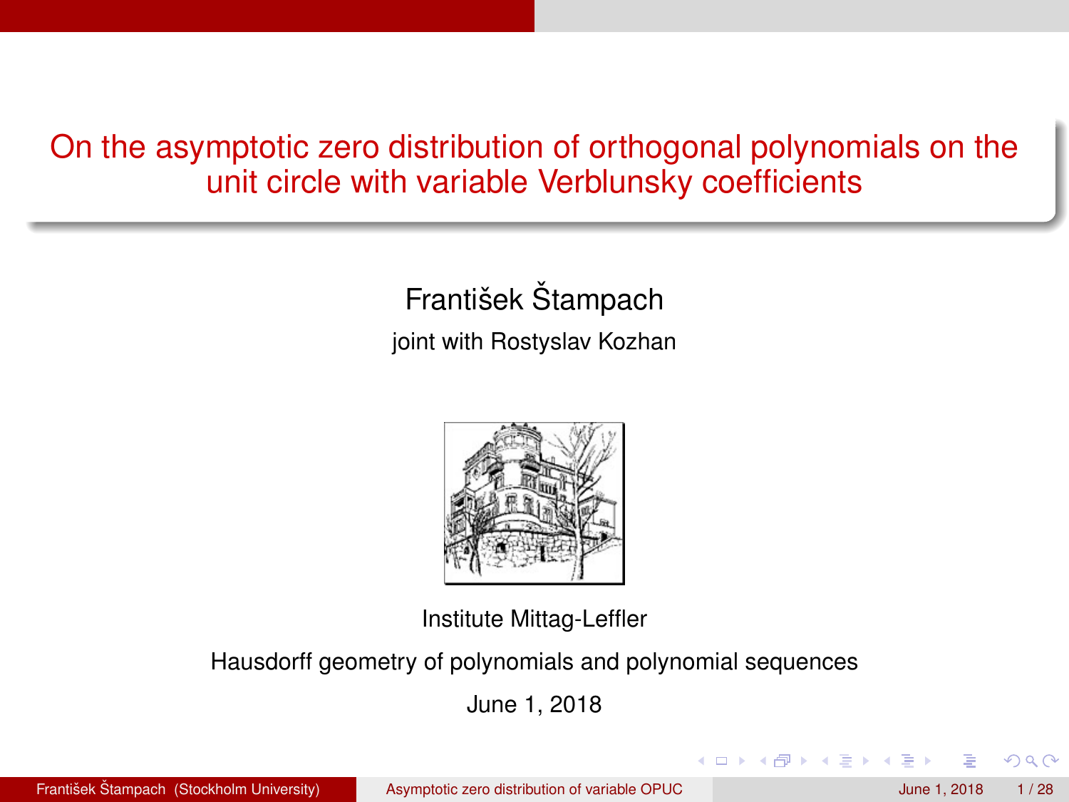# On the asymptotic zero distribution of orthogonal polynomials on the unit circle with variable Verblunsky coefficients

František Štampach

joint with Rostyslav Kozhan

Institute Mittag-Leffler

Hausdorff geometry of polynomials and polynomial sequences

June 1, 2018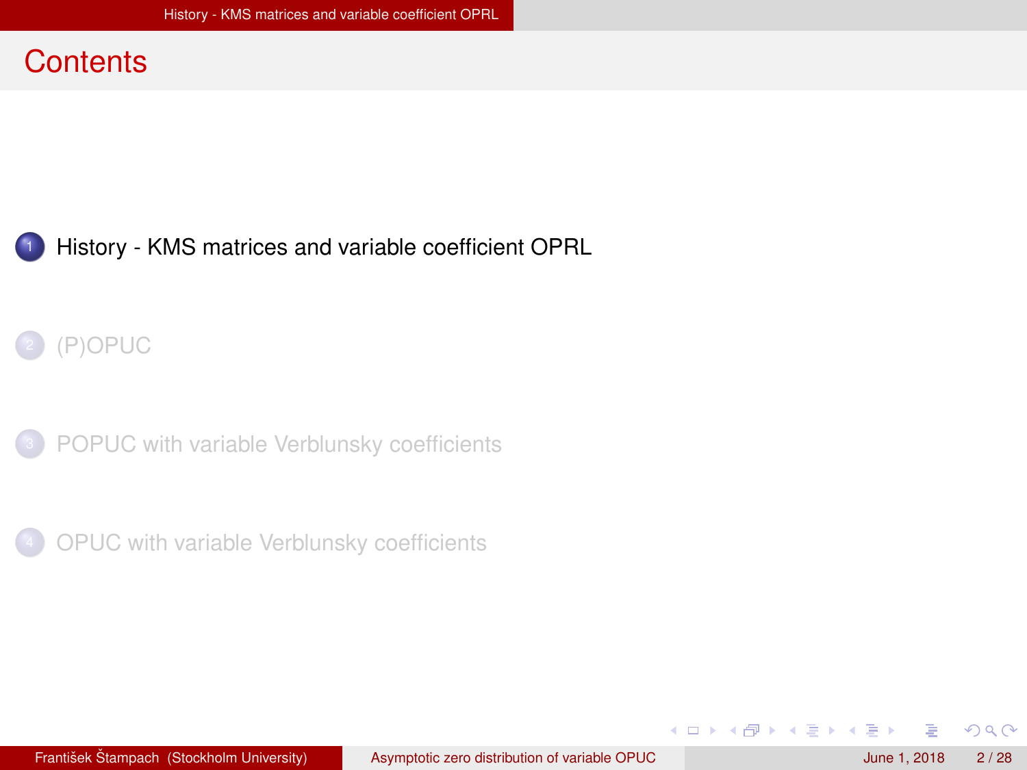# Contents

1. History - KMS matrices and variable coefficient OPRL
2. (P)OPUC
3. POPUC with variable Verblunsky coefficients
4. OPUC with variable Verblunsky coefficients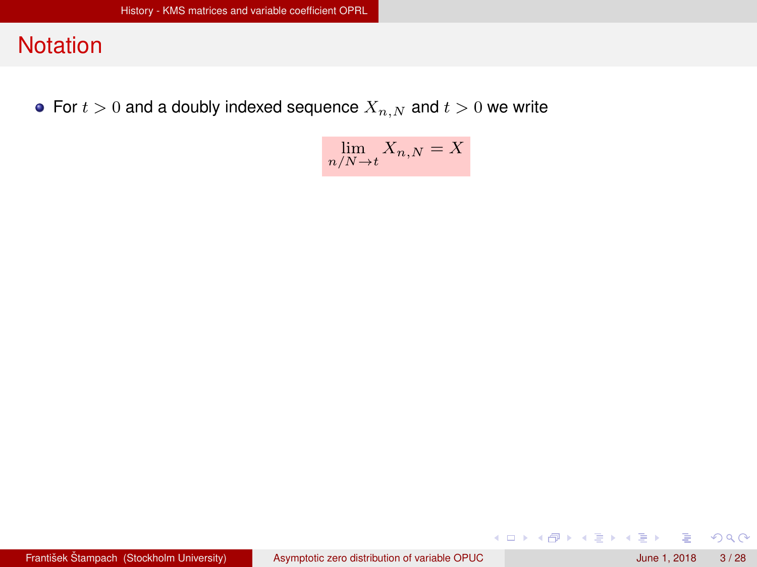# Notation

- For $t > 0$ and a doubly indexed sequence $X_{n,N}$ and $t > 0$ we write

$$\lim_{n/N \to t} X_{n,N} = X$$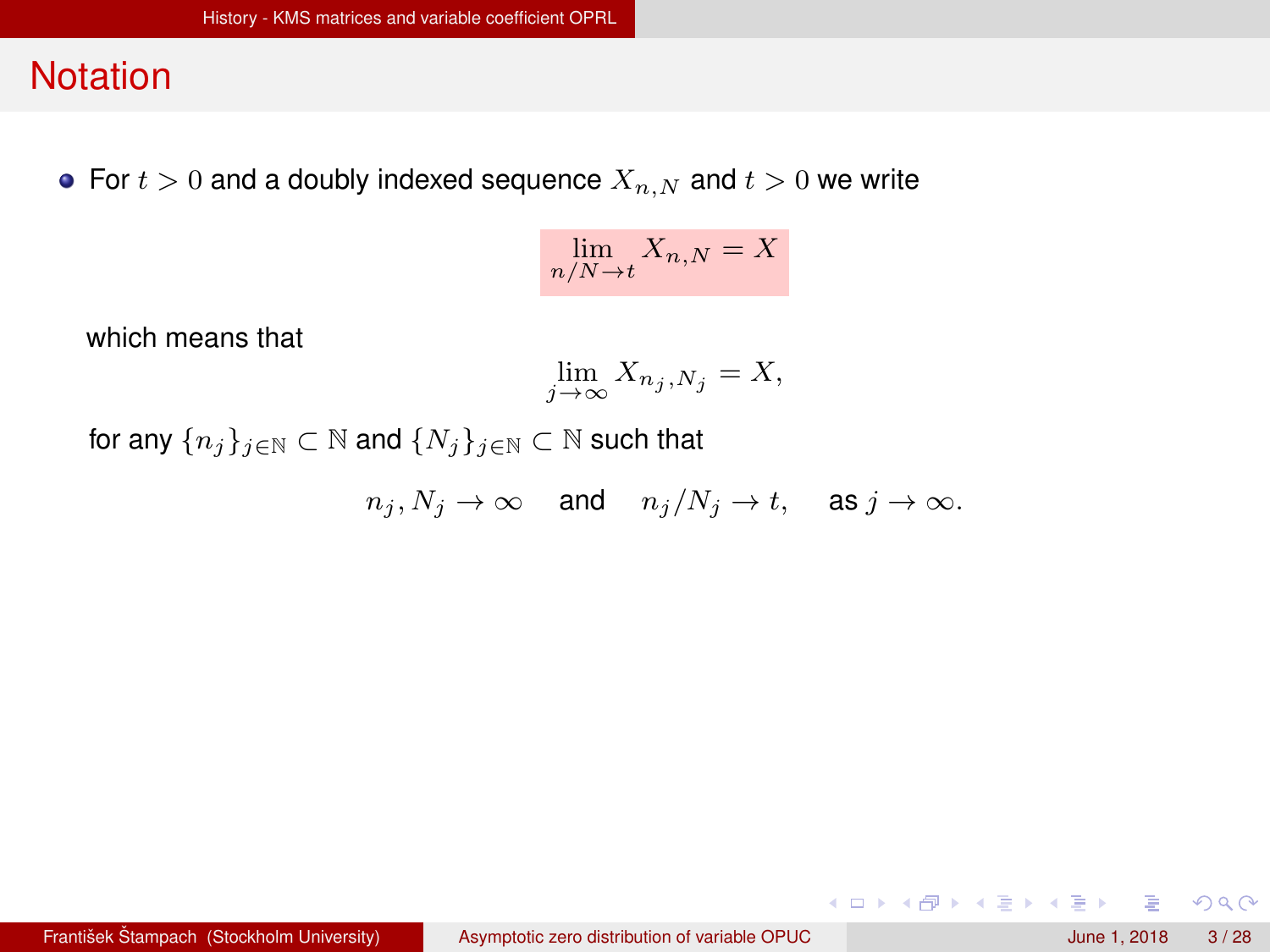## Notation

- For $t > 0$ and a doubly indexed sequence $X_{n,N}$ and $t > 0$ we write

$$\lim_{n/N \to t} X_{n,N} = X$$

which means that

$$\lim_{j \to \infty} X_{n_j,N_j} = X,$$

for any $\{n_j\}_{j \in \mathbb{N}} \subset \mathbb{N}$ and $\{N_j\}_{j \in \mathbb{N}} \subset \mathbb{N}$ such that

$$n_j, N_j \to \infty \quad \text{and} \quad n_j/N_j \to t, \quad \text{as } j \to \infty.$$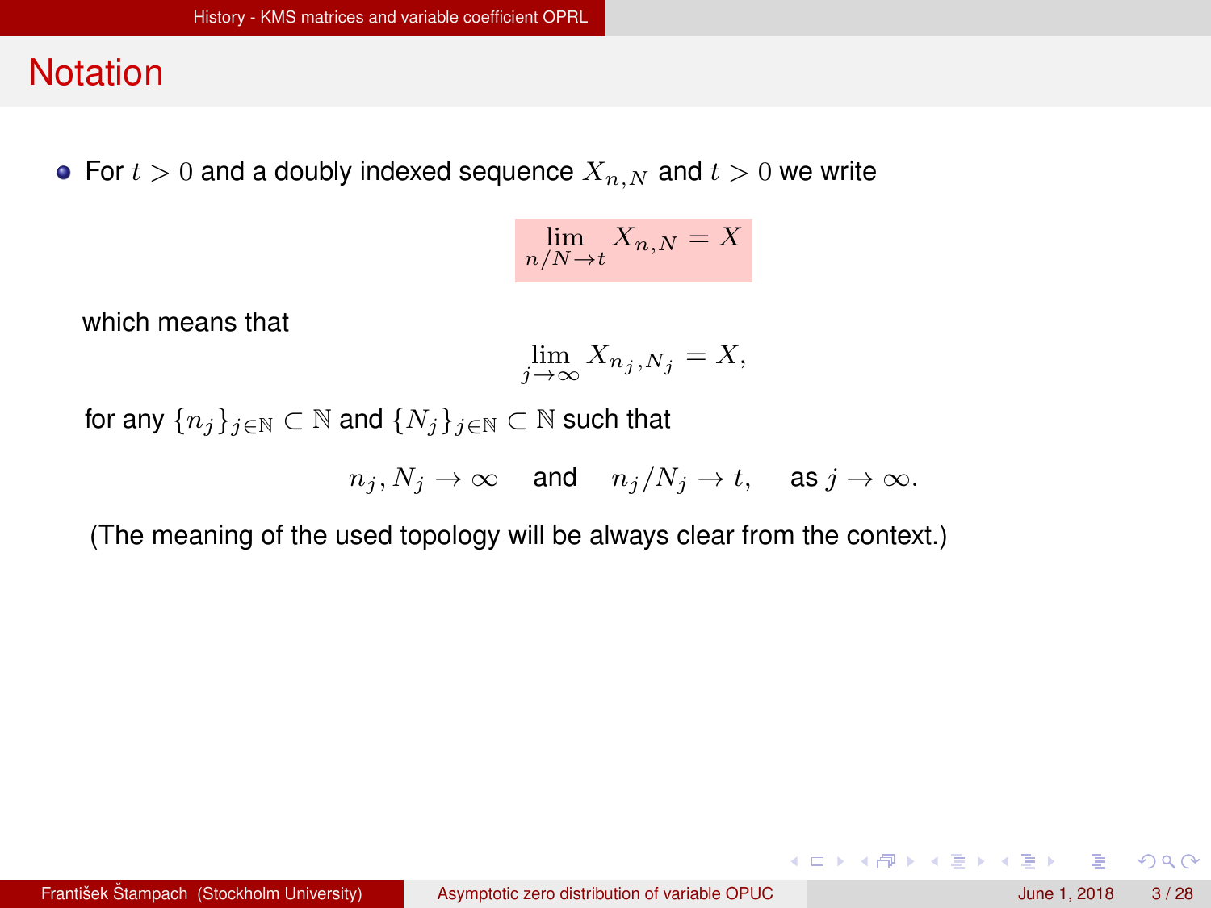## Notation

- For $t > 0$ and a doubly indexed sequence $X_{n,N}$ and $t > 0$ we write

$$\lim_{n/N \to t} X_{n,N} = X$$

which means that

$$\lim_{j \to \infty} X_{n_j, N_j} = X,$$

for any $\{n_j\}_{j \in \mathbb{N}} \subset \mathbb{N}$ and $\{N_j\}_{j \in \mathbb{N}} \subset \mathbb{N}$ such that

$$n_j, N_j \to \infty \quad \text{and} \quad n_j/N_j \to t, \quad \text{as } j \to \infty.$$

(The meaning of the used topology will be always clear from the context.)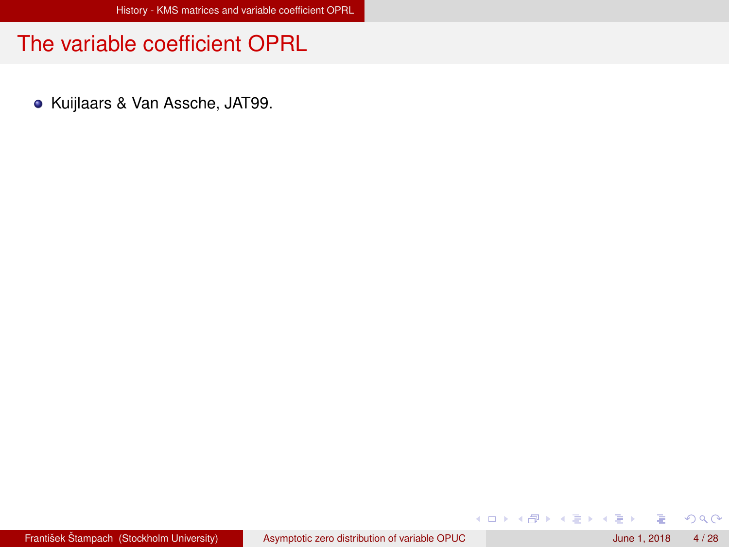# The variable coefficient OPRL

- Kuijlaars & Van Assche, JAT99.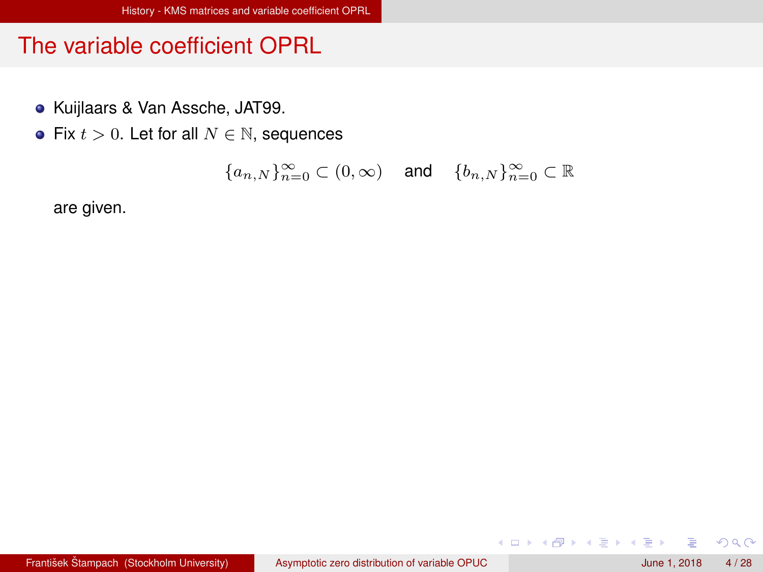# The variable coefficient OPRL

- Kuijlaars & Van Assche, JAT99.
- Fix $t > 0$. Let for all $N \in \mathbb{N}$, sequences

$$\{a_{n,N}\}_{n=0}^{\infty} \subset (0, \infty) \quad \text{and} \quad \{b_{n,N}\}_{n=0}^{\infty} \subset \mathbb{R}$$

  are given.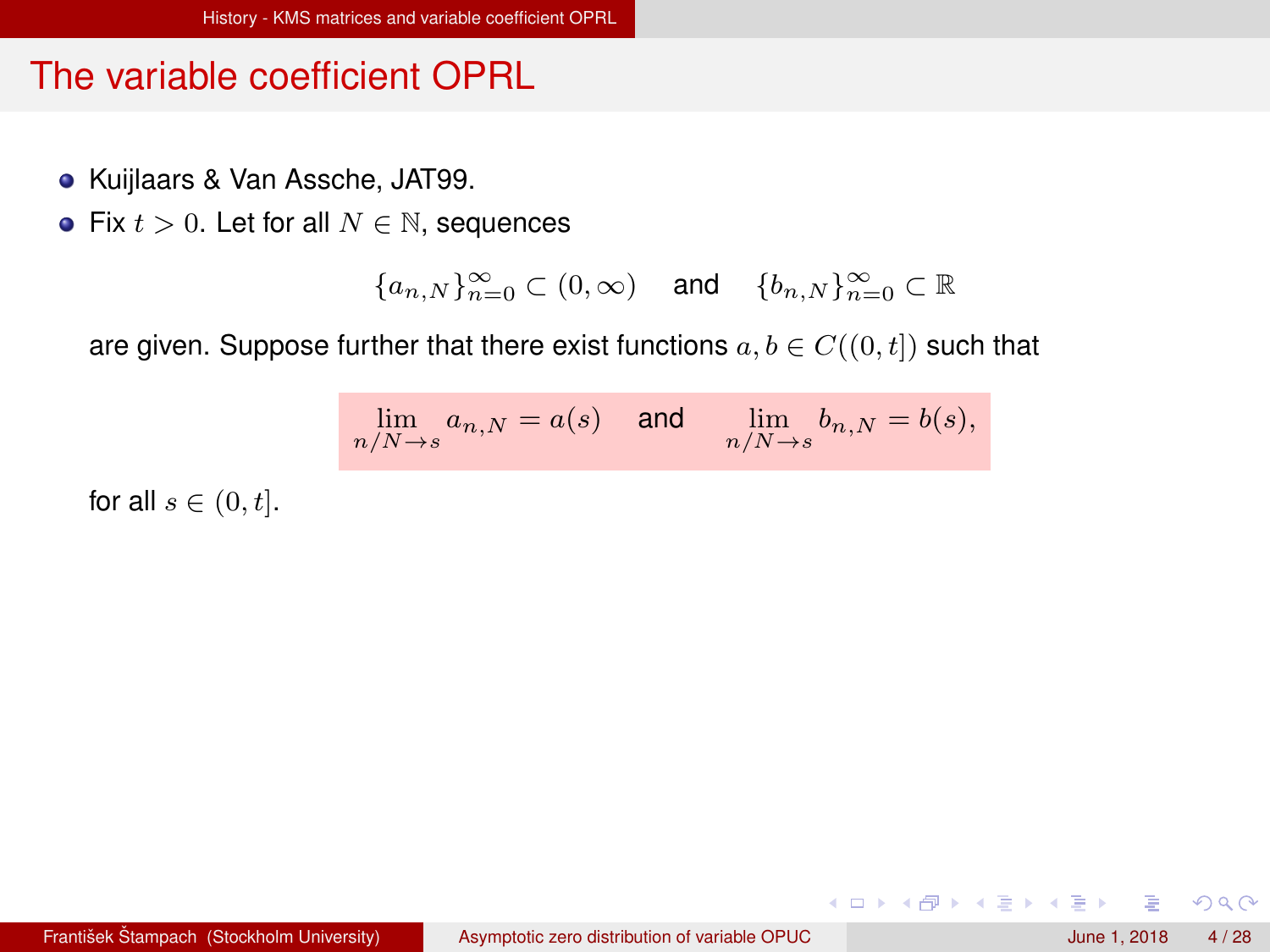# The variable coefficient OPRL

- Kuijlaars & Van Assche, JAT99.
- Fix $t > 0$. Let for all $N \in \mathbb{N}$, sequences

$$\{a_{n,N}\}_{n=0}^{\infty} \subset (0, \infty) \quad \text{and} \quad \{b_{n,N}\}_{n=0}^{\infty} \subset \mathbb{R}$$

are given. Suppose further that there exist functions $a, b \in C((0, t])$ such that

$$\lim_{n/N \to s} a_{n,N} = a(s) \quad \text{and} \quad \lim_{n/N \to s} b_{n,N} = b(s),$$

for all $s \in (0, t]$.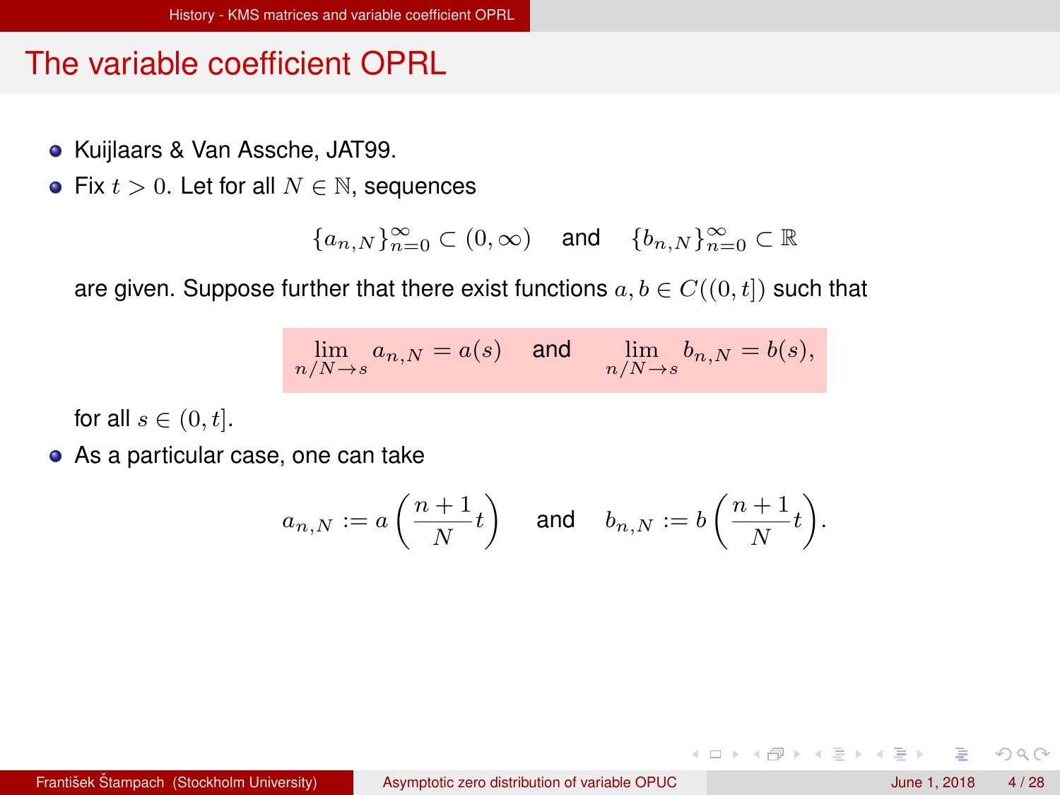## The variable coefficient OPRL

- Kuijlaars & Van Assche, JAT99.
- Fix $t > 0$. Let for all $N \in \mathbb{N}$, sequences

$$\{a_{n,N}\}_{n=0}^{\infty} \subset (0, \infty) \quad \text{and} \quad \{b_{n,N}\}_{n=0}^{\infty} \subset \mathbb{R}$$

  are given. Suppose further that there exist functions $a, b \in C((0,t])$ such that

$$\lim_{n/N \to s} a_{n,N} = a(s) \quad \text{and} \quad \lim_{n/N \to s} b_{n,N} = b(s),$$

  for all $s \in (0, t]$.
- As a particular case, one can take

$$a_{n,N} := a\left(\frac{n+1}{N} t\right) \quad \text{and} \quad b_{n,N} := b\left(\frac{n+1}{N} t\right).$$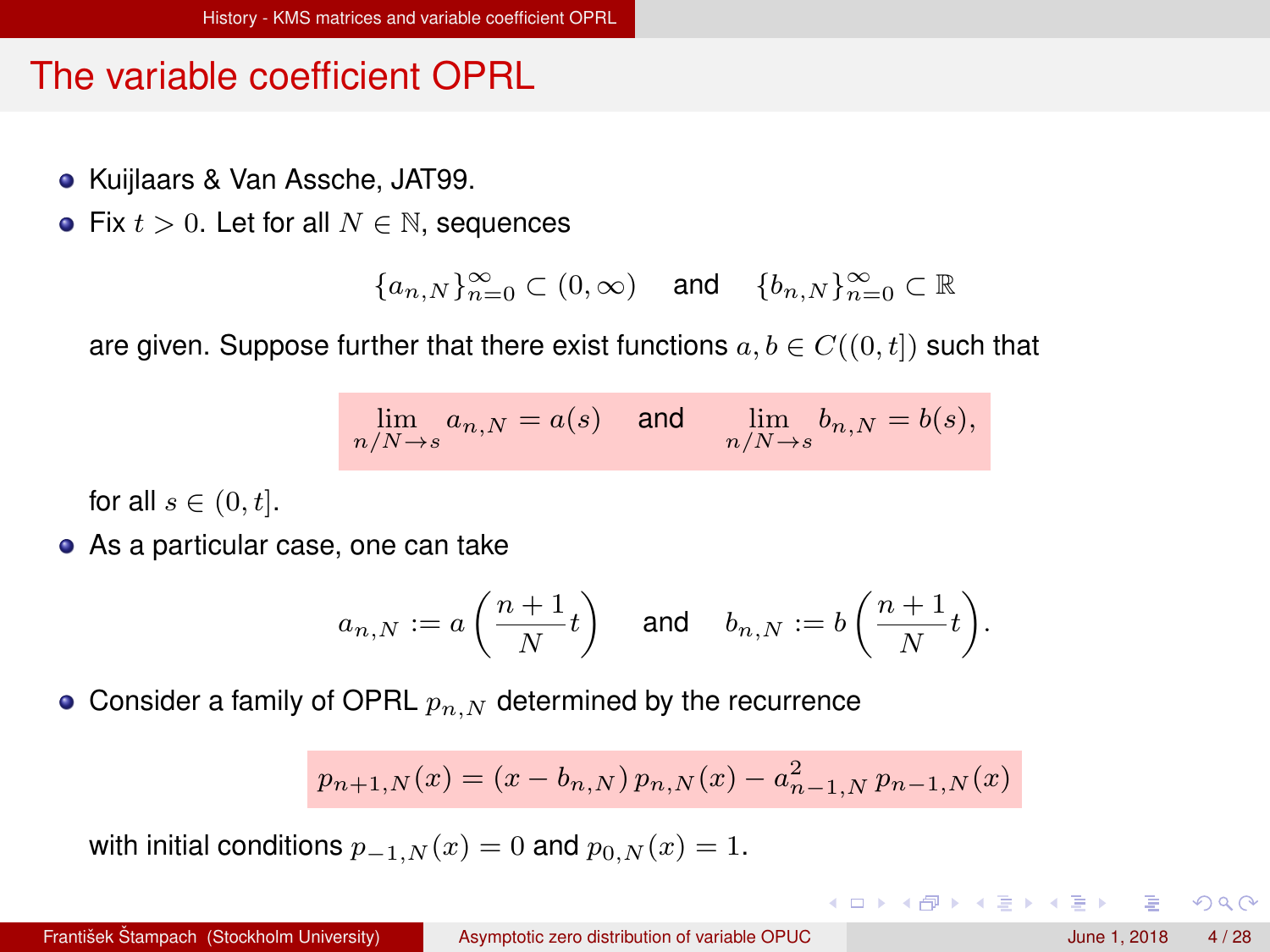# The variable coefficient OPRL

- Kuijlaars & Van Assche, JAT99.
- Fix $t > 0$. Let for all $N \in \mathbb{N}$, sequences

$$\{a_{n,N}\}_{n=0}^{\infty} \subset (0,\infty) \quad \text{and} \quad \{b_{n,N}\}_{n=0}^{\infty} \subset \mathbb{R}$$

  are given. Suppose further that there exist functions $a, b \in C((0,t])$ such that

$$\lim_{n/N \to s} a_{n,N} = a(s) \quad \text{and} \quad \lim_{n/N \to s} b_{n,N} = b(s),$$

  for all $s \in (0,t]$.
- As a particular case, one can take

$$a_{n,N} := a\left(\frac{n+1}{N}t\right) \quad \text{and} \quad b_{n,N} := b\left(\frac{n+1}{N}t\right).$$

- Consider a family of OPRL $p_{n,N}$ determined by the recurrence

$$p_{n+1,N}(x) = (x - b_{n,N})\, p_{n,N}(x) - a_{n-1,N}^2\, p_{n-1,N}(x)$$

  with initial conditions $p_{-1,N}(x) = 0$ and $p_{0,N}(x) = 1$.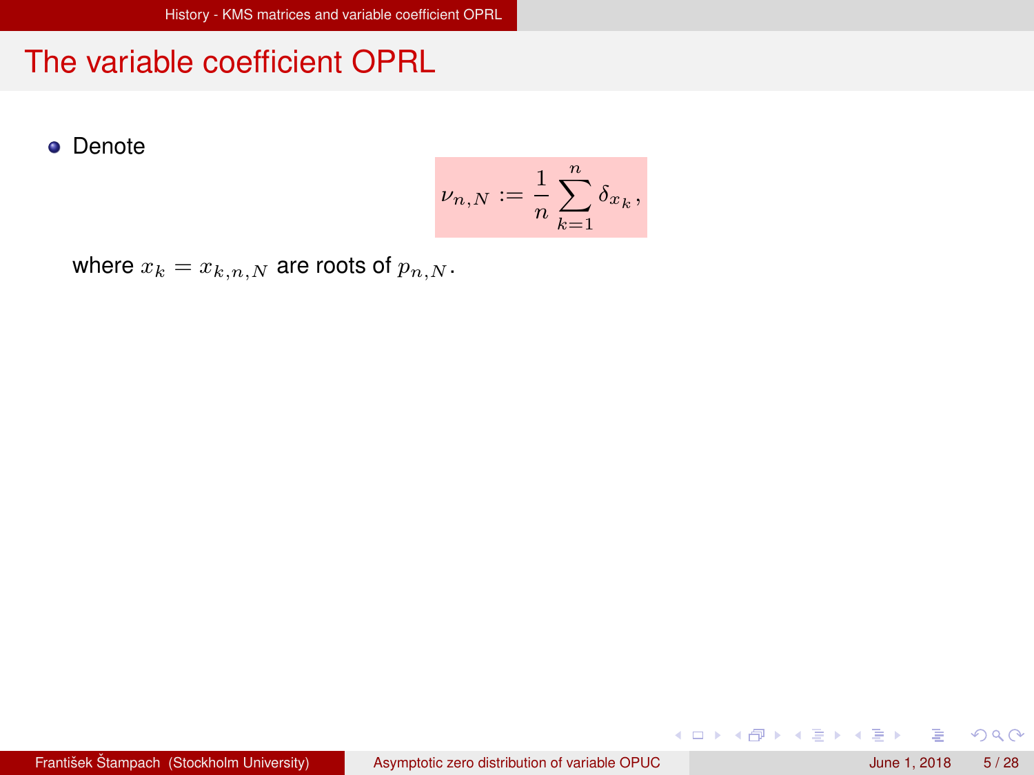## The variable coefficient OPRL

- Denote

$$\nu_{n,N} := \frac{1}{n} \sum_{k=1}^{n} \delta_{x_k},$$

where $x_k = x_{k,n,N}$ are roots of $p_{n,N}$.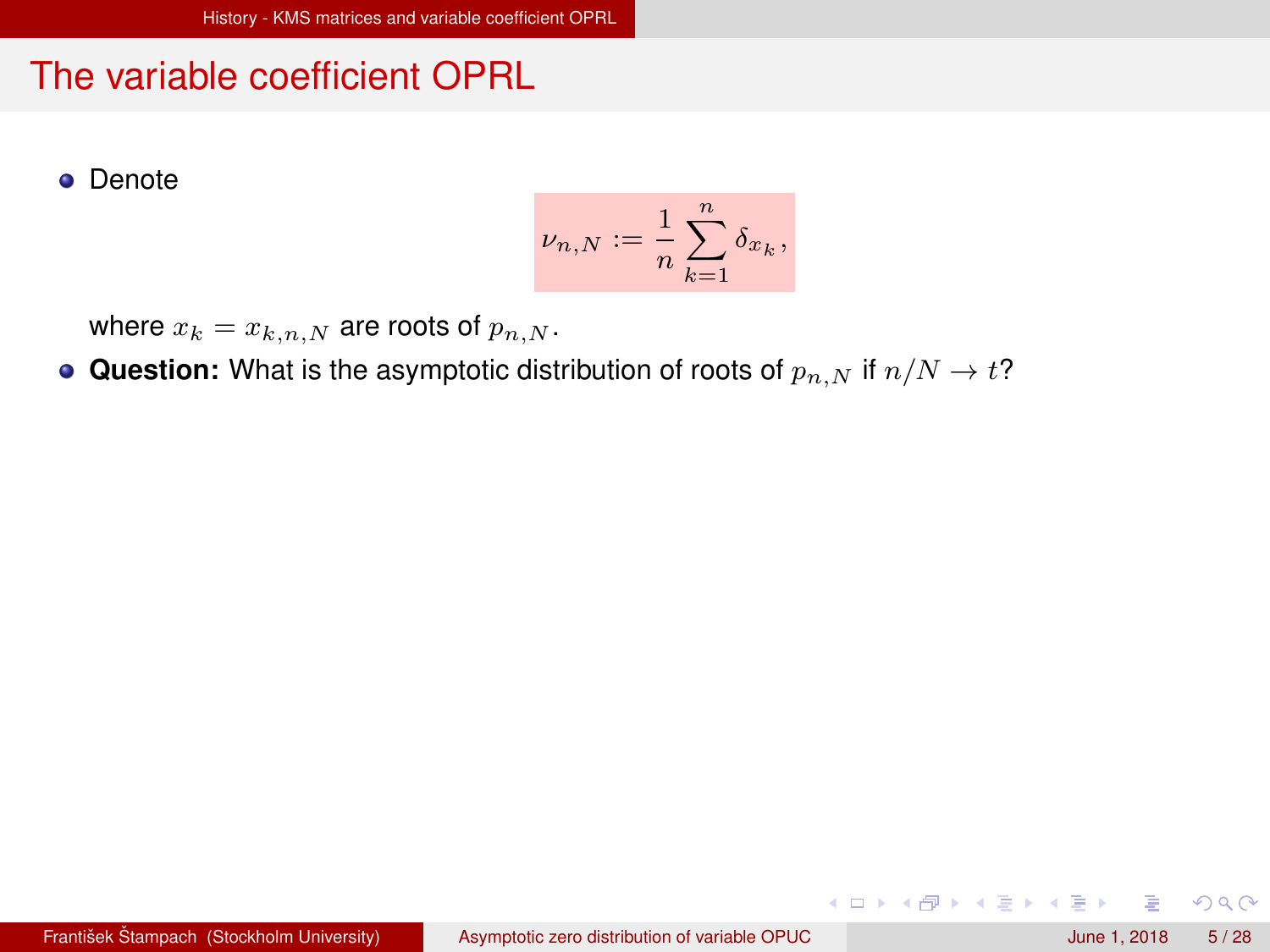# The variable coefficient OPRL

- Denote

$$\nu_{n,N} := \frac{1}{n} \sum_{k=1}^{n} \delta_{x_k},$$

  where $x_k = x_{k,n,N}$ are roots of $p_{n,N}$.

- **Question:** What is the asymptotic distribution of roots of $p_{n,N}$ if $n/N \to t$?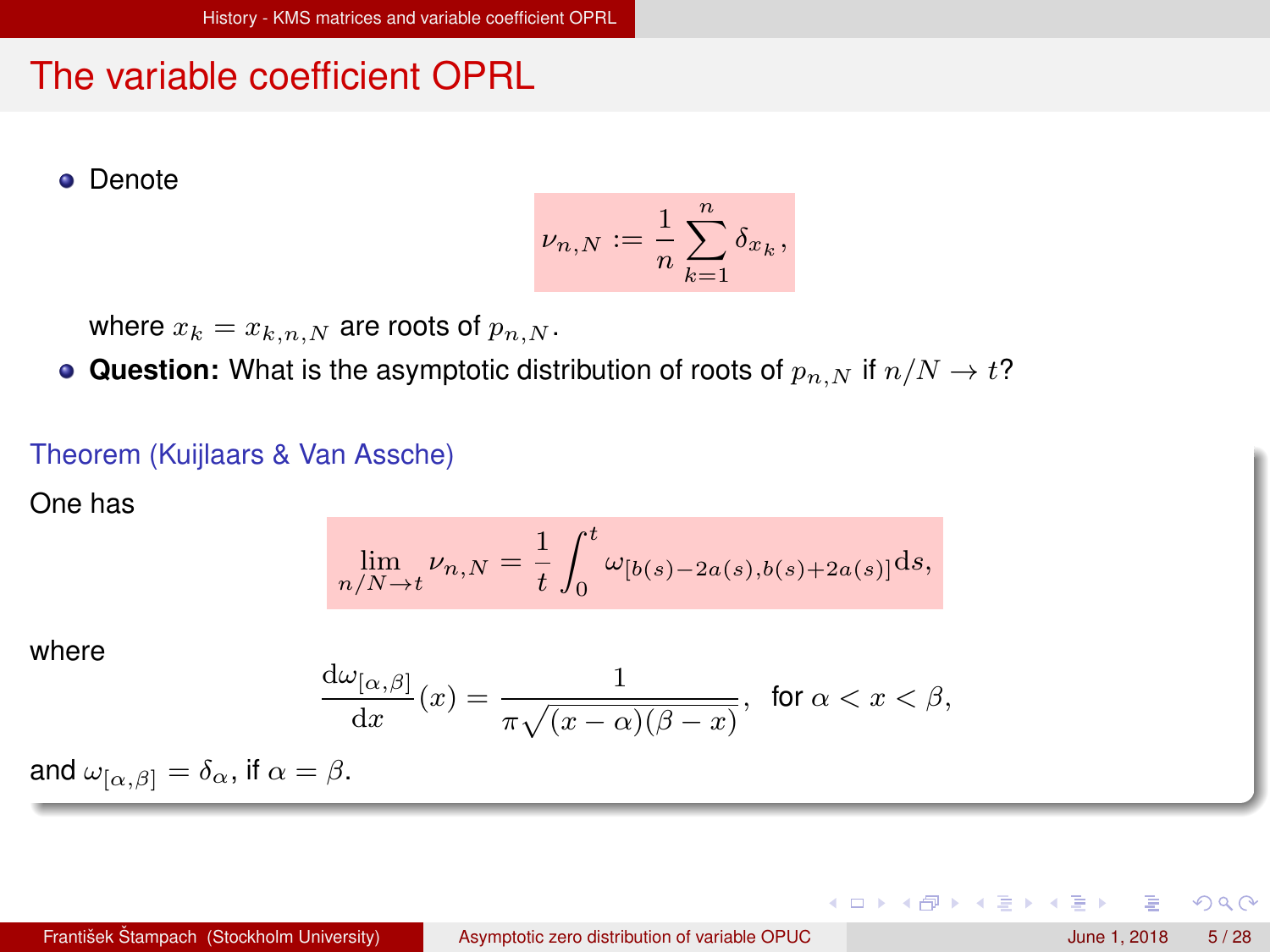## The variable coefficient OPRL

- Denote

$$\nu_{n,N} := \frac{1}{n}\sum_{k=1}^{n}\delta_{x_k},$$

where $x_k = x_{k,n,N}$ are roots of $p_{n,N}$.

- **Question:** What is the asymptotic distribution of roots of $p_{n,N}$ if $n/N \to t$?

### Theorem (Kuijlaars & Van Assche)

One has

$$\lim_{n/N\to t} \nu_{n,N} = \frac{1}{t}\int_0^t \omega_{[b(s)-2a(s),b(s)+2a(s)]}\mathrm{d}s,$$

where

$$\frac{\mathrm{d}\omega_{[\alpha,\beta]}}{\mathrm{d}x}(x) = \frac{1}{\pi\sqrt{(x-\alpha)(\beta-x)}}, \quad \text{for } \alpha < x < \beta,$$

and $\omega_{[\alpha,\beta]} = \delta_\alpha$, if $\alpha = \beta$.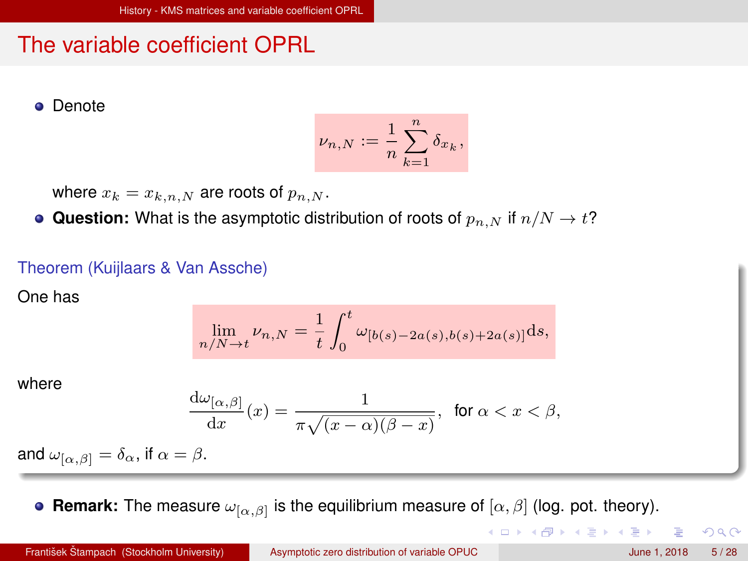## The variable coefficient OPRL

- Denote

$$\nu_{n,N} := \frac{1}{n}\sum_{k=1}^{n} \delta_{x_k},$$

where $x_k = x_{k,n,N}$ are roots of $p_{n,N}$.

- **Question:** What is the asymptotic distribution of roots of $p_{n,N}$ if $n/N \to t$?

### Theorem (Kuijlaars & Van Assche)

One has

$$\lim_{n/N\to t} \nu_{n,N} = \frac{1}{t}\int_0^t \omega_{[b(s)-2a(s),b(s)+2a(s)]}\mathrm{d}s,$$

where

$$\frac{\mathrm{d}\omega_{[\alpha,\beta]}}{\mathrm{d}x}(x) = \frac{1}{\pi\sqrt{(x-\alpha)(\beta-x)}}, \quad \text{for } \alpha < x < \beta,$$

and $\omega_{[\alpha,\beta]} = \delta_\alpha$, if $\alpha = \beta$.

- **Remark:** The measure $\omega_{[\alpha,\beta]}$ is the equilibrium measure of $[\alpha,\beta]$ (log. pot. theory).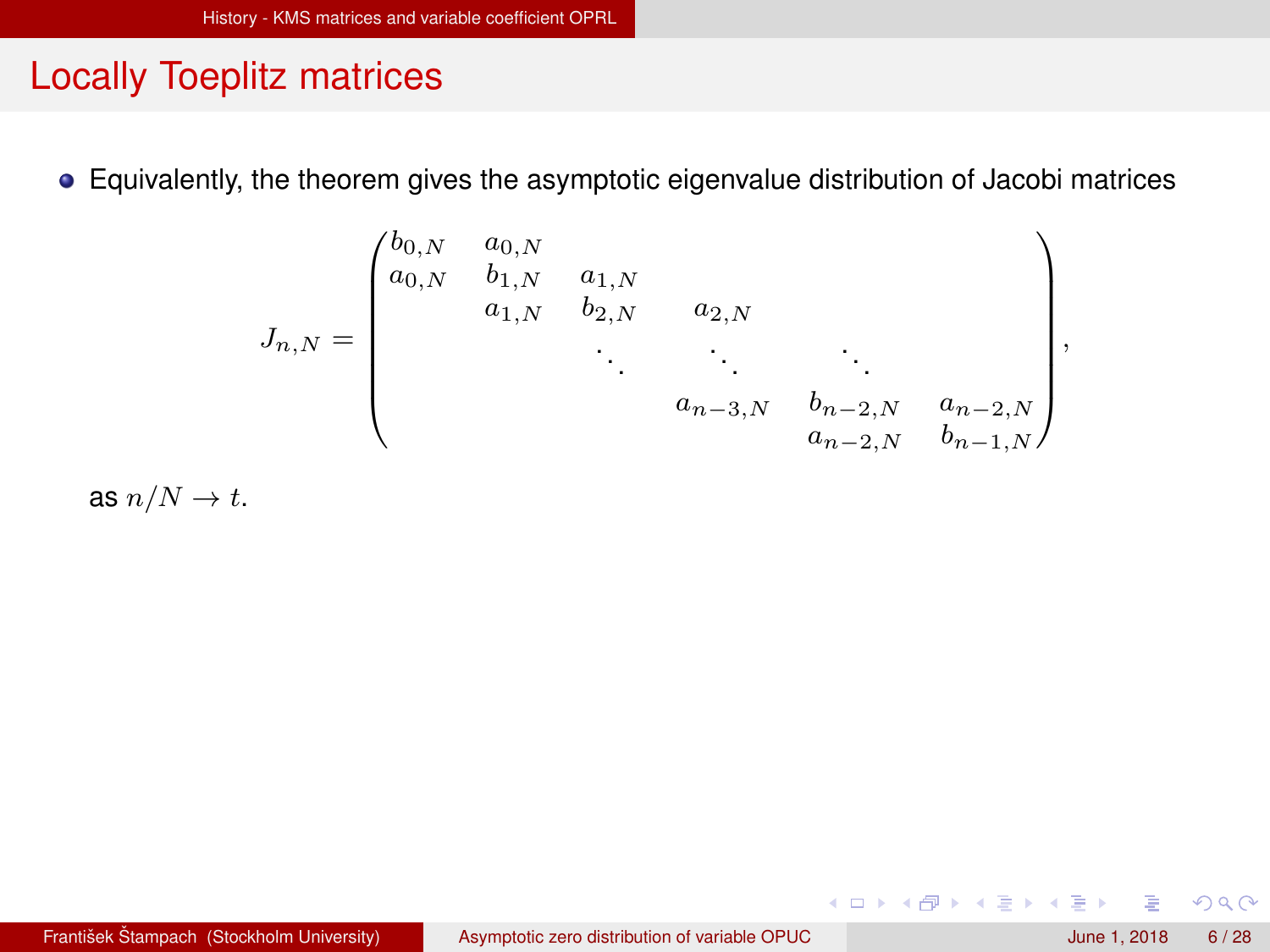## Locally Toeplitz matrices

- Equivalently, the theorem gives the asymptotic eigenvalue distribution of Jacobi matrices

$$J_{n,N} = \begin{pmatrix} b_{0,N} & a_{0,N} & & & & \\ a_{0,N} & b_{1,N} & a_{1,N} & & & \\ & a_{1,N} & b_{2,N} & a_{2,N} & & \\ & & \ddots & \ddots & \ddots & \\ & & & a_{n-3,N} & b_{n-2,N} & a_{n-2,N} \\ & & & & a_{n-2,N} & b_{n-1,N} \end{pmatrix},$$

as $n/N \to t$.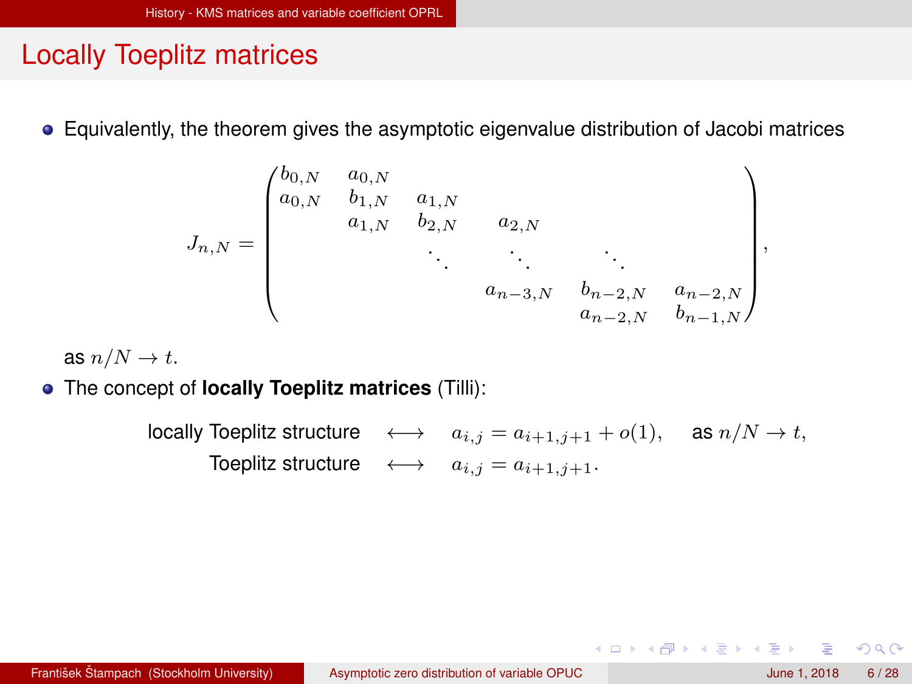# Locally Toeplitz matrices

- Equivalently, the theorem gives the asymptotic eigenvalue distribution of Jacobi matrices

$$J_{n,N} = \begin{pmatrix} b_{0,N} & a_{0,N} & & & & \\ a_{0,N} & b_{1,N} & a_{1,N} & & & \\ & a_{1,N} & b_{2,N} & a_{2,N} & & \\ & & \ddots & \ddots & \ddots & \\ & & & a_{n-3,N} & b_{n-2,N} & a_{n-2,N} \\ & & & & a_{n-2,N} & b_{n-1,N} \end{pmatrix},$$

  as $n/N \to t$.

- The concept of **locally Toeplitz matrices** (Tilli):

$$\begin{aligned} \text{locally Toeplitz structure} \quad &\longleftrightarrow \quad a_{i,j} = a_{i+1,j+1} + o(1), \quad \text{as } n/N \to t, \\ \text{Toeplitz structure} \quad &\longleftrightarrow \quad a_{i,j} = a_{i+1,j+1}. \end{aligned}$$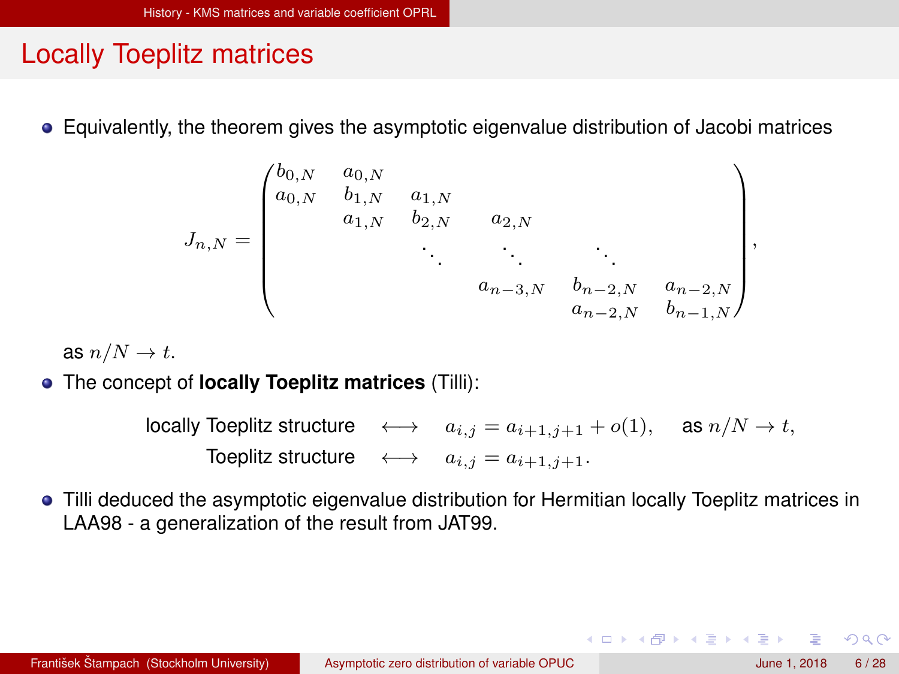# Locally Toeplitz matrices

- Equivalently, the theorem gives the asymptotic eigenvalue distribution of Jacobi matrices

$$J_{n,N} = \begin{pmatrix} b_{0,N} & a_{0,N} & & & & \\ a_{0,N} & b_{1,N} & a_{1,N} & & & \\ & a_{1,N} & b_{2,N} & a_{2,N} & & \\ & & \ddots & \ddots & \ddots & \\ & & & a_{n-3,N} & b_{n-2,N} & a_{n-2,N} \\ & & & & a_{n-2,N} & b_{n-1,N} \end{pmatrix},$$

  as $n/N \to t$.

- The concept of **locally Toeplitz matrices** (Tilli):

$$\begin{aligned} \text{locally Toeplitz structure} \quad &\longleftrightarrow \quad a_{i,j} = a_{i+1,j+1} + o(1), \quad \text{as } n/N \to t, \\ \text{Toeplitz structure} \quad &\longleftrightarrow \quad a_{i,j} = a_{i+1,j+1}. \end{aligned}$$

- Tilli deduced the asymptotic eigenvalue distribution for Hermitian locally Toeplitz matrices in LAA98 - a generalization of the result from JAT99.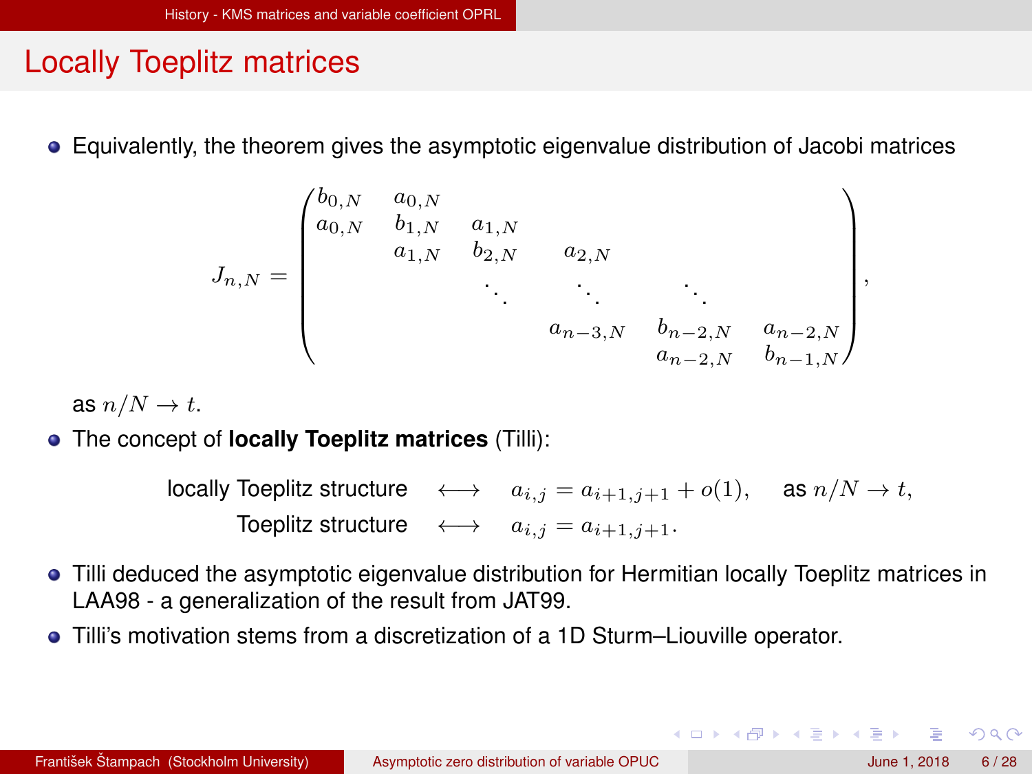# Locally Toeplitz matrices

- Equivalently, the theorem gives the asymptotic eigenvalue distribution of Jacobi matrices

$$J_{n,N} = \begin{pmatrix} b_{0,N} & a_{0,N} & & & & \\ a_{0,N} & b_{1,N} & a_{1,N} & & & \\ & a_{1,N} & b_{2,N} & a_{2,N} & & \\ & & \ddots & \ddots & \ddots & \\ & & & a_{n-3,N} & b_{n-2,N} & a_{n-2,N} \\ & & & & a_{n-2,N} & b_{n-1,N} \end{pmatrix},$$

  as $n/N \to t$.

- The concept of **locally Toeplitz matrices** (Tilli):

$$\begin{aligned} \text{locally Toeplitz structure} \quad &\longleftrightarrow \quad a_{i,j} = a_{i+1,j+1} + o(1), \quad \text{as } n/N \to t, \\ \text{Toeplitz structure} \quad &\longleftrightarrow \quad a_{i,j} = a_{i+1,j+1}. \end{aligned}$$

- Tilli deduced the asymptotic eigenvalue distribution for Hermitian locally Toeplitz matrices in LAA98 - a generalization of the result from JAT99.
- Tilli's motivation stems from a discretization of a 1D Sturm–Liouville operator.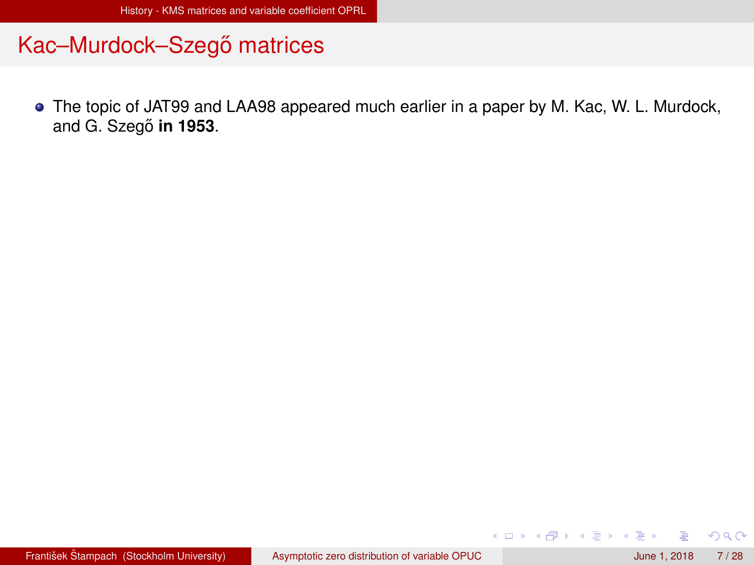# Kac–Murdock–Szegő matrices

- The topic of JAT99 and LAA98 appeared much earlier in a paper by M. Kac, W. L. Murdock, and G. Szegő **in 1953**.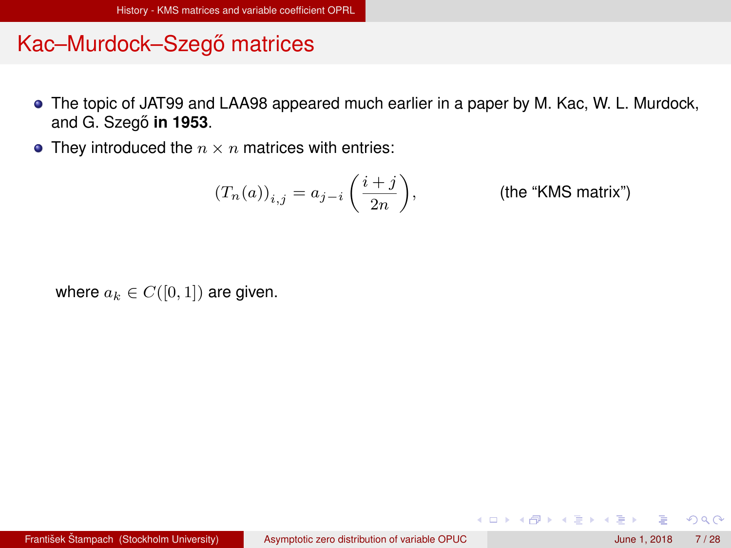# Kac–Murdock–Szegő matrices

- The topic of JAT99 and LAA98 appeared much earlier in a paper by M. Kac, W. L. Murdock, and G. Szegő **in 1953**.
- They introduced the $n \times n$ matrices with entries:

$$(T_n(a))_{i,j} = a_{j-i}\left(\frac{i+j}{2n}\right), \qquad \text{(the "KMS matrix")}$$

where $a_k \in C([0,1])$ are given.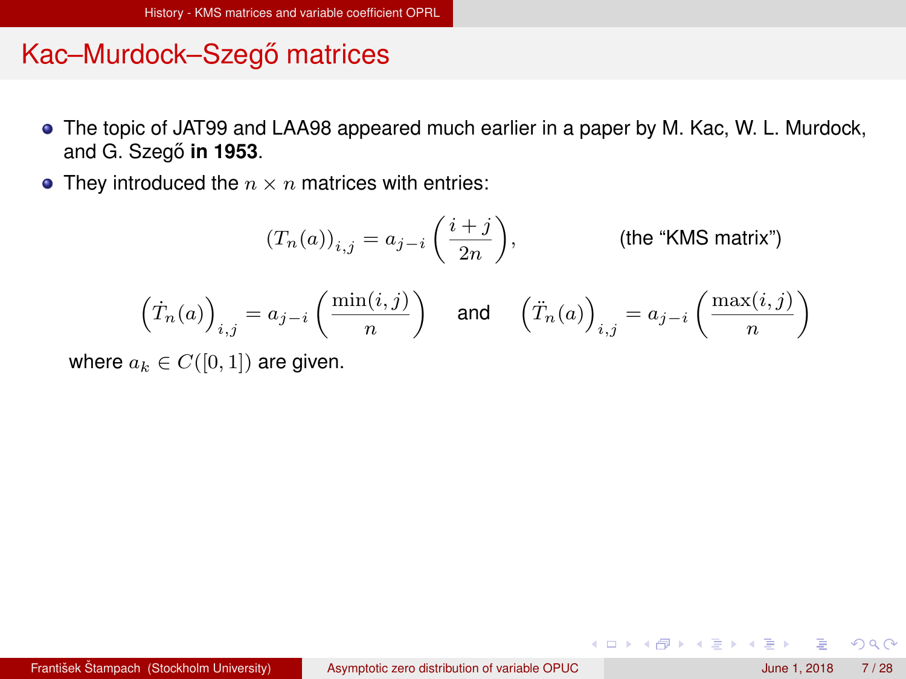# Kac–Murdock–Szegő matrices

- The topic of JAT99 and LAA98 appeared much earlier in a paper by M. Kac, W. L. Murdock, and G. Szegő **in 1953**.
- They introduced the $n \times n$ matrices with entries:

$$\left(T_n(a)\right)_{i,j} = a_{j-i}\left(\frac{i+j}{2n}\right), \qquad \text{(the “KMS matrix”)}$$

$$\left(\dot{T}_n(a)\right)_{i,j} = a_{j-i}\left(\frac{\min(i,j)}{n}\right) \quad \text{and} \quad \left(\ddot{T}_n(a)\right)_{i,j} = a_{j-i}\left(\frac{\max(i,j)}{n}\right)$$

where $a_k \in C([0,1])$ are given.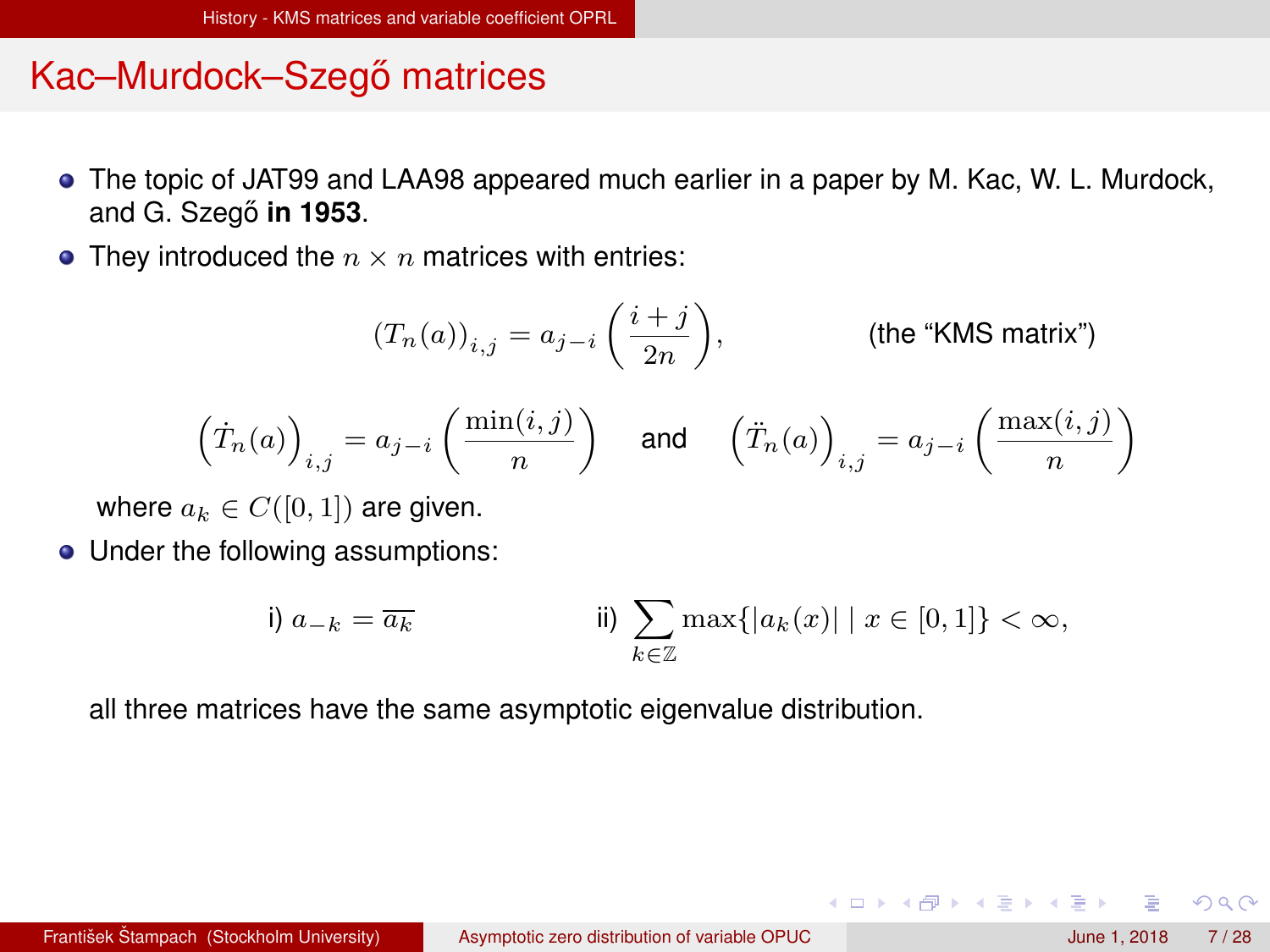## Kac–Murdock–Szegő matrices

- The topic of JAT99 and LAA98 appeared much earlier in a paper by M. Kac, W. L. Murdock, and G. Szegő **in 1953**.
- They introduced the $n \times n$ matrices with entries:

$$(T_n(a))_{i,j} = a_{j-i}\left(\frac{i+j}{2n}\right), \qquad \text{(the “KMS matrix”)}$$

$$\left(\dot{T}_n(a)\right)_{i,j} = a_{j-i}\left(\frac{\min(i,j)}{n}\right) \quad \text{and} \quad \left(\ddot{T}_n(a)\right)_{i,j} = a_{j-i}\left(\frac{\max(i,j)}{n}\right)$$

  where $a_k \in C([0,1])$ are given.

- Under the following assumptions:

$$\text{i) } a_{-k} = \overline{a_k} \qquad \text{ii) } \sum_{k\in\mathbb{Z}} \max\{|a_k(x)| \mid x \in [0,1]\} < \infty,$$

  all three matrices have the same asymptotic eigenvalue distribution.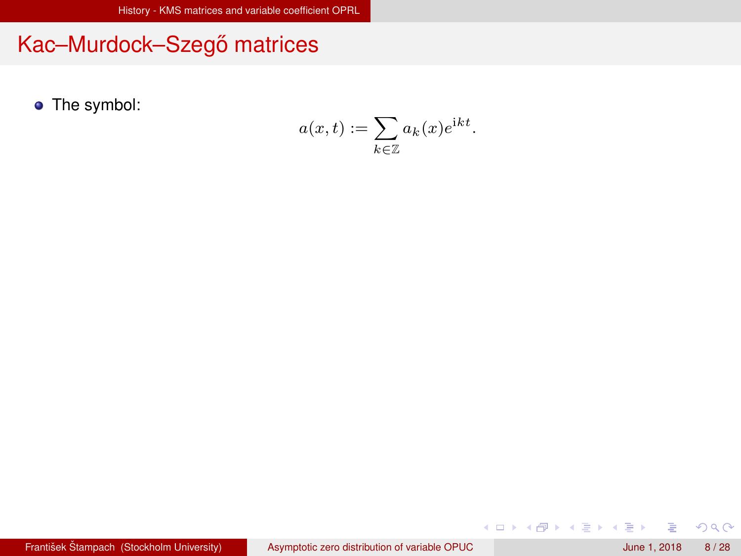# Kac–Murdock–Szegő matrices

- The symbol:

$$a(x,t) := \sum_{k \in \mathbb{Z}} a_k(x) e^{\mathrm{i}kt}.$$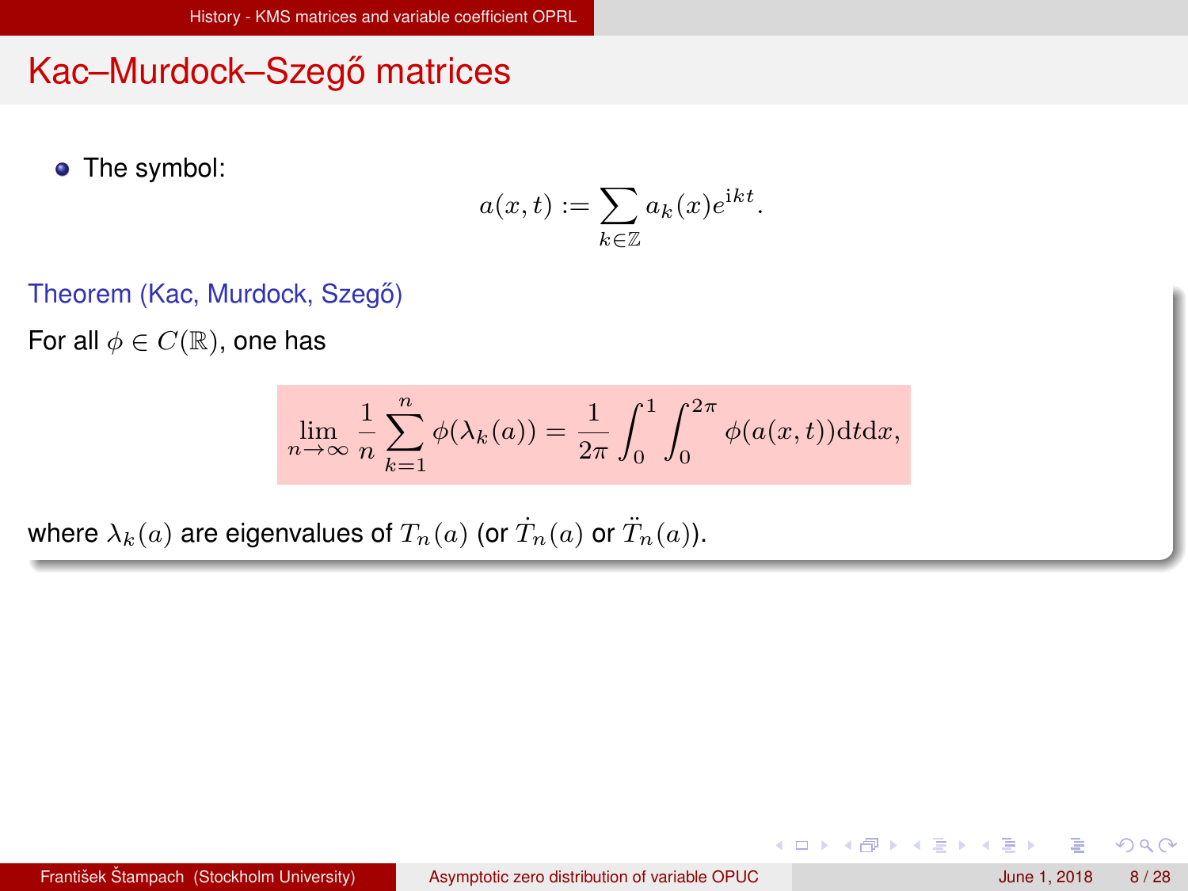# Kac–Murdock–Szegő matrices

- The symbol:

$$a(x,t) := \sum_{k\in\mathbb{Z}} a_k(x) e^{\mathrm{i}kt}.$$

**Theorem (Kac, Murdock, Szegő)**

For all $\phi \in C(\mathbb{R})$, one has

$$\lim_{n\to\infty} \frac{1}{n} \sum_{k=1}^{n} \phi(\lambda_k(a)) = \frac{1}{2\pi} \int_0^1 \int_0^{2\pi} \phi(a(x,t)) \mathrm{d}t\mathrm{d}x,$$

where $\lambda_k(a)$ are eigenvalues of $T_n(a)$ (or $\dot{T}_n(a)$ or $\ddot{T}_n(a)$).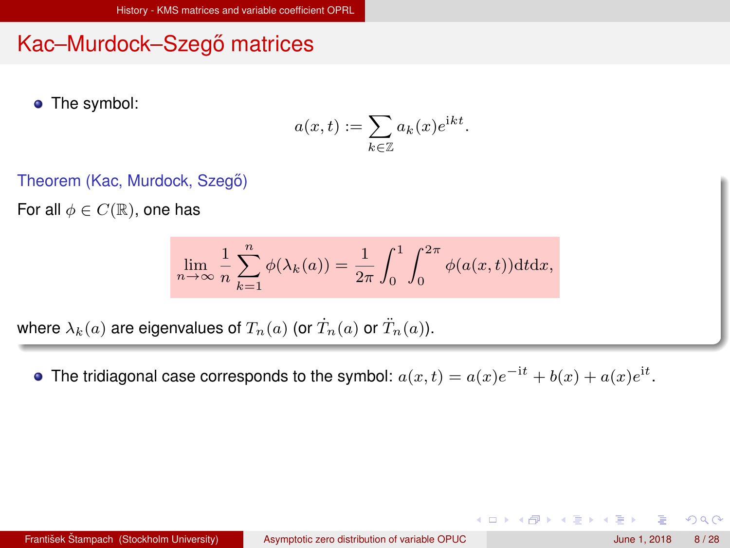## Kac–Murdock–Szegő matrices

- The symbol:

$$a(x,t) := \sum_{k\in\mathbb{Z}} a_k(x) e^{\mathrm{i}kt}.$$

**Theorem (Kac, Murdock, Szegő)**

For all $\phi \in C(\mathbb{R})$, one has

$$\lim_{n\to\infty} \frac{1}{n} \sum_{k=1}^{n} \phi(\lambda_k(a)) = \frac{1}{2\pi} \int_0^1 \int_0^{2\pi} \phi(a(x,t)) \mathrm{d}t \mathrm{d}x,$$

where $\lambda_k(a)$ are eigenvalues of $T_n(a)$ (or $\dot{T}_n(a)$ or $\ddot{T}_n(a)$).

- The tridiagonal case corresponds to the symbol: $a(x,t) = a(x)e^{-\mathrm{i}t} + b(x) + a(x)e^{\mathrm{i}t}$.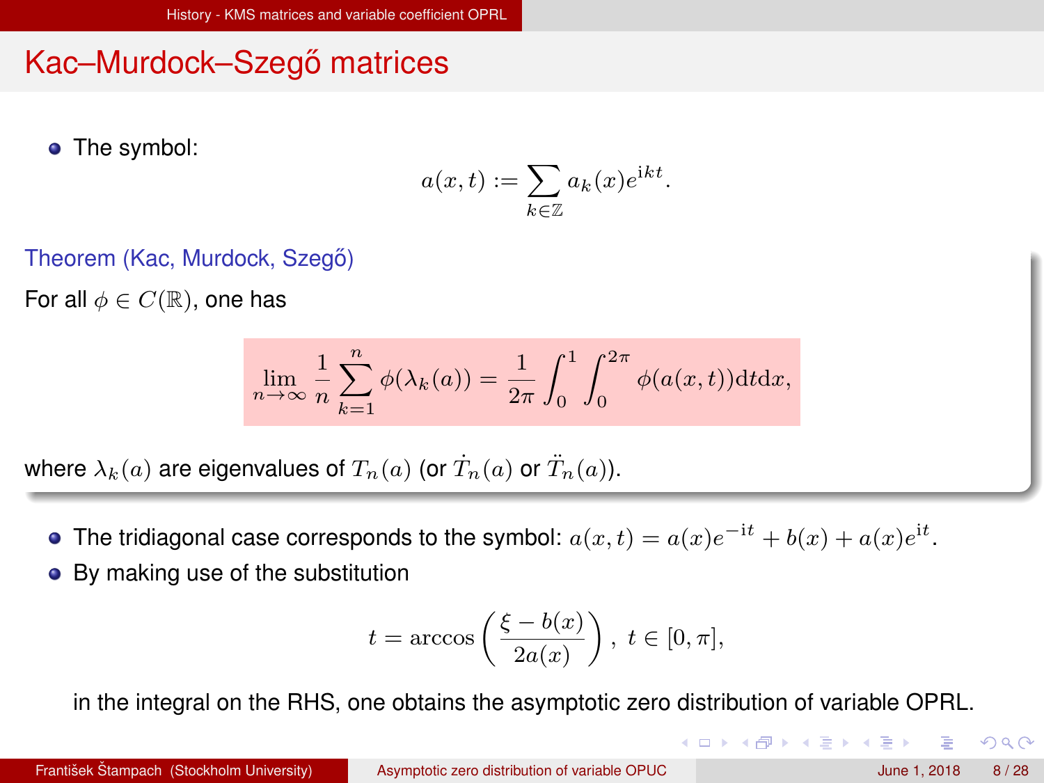# Kac–Murdock–Szegő matrices

- The symbol:

$$a(x,t) := \sum_{k\in\mathbb{Z}} a_k(x) e^{\mathrm{i}kt}.$$

**Theorem (Kac, Murdock, Szegő)**

For all $\phi \in C(\mathbb{R})$, one has

$$\lim_{n\to\infty} \frac{1}{n} \sum_{k=1}^{n} \phi(\lambda_k(a)) = \frac{1}{2\pi} \int_0^1 \int_0^{2\pi} \phi(a(x,t)) \mathrm{d}t \mathrm{d}x,$$

where $\lambda_k(a)$ are eigenvalues of $T_n(a)$ (or $\dot{T}_n(a)$ or $\ddot{T}_n(a)$).

- The tridiagonal case corresponds to the symbol: $a(x,t) = a(x)e^{-\mathrm{i}t} + b(x) + a(x)e^{\mathrm{i}t}$.
- By making use of the substitution

$$t = \arccos\left(\frac{\xi - b(x)}{2a(x)}\right), \ t \in [0,\pi],$$

in the integral on the RHS, one obtains the asymptotic zero distribution of variable OPRL.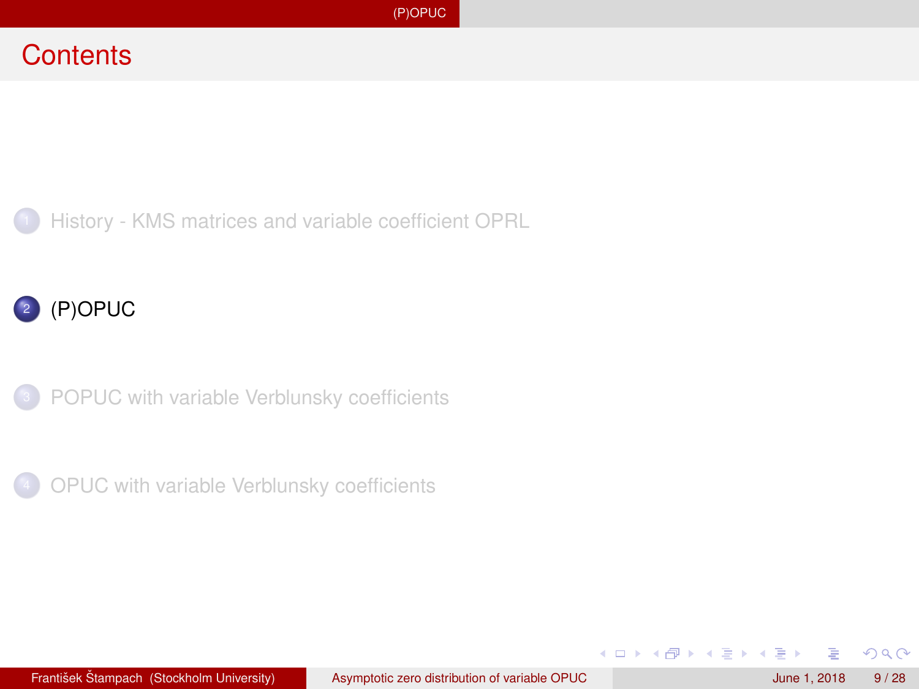# Contents

1. History - KMS matrices and variable coefficient OPRL
2. (P)OPUC
3. POPUC with variable Verblunsky coefficients
4. OPUC with variable Verblunsky coefficients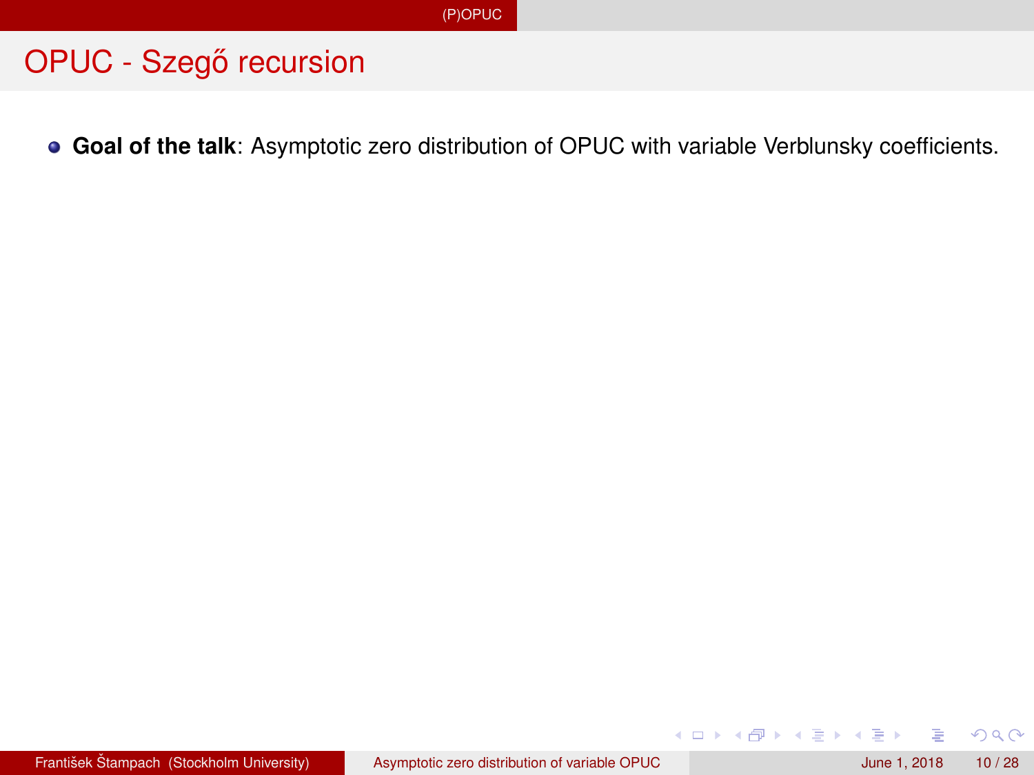## OPUC - Szegő recursion

- **Goal of the talk**: Asymptotic zero distribution of OPUC with variable Verblunsky coefficients.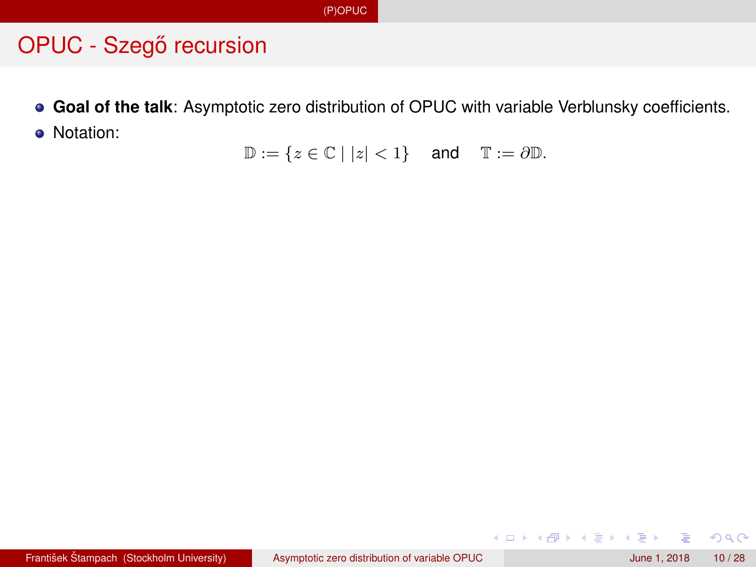# OPUC - Szegő recursion

- **Goal of the talk**: Asymptotic zero distribution of OPUC with variable Verblunsky coefficients.
- Notation:

$$\mathbb{D} := \{z \in \mathbb{C} \mid |z| < 1\} \quad \text{and} \quad \mathbb{T} := \partial\mathbb{D}.$$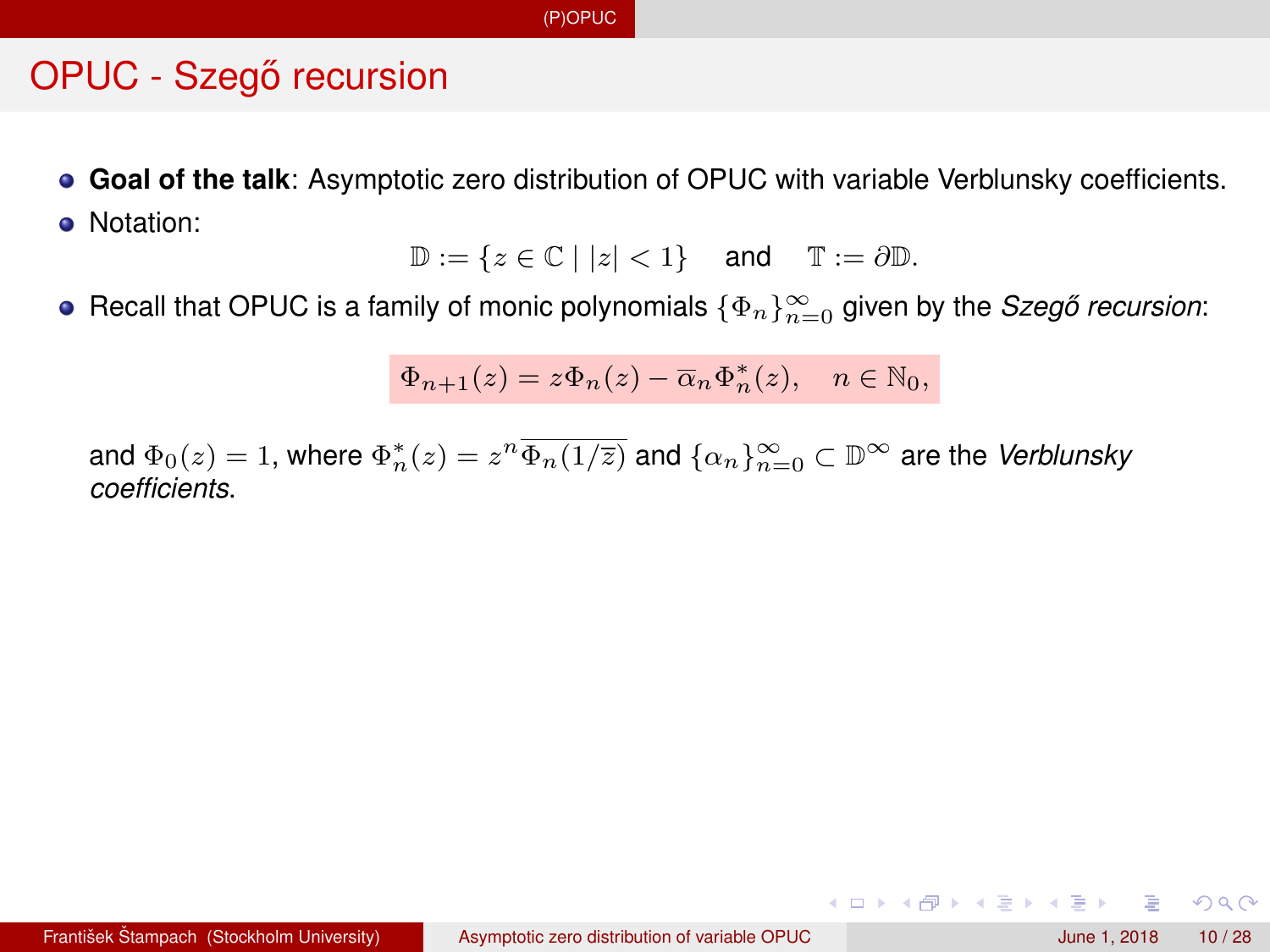# OPUC - Szegő recursion

- **Goal of the talk**: Asymptotic zero distribution of OPUC with variable Verblunsky coefficients.
- Notation:

$$\mathbb{D} := \{z \in \mathbb{C} \mid |z| < 1\} \quad \text{and} \quad \mathbb{T} := \partial\mathbb{D}.$$

- Recall that OPUC is a family of monic polynomials $\{\Phi_n\}_{n=0}^{\infty}$ given by the *Szegő recursion*:

$$\Phi_{n+1}(z) = z\Phi_n(z) - \overline{\alpha}_n \Phi_n^*(z), \quad n \in \mathbb{N}_0,$$

and $\Phi_0(z) = 1$, where $\Phi_n^*(z) = z^n \overline{\Phi_n(1/\overline{z})}$ and $\{\alpha_n\}_{n=0}^{\infty} \subset \mathbb{D}^{\infty}$ are the *Verblunsky coefficients*.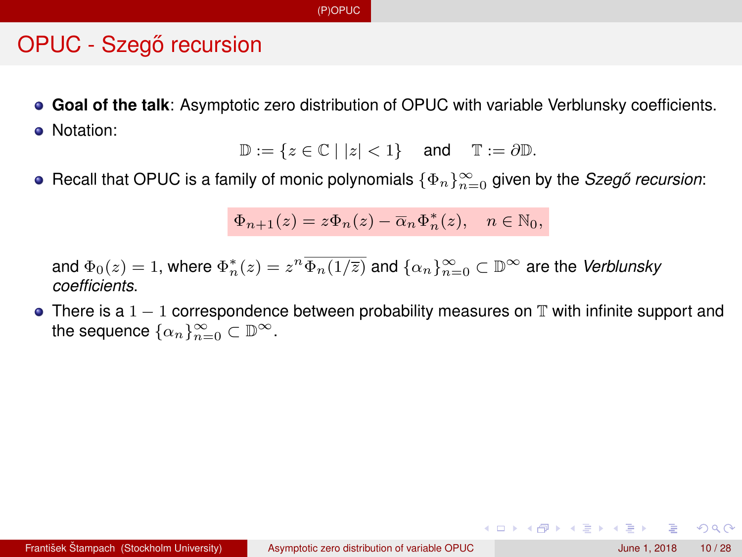# OPUC - Szegő recursion

- **Goal of the talk**: Asymptotic zero distribution of OPUC with variable Verblunsky coefficients.
- Notation:

$$\mathbb{D} := \{z \in \mathbb{C} \mid |z| < 1\} \quad \text{and} \quad \mathbb{T} := \partial\mathbb{D}.$$

- Recall that OPUC is a family of monic polynomials $\{\Phi_n\}_{n=0}^{\infty}$ given by the *Szegő recursion*:

$$\Phi_{n+1}(z) = z\Phi_n(z) - \overline{\alpha}_n \Phi_n^*(z), \quad n \in \mathbb{N}_0,$$

  and $\Phi_0(z) = 1$, where $\Phi_n^*(z) = z^n \overline{\Phi_n(1/\overline{z})}$ and $\{\alpha_n\}_{n=0}^{\infty} \subset \mathbb{D}^{\infty}$ are the *Verblunsky coefficients*.

- There is a $1-1$ correspondence between probability measures on $\mathbb{T}$ with infinite support and the sequence $\{\alpha_n\}_{n=0}^{\infty} \subset \mathbb{D}^{\infty}$.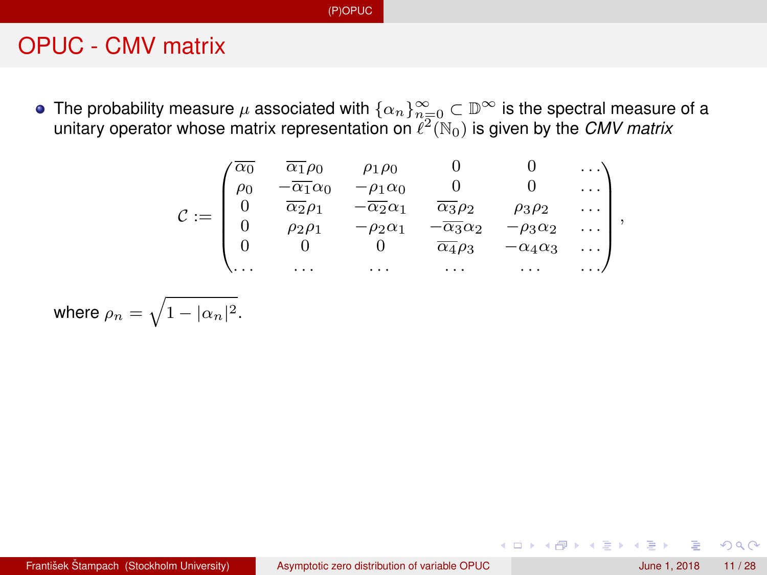## OPUC - CMV matrix

- The probability measure $\mu$ associated with $\{\alpha_n\}_{n=0}^{\infty} \subset \mathbb{D}^{\infty}$ is the spectral measure of a unitary operator whose matrix representation on $\ell^2(\mathbb{N}_0)$ is given by the *CMV matrix*

$$
\mathcal{C} := \begin{pmatrix}
\overline{\alpha_0} & \overline{\alpha_1}\rho_0 & \rho_1\rho_0 & 0 & 0 & \dots \\
\rho_0 & -\overline{\alpha_1}\alpha_0 & -\rho_1\alpha_0 & 0 & 0 & \dots \\
0 & \overline{\alpha_2}\rho_1 & -\overline{\alpha_2}\alpha_1 & \overline{\alpha_3}\rho_2 & \rho_3\rho_2 & \dots \\
0 & \rho_2\rho_1 & -\rho_2\alpha_1 & -\overline{\alpha_3}\alpha_2 & -\rho_3\alpha_2 & \dots \\
0 & 0 & 0 & \overline{\alpha_4}\rho_3 & -\alpha_4\alpha_3 & \dots \\
\dots & \dots & \dots & \dots & \dots & \dots
\end{pmatrix},
$$

where $\rho_n = \sqrt{1 - |\alpha_n|^2}$.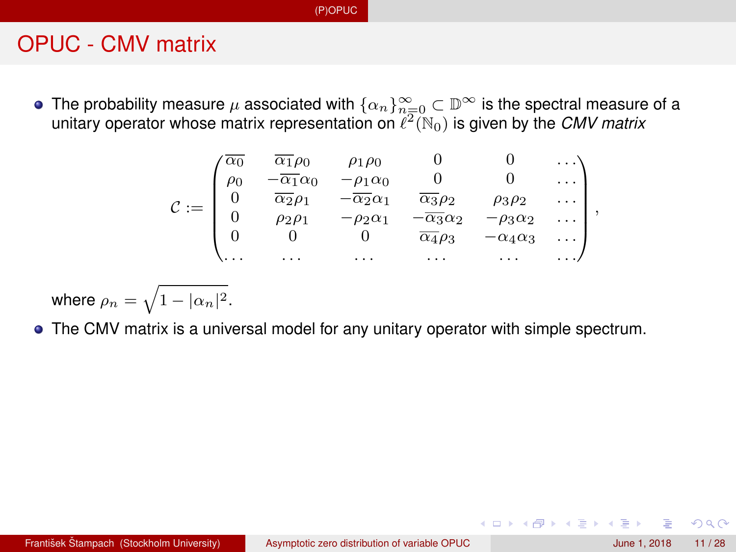# OPUC - CMV matrix

- The probability measure $\mu$ associated with $\{\alpha_n\}_{n=0}^{\infty} \subset \mathbb{D}^{\infty}$ is the spectral measure of a unitary operator whose matrix representation on $\ell^2(\mathbb{N}_0)$ is given by the *CMV matrix*

$$\mathcal{C} := \begin{pmatrix} \overline{\alpha_0} & \overline{\alpha_1}\rho_0 & \rho_1\rho_0 & 0 & 0 & \dots \\ \rho_0 & -\overline{\alpha_1}\alpha_0 & -\rho_1\alpha_0 & 0 & 0 & \dots \\ 0 & \overline{\alpha_2}\rho_1 & -\overline{\alpha_2}\alpha_1 & \overline{\alpha_3}\rho_2 & \rho_3\rho_2 & \dots \\ 0 & \rho_2\rho_1 & -\rho_2\alpha_1 & -\overline{\alpha_3}\alpha_2 & -\rho_3\alpha_2 & \dots \\ 0 & 0 & 0 & \overline{\alpha_4}\rho_3 & -\alpha_4\alpha_3 & \dots \\ \dots & \dots & \dots & \dots & \dots & \dots \end{pmatrix},$$

  where $\rho_n = \sqrt{1 - |\alpha_n|^2}$.

- The CMV matrix is a universal model for any unitary operator with simple spectrum.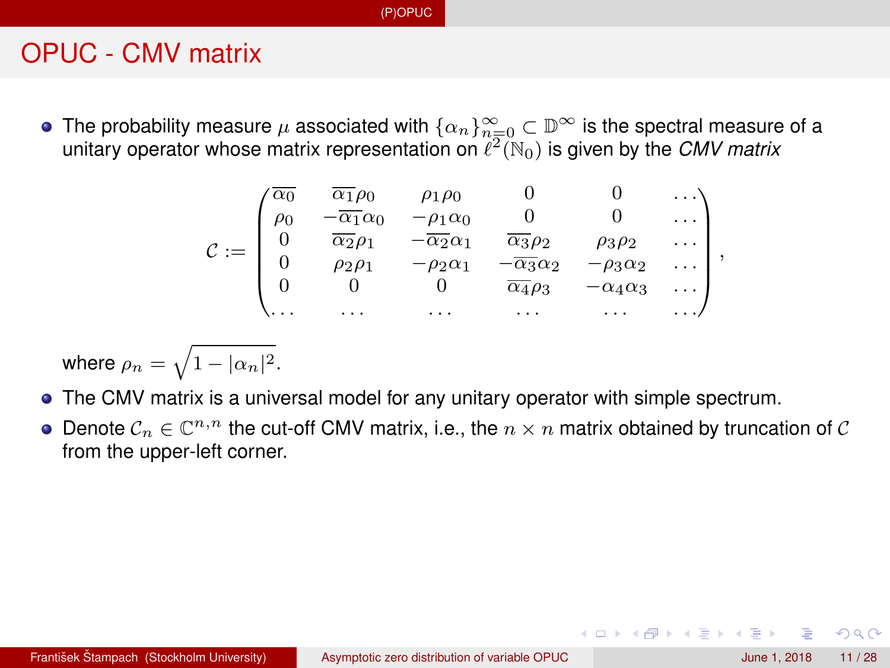## OPUC - CMV matrix

- The probability measure $\mu$ associated with $\{\alpha_n\}_{n=0}^{\infty} \subset \mathbb{D}^{\infty}$ is the spectral measure of a unitary operator whose matrix representation on $\ell^2(\mathbb{N}_0)$ is given by the *CMV matrix*

$$\mathcal{C} := \begin{pmatrix} \overline{\alpha_0} & \overline{\alpha_1}\rho_0 & \rho_1\rho_0 & 0 & 0 & \dots \\ \rho_0 & -\overline{\alpha_1}\alpha_0 & -\rho_1\alpha_0 & 0 & 0 & \dots \\ 0 & \overline{\alpha_2}\rho_1 & -\overline{\alpha_2}\alpha_1 & \overline{\alpha_3}\rho_2 & \rho_3\rho_2 & \dots \\ 0 & \rho_2\rho_1 & -\rho_2\alpha_1 & -\overline{\alpha_3}\alpha_2 & -\rho_3\alpha_2 & \dots \\ 0 & 0 & 0 & \overline{\alpha_4}\rho_3 & -\alpha_4\alpha_3 & \dots \\ \dots & \dots & \dots & \dots & \dots & \dots \end{pmatrix},$$

  where $\rho_n = \sqrt{1 - |\alpha_n|^2}$.

- The CMV matrix is a universal model for any unitary operator with simple spectrum.
- Denote $\mathcal{C}_n \in \mathbb{C}^{n,n}$ the cut-off CMV matrix, i.e., the $n \times n$ matrix obtained by truncation of $\mathcal{C}$ from the upper-left corner.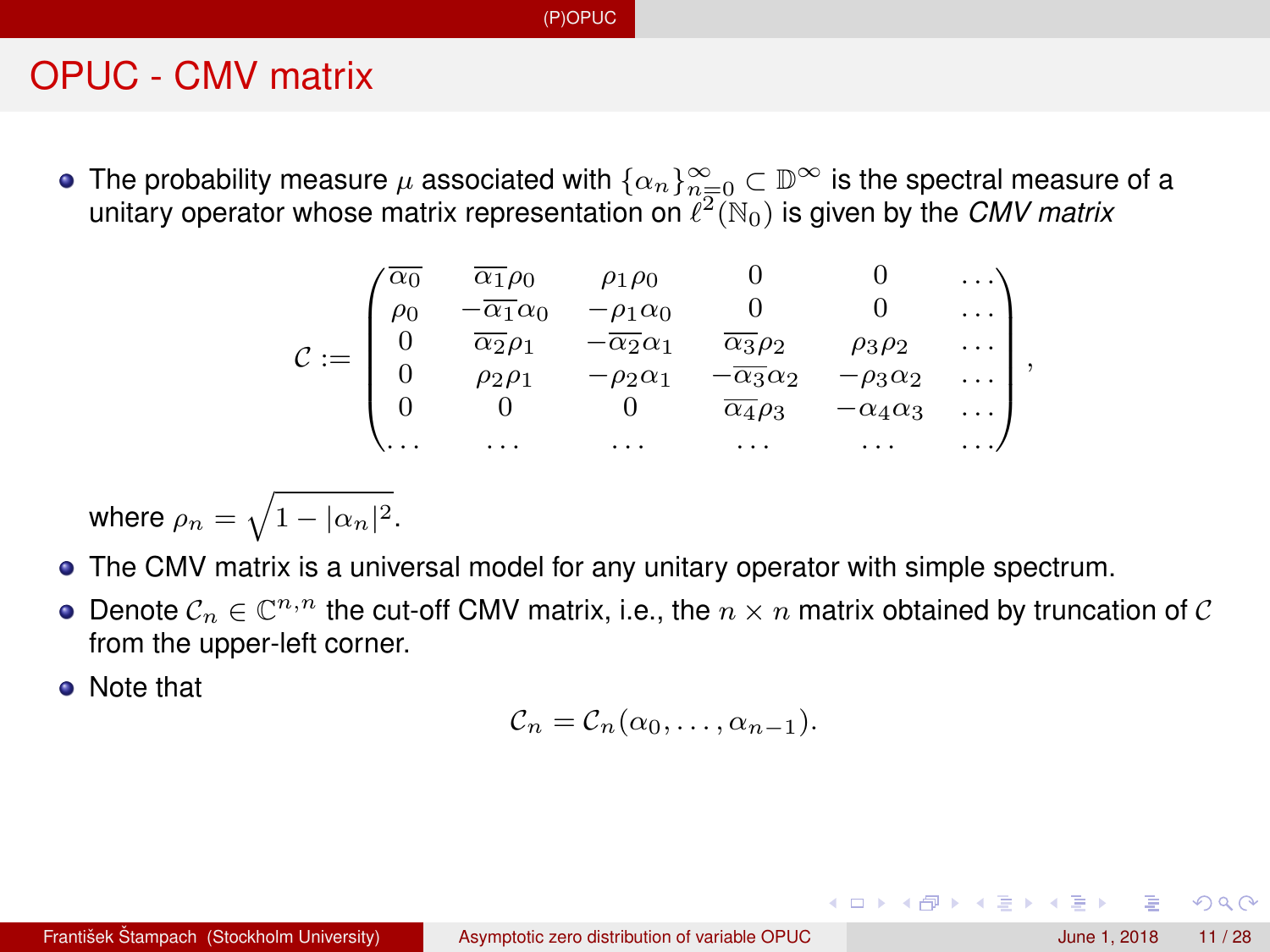# OPUC - CMV matrix

- The probability measure $\mu$ associated with $\{\alpha_n\}_{n=0}^{\infty} \subset \mathbb{D}^{\infty}$ is the spectral measure of a unitary operator whose matrix representation on $\ell^2(\mathbb{N}_0)$ is given by the *CMV matrix*

$$
\mathcal{C} := \begin{pmatrix}
\overline{\alpha_0} & \overline{\alpha_1}\rho_0 & \rho_1\rho_0 & 0 & 0 & \dots \\
\rho_0 & -\overline{\alpha_1}\alpha_0 & -\rho_1\alpha_0 & 0 & 0 & \dots \\
0 & \overline{\alpha_2}\rho_1 & -\overline{\alpha_2}\alpha_1 & \overline{\alpha_3}\rho_2 & \rho_3\rho_2 & \dots \\
0 & \rho_2\rho_1 & -\rho_2\alpha_1 & -\overline{\alpha_3}\alpha_2 & -\rho_3\alpha_2 & \dots \\
0 & 0 & 0 & \overline{\alpha_4}\rho_3 & -\alpha_4\alpha_3 & \dots \\
\dots & \dots & \dots & \dots & \dots & \dots
\end{pmatrix},
$$

  where $\rho_n = \sqrt{1 - |\alpha_n|^2}$.

- The CMV matrix is a universal model for any unitary operator with simple spectrum.
- Denote $\mathcal{C}_n \in \mathbb{C}^{n,n}$ the cut-off CMV matrix, i.e., the $n \times n$ matrix obtained by truncation of $\mathcal{C}$ from the upper-left corner.
- Note that

$$
\mathcal{C}_n = \mathcal{C}_n(\alpha_0, \dots, \alpha_{n-1}).
$$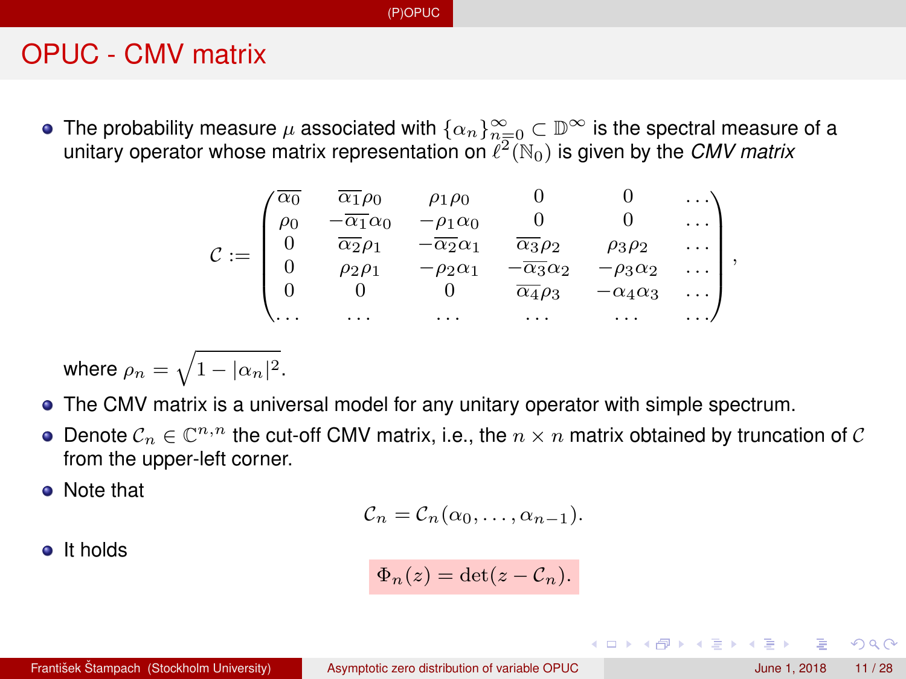# OPUC - CMV matrix

- The probability measure $\mu$ associated with $\{\alpha_n\}_{n=0}^{\infty} \subset \mathbb{D}^{\infty}$ is the spectral measure of a unitary operator whose matrix representation on $\ell^2(\mathbb{N}_0)$ is given by the *CMV matrix*

$$
\mathcal{C} := \begin{pmatrix}
\overline{\alpha_0} & \overline{\alpha_1}\rho_0 & \rho_1\rho_0 & 0 & 0 & \dots \\
\rho_0 & -\overline{\alpha_1}\alpha_0 & -\rho_1\alpha_0 & 0 & 0 & \dots \\
0 & \overline{\alpha_2}\rho_1 & -\overline{\alpha_2}\alpha_1 & \overline{\alpha_3}\rho_2 & \rho_3\rho_2 & \dots \\
0 & \rho_2\rho_1 & -\rho_2\alpha_1 & -\overline{\alpha_3}\alpha_2 & -\rho_3\alpha_2 & \dots \\
0 & 0 & 0 & \overline{\alpha_4}\rho_3 & -\alpha_4\alpha_3 & \dots \\
\dots & \dots & \dots & \dots & \dots & \dots
\end{pmatrix},
$$

  where $\rho_n = \sqrt{1 - |\alpha_n|^2}$.

- The CMV matrix is a universal model for any unitary operator with simple spectrum.
- Denote $\mathcal{C}_n \in \mathbb{C}^{n,n}$ the cut-off CMV matrix, i.e., the $n \times n$ matrix obtained by truncation of $\mathcal{C}$ from the upper-left corner.
- Note that

$$
\mathcal{C}_n = \mathcal{C}_n(\alpha_0, \dots, \alpha_{n-1}).
$$

- It holds

$$
\Phi_n(z) = \det(z - \mathcal{C}_n).
$$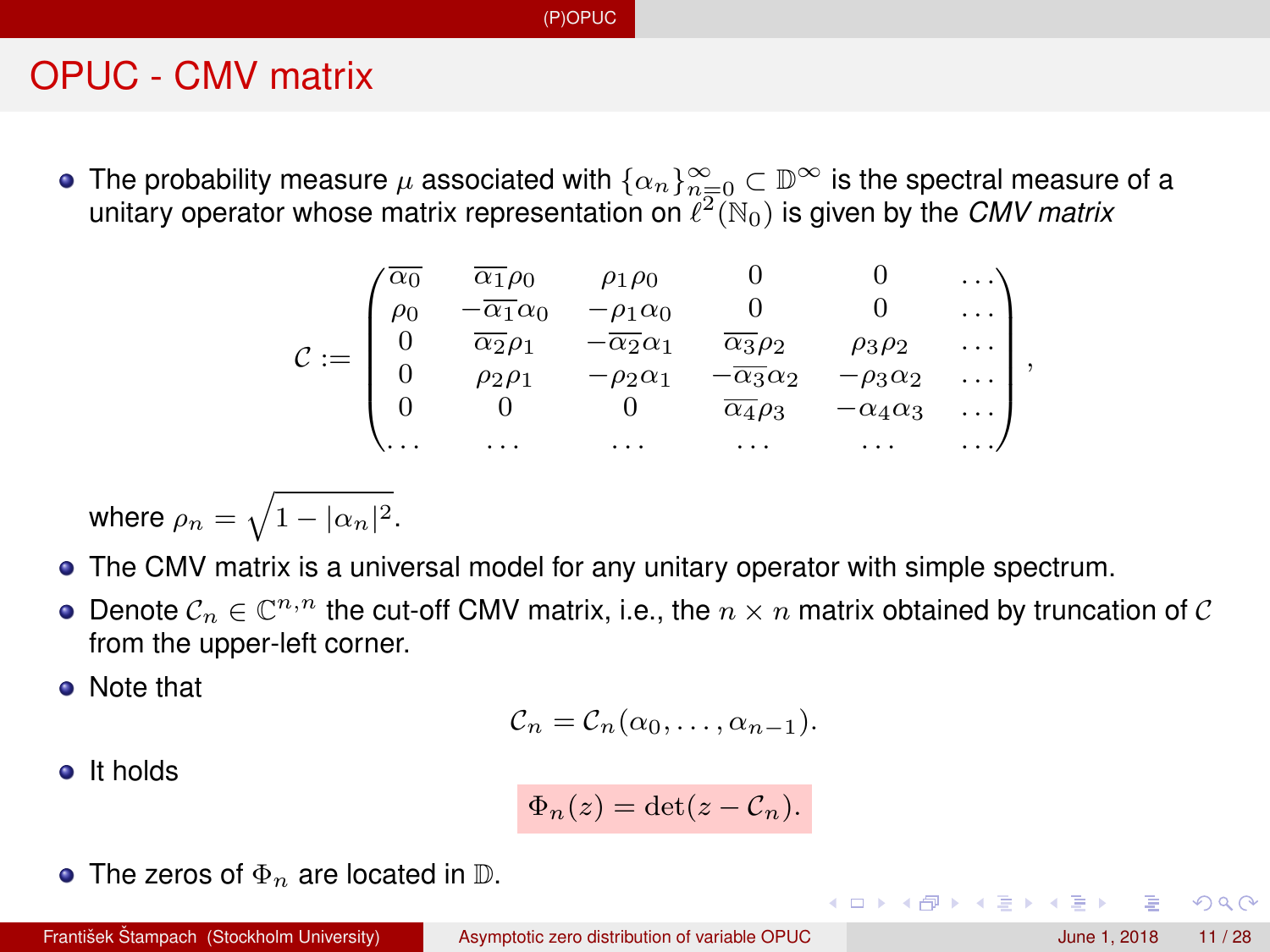## OPUC - CMV matrix

- The probability measure $\mu$ associated with $\{\alpha_n\}_{n=0}^{\infty} \subset \mathbb{D}^{\infty}$ is the spectral measure of a unitary operator whose matrix representation on $\ell^2(\mathbb{N}_0)$ is given by the *CMV matrix*

$$
\mathcal{C} := \begin{pmatrix}
\overline{\alpha_0} & \overline{\alpha_1}\rho_0 & \rho_1\rho_0 & 0 & 0 & \dots \\
\rho_0 & -\overline{\alpha_1}\alpha_0 & -\rho_1\alpha_0 & 0 & 0 & \dots \\
0 & \overline{\alpha_2}\rho_1 & -\overline{\alpha_2}\alpha_1 & \overline{\alpha_3}\rho_2 & \rho_3\rho_2 & \dots \\
0 & \rho_2\rho_1 & -\rho_2\alpha_1 & -\overline{\alpha_3}\alpha_2 & -\rho_3\alpha_2 & \dots \\
0 & 0 & 0 & \overline{\alpha_4}\rho_3 & -\alpha_4\alpha_3 & \dots \\
\dots & \dots & \dots & \dots & \dots & \dots
\end{pmatrix},
$$

  where $\rho_n = \sqrt{1 - |\alpha_n|^2}$.

- The CMV matrix is a universal model for any unitary operator with simple spectrum.
- Denote $\mathcal{C}_n \in \mathbb{C}^{n,n}$ the cut-off CMV matrix, i.e., the $n \times n$ matrix obtained by truncation of $\mathcal{C}$ from the upper-left corner.
- Note that

$$
\mathcal{C}_n = \mathcal{C}_n(\alpha_0, \dots, \alpha_{n-1}).
$$

- It holds

$$
\Phi_n(z) = \det(z - \mathcal{C}_n).
$$

- The zeros of $\Phi_n$ are located in $\mathbb{D}$.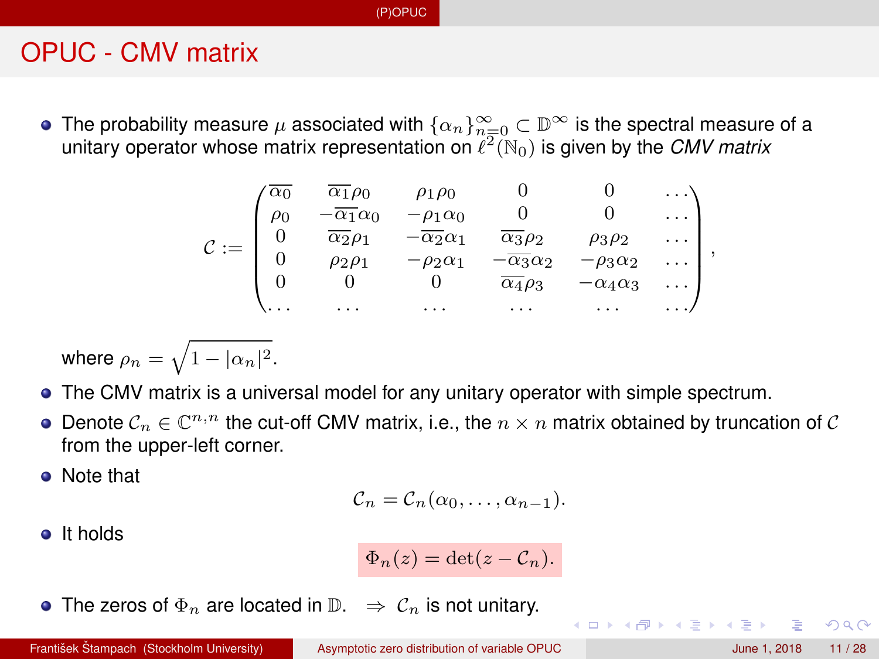## OPUC - CMV matrix

- The probability measure $\mu$ associated with $\{\alpha_n\}_{n=0}^{\infty} \subset \mathbb{D}^{\infty}$ is the spectral measure of a unitary operator whose matrix representation on $\ell^2(\mathbb{N}_0)$ is given by the *CMV matrix*

$$\mathcal{C} := \begin{pmatrix} \overline{\alpha_0} & \overline{\alpha_1}\rho_0 & \rho_1\rho_0 & 0 & 0 & \dots \\ \rho_0 & -\overline{\alpha_1}\alpha_0 & -\rho_1\alpha_0 & 0 & 0 & \dots \\ 0 & \overline{\alpha_2}\rho_1 & -\overline{\alpha_2}\alpha_1 & \overline{\alpha_3}\rho_2 & \rho_3\rho_2 & \dots \\ 0 & \rho_2\rho_1 & -\rho_2\alpha_1 & -\overline{\alpha_3}\alpha_2 & -\rho_3\alpha_2 & \dots \\ 0 & 0 & 0 & \overline{\alpha_4}\rho_3 & -\alpha_4\alpha_3 & \dots \\ \dots & \dots & \dots & \dots & \dots & \dots \end{pmatrix},$$

  where $\rho_n = \sqrt{1 - |\alpha_n|^2}$.

- The CMV matrix is a universal model for any unitary operator with simple spectrum.
- Denote $\mathcal{C}_n \in \mathbb{C}^{n,n}$ the cut-off CMV matrix, i.e., the $n \times n$ matrix obtained by truncation of $\mathcal{C}$ from the upper-left corner.
- Note that

$$\mathcal{C}_n = \mathcal{C}_n(\alpha_0, \dots, \alpha_{n-1}).$$

- It holds

$$\Phi_n(z) = \det(z - \mathcal{C}_n).$$

- The zeros of $\Phi_n$ are located in $\mathbb{D}$. $\Rightarrow$ $\mathcal{C}_n$ is not unitary.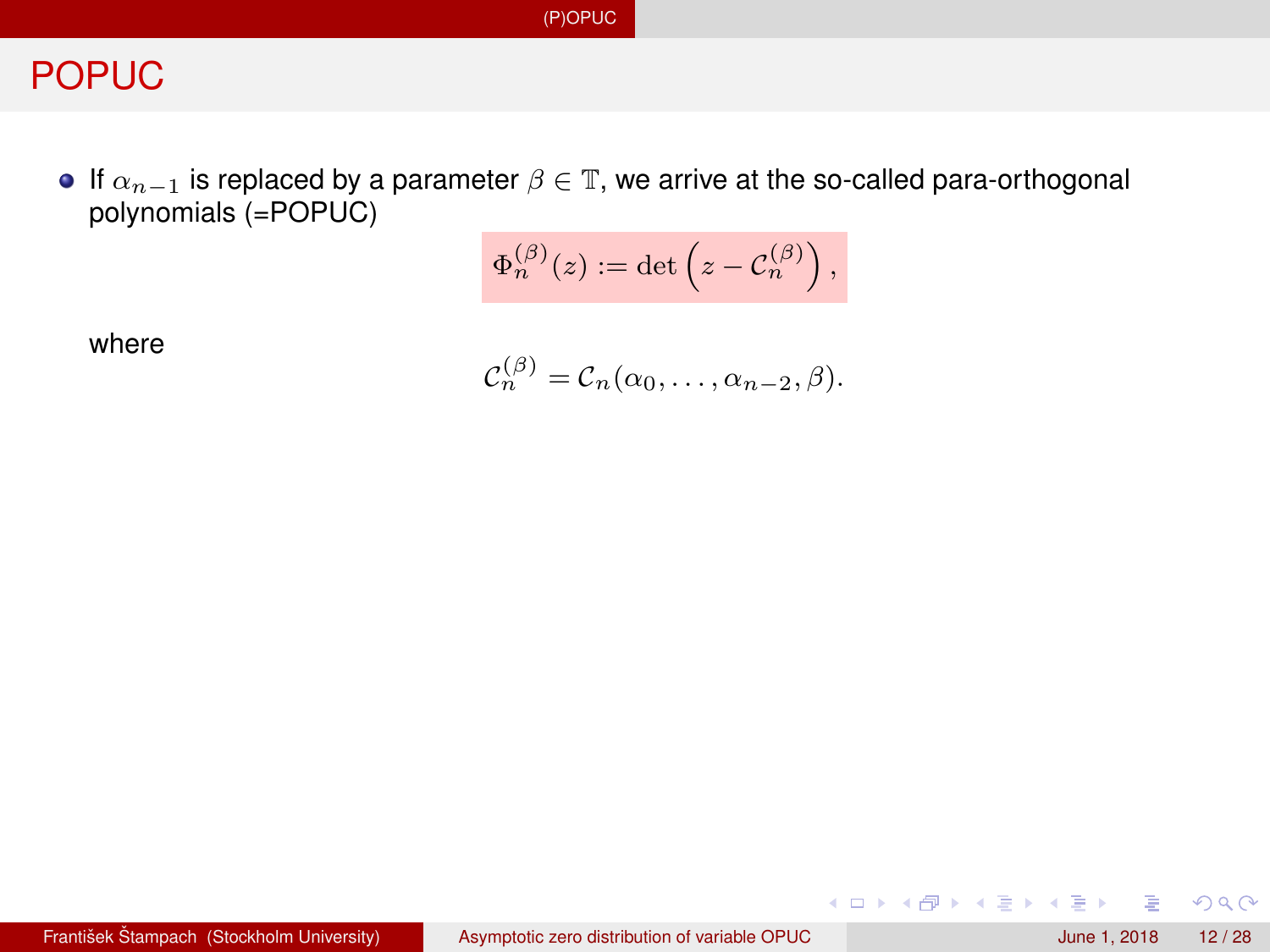# POPUC

- If $\alpha_{n-1}$ is replaced by a parameter $\beta \in \mathbb{T}$, we arrive at the so-called para-orthogonal polynomials (=POPUC)

$$\Phi_n^{(\beta)}(z) := \det\left(z - \mathcal{C}_n^{(\beta)}\right),$$

where

$$\mathcal{C}_n^{(\beta)} = \mathcal{C}_n(\alpha_0, \ldots, \alpha_{n-2}, \beta).$$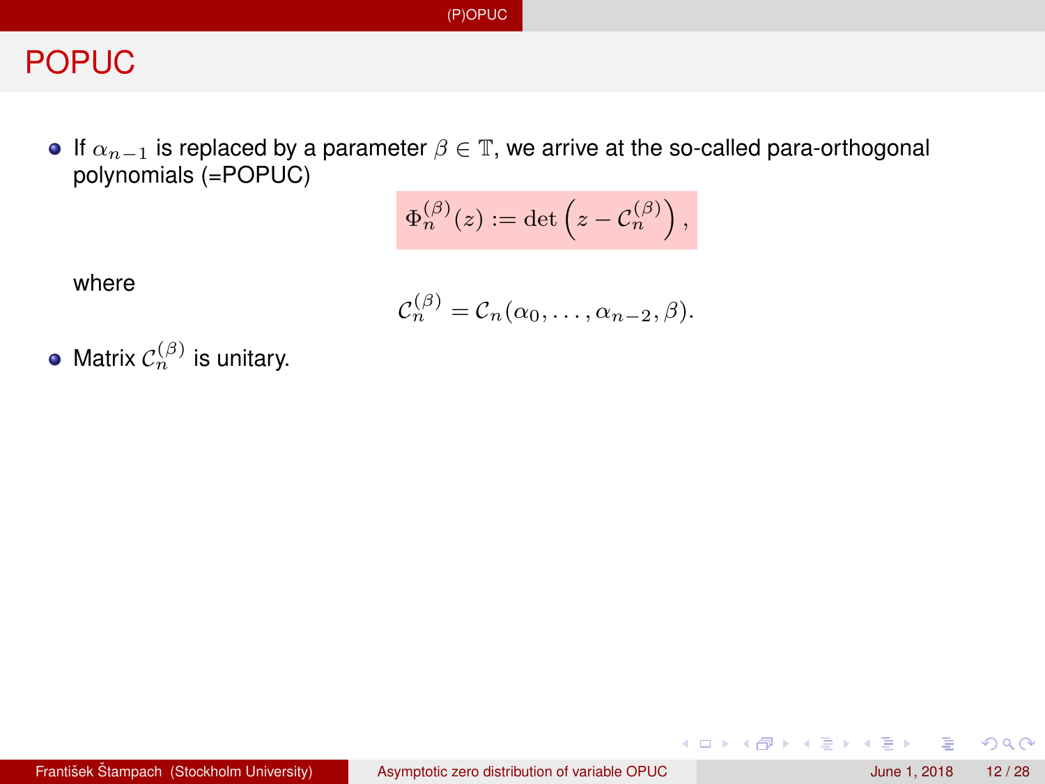# POPUC

- If $\alpha_{n-1}$ is replaced by a parameter $\beta \in \mathbb{T}$, we arrive at the so-called para-orthogonal polynomials (=POPUC)

$$\Phi_n^{(\beta)}(z) := \det\left(z - \mathcal{C}_n^{(\beta)}\right),$$

where

$$\mathcal{C}_n^{(\beta)} = \mathcal{C}_n(\alpha_0, \dots, \alpha_{n-2}, \beta).$$

- Matrix $\mathcal{C}_n^{(\beta)}$ is unitary.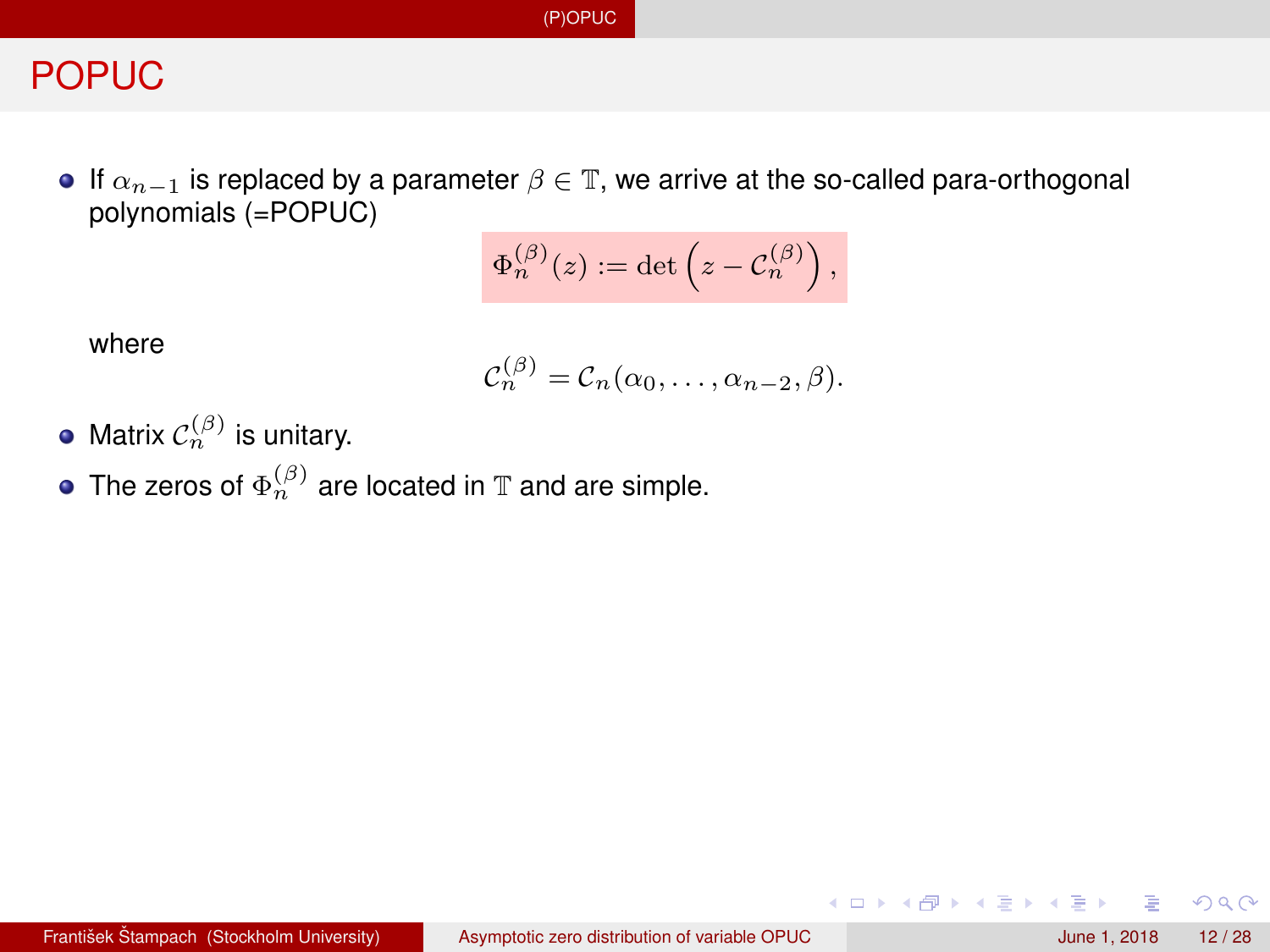# POPUC

- If $\alpha_{n-1}$ is replaced by a parameter $\beta \in \mathbb{T}$, we arrive at the so-called para-orthogonal polynomials (=POPUC)

$$\Phi_n^{(\beta)}(z) := \det\left(z - \mathcal{C}_n^{(\beta)}\right),$$

where

$$\mathcal{C}_n^{(\beta)} = \mathcal{C}_n(\alpha_0, \ldots, \alpha_{n-2}, \beta).$$

- Matrix $\mathcal{C}_n^{(\beta)}$ is unitary.
- The zeros of $\Phi_n^{(\beta)}$ are located in $\mathbb{T}$ and are simple.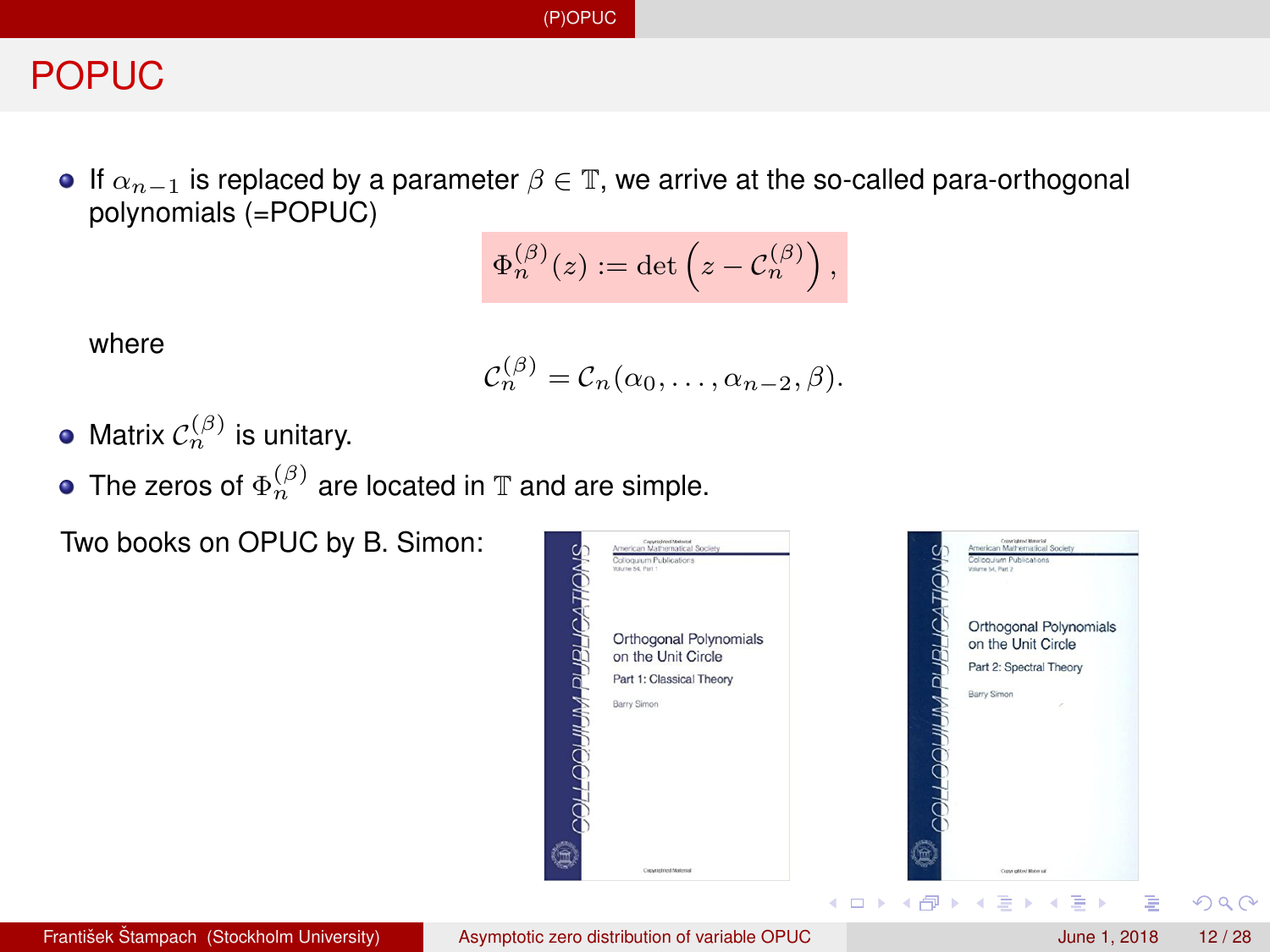# POPUC

- If $\alpha_{n-1}$ is replaced by a parameter $\beta \in \mathbb{T}$, we arrive at the so-called para-orthogonal polynomials (=POPUC)

$$\Phi_n^{(\beta)}(z) := \det\left(z - \mathcal{C}_n^{(\beta)}\right),$$

where

$$\mathcal{C}_n^{(\beta)} = \mathcal{C}_n(\alpha_0, \dots, \alpha_{n-2}, \beta).$$

- Matrix $\mathcal{C}_n^{(\beta)}$ is unitary.
- The zeros of $\Phi_n^{(\beta)}$ are located in $\mathbb{T}$ and are simple.

Two books on OPUC by B. Simon: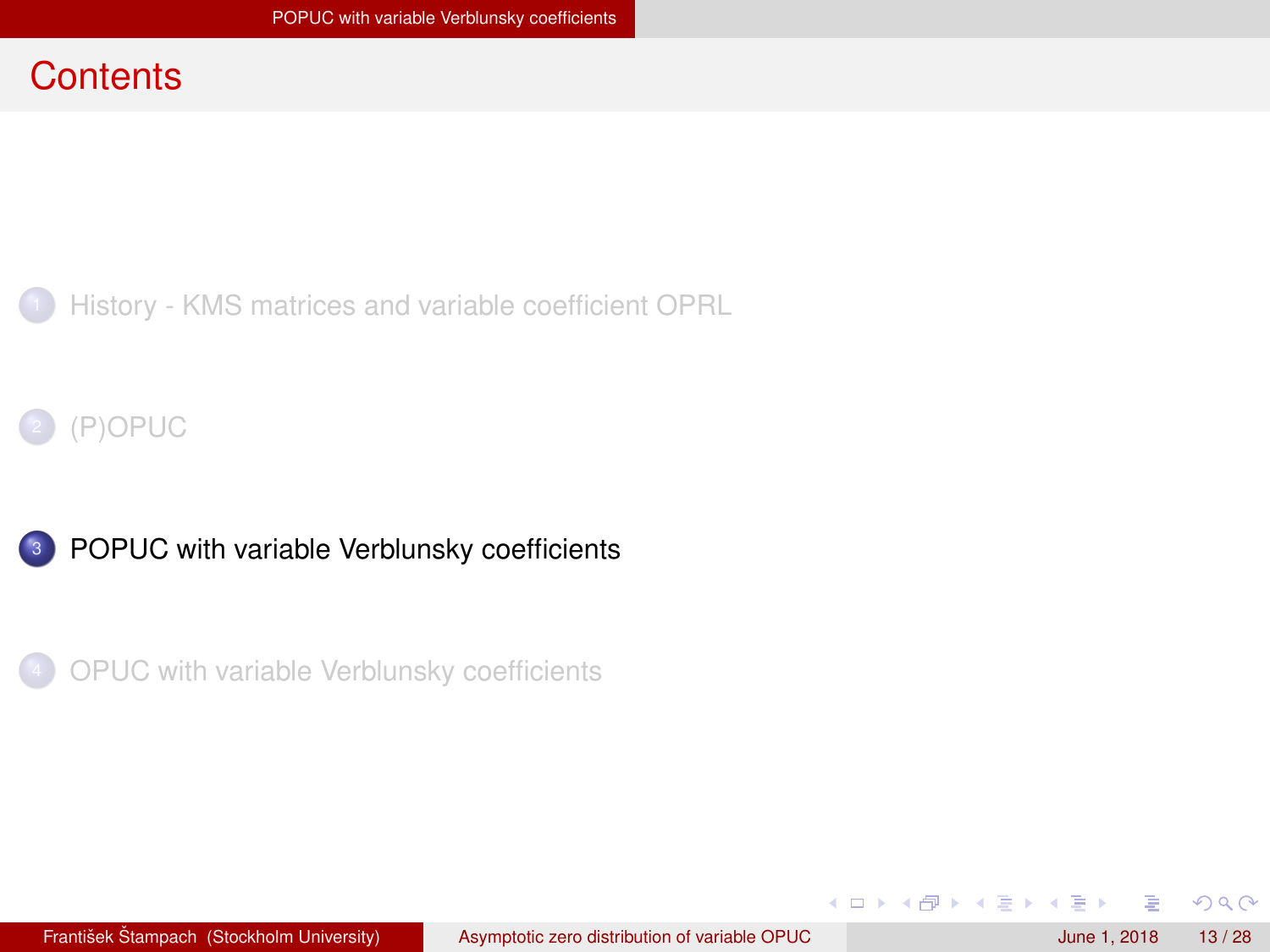# Contents

1. History - KMS matrices and variable coefficient OPRL
2. (P)OPUC
3. POPUC with variable Verblunsky coefficients
4. OPUC with variable Verblunsky coefficients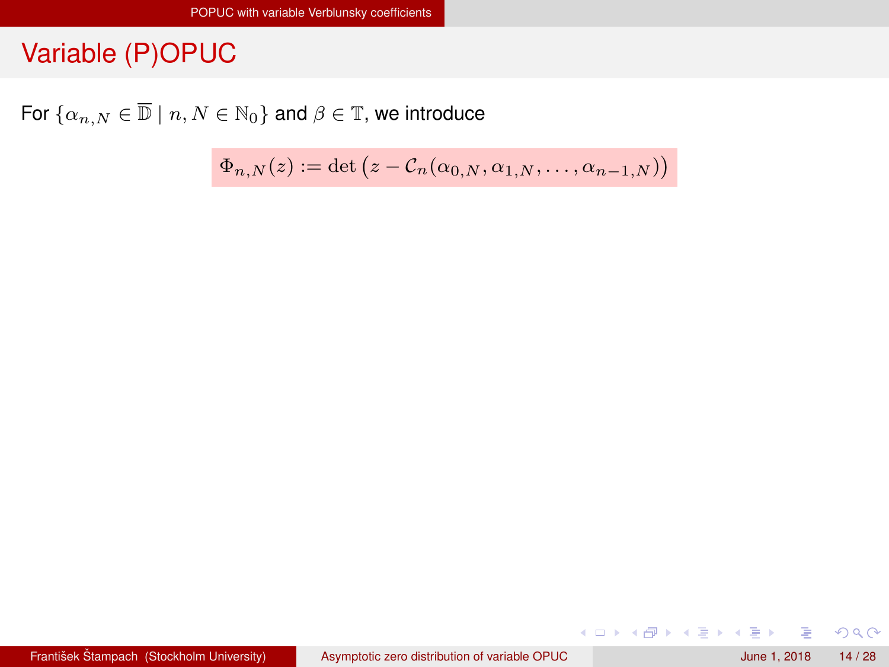# Variable (P)OPUC

For $\{\alpha_{n,N} \in \overline{\mathbb{D}} \mid n, N \in \mathbb{N}_0\}$ and $\beta \in \mathbb{T}$, we introduce

$$\Phi_{n,N}(z) := \det\left(z - \mathcal{C}_n(\alpha_{0,N}, \alpha_{1,N}, \dots, \alpha_{n-1,N})\right)$$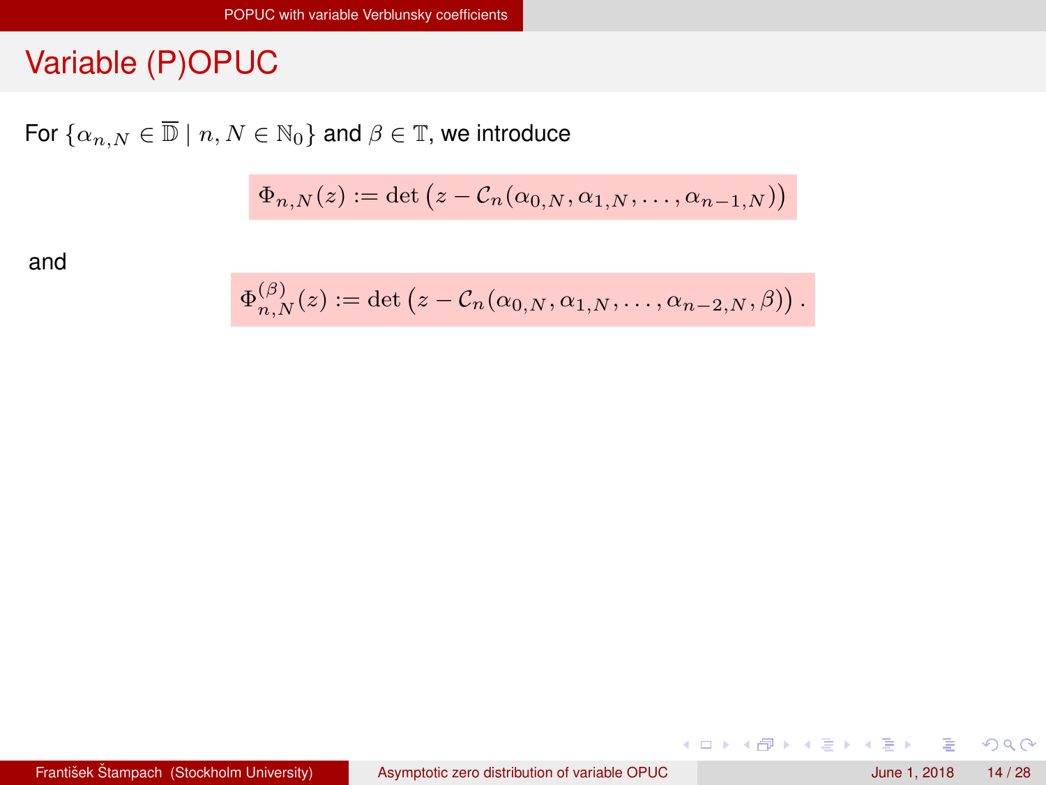## Variable (P)OPUC

For $\{\alpha_{n,N} \in \overline{\mathbb{D}} \mid n, N \in \mathbb{N}_0\}$ and $\beta \in \mathbb{T}$, we introduce

$$\Phi_{n,N}(z) := \det\left(z - \mathcal{C}_n(\alpha_{0,N}, \alpha_{1,N}, \dots, \alpha_{n-1,N})\right)$$

and

$$\Phi_{n,N}^{(\beta)}(z) := \det\left(z - \mathcal{C}_n(\alpha_{0,N}, \alpha_{1,N}, \dots, \alpha_{n-2,N}, \beta)\right).$$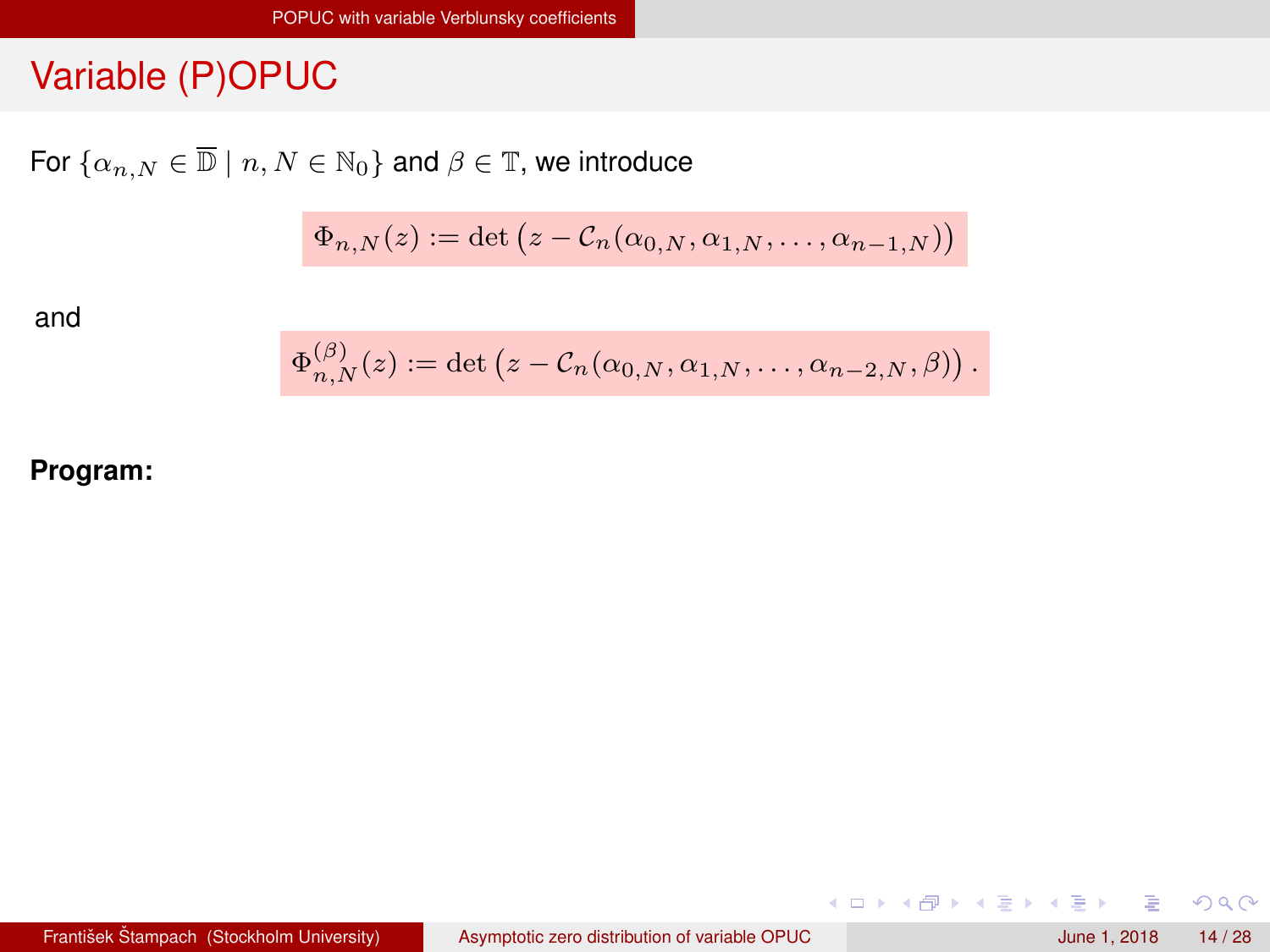# Variable (P)OPUC

For $\{\alpha_{n,N} \in \overline{\mathbb{D}} \mid n, N \in \mathbb{N}_0\}$ and $\beta \in \mathbb{T}$, we introduce

$$\Phi_{n,N}(z) := \det\left(z - \mathcal{C}_n(\alpha_{0,N}, \alpha_{1,N}, \ldots, \alpha_{n-1,N})\right)$$

and

$$\Phi_{n,N}^{(\beta)}(z) := \det\left(z - \mathcal{C}_n(\alpha_{0,N}, \alpha_{1,N}, \ldots, \alpha_{n-2,N}, \beta)\right).$$

**Program:**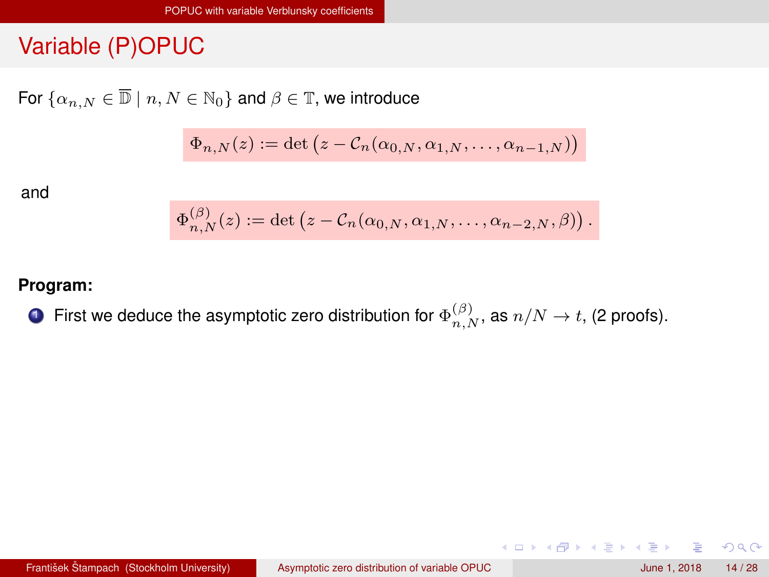## Variable (P)OPUC

For $\{\alpha_{n,N} \in \overline{\mathbb{D}} \mid n, N \in \mathbb{N}_0\}$ and $\beta \in \mathbb{T}$, we introduce

$$\Phi_{n,N}(z) := \det\left(z - \mathcal{C}_n(\alpha_{0,N}, \alpha_{1,N}, \ldots, \alpha_{n-1,N})\right)$$

and

$$\Phi_{n,N}^{(\beta)}(z) := \det\left(z - \mathcal{C}_n(\alpha_{0,N}, \alpha_{1,N}, \ldots, \alpha_{n-2,N}, \beta)\right).$$

**Program:**

1. First we deduce the asymptotic zero distribution for $\Phi_{n,N}^{(\beta)}$, as $n/N \to t$, (2 proofs).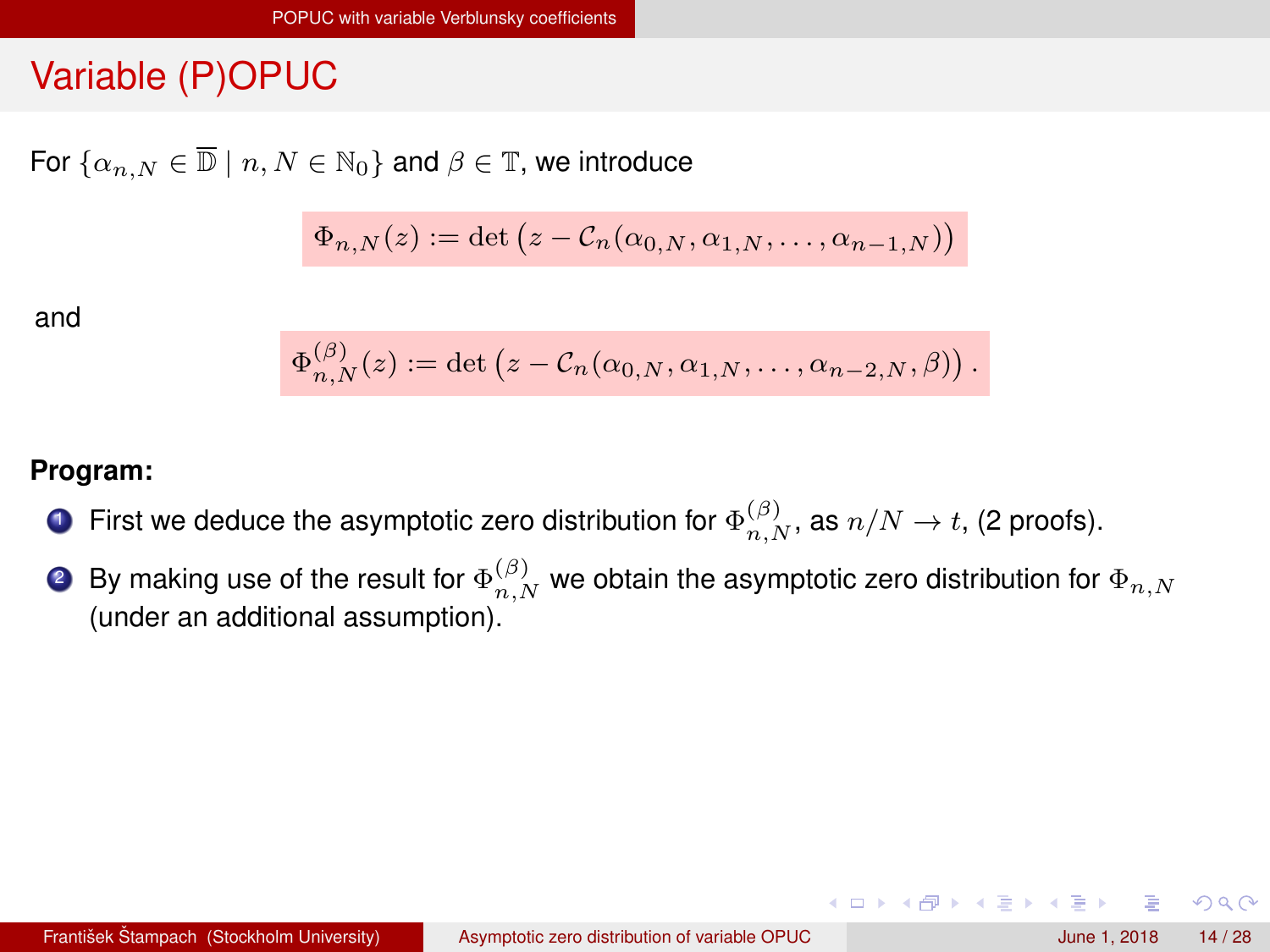## Variable (P)OPUC

For $\{\alpha_{n,N} \in \overline{\mathbb{D}} \mid n, N \in \mathbb{N}_0\}$ and $\beta \in \mathbb{T}$, we introduce

$$\Phi_{n,N}(z) := \det\left(z - \mathcal{C}_n(\alpha_{0,N}, \alpha_{1,N}, \dots, \alpha_{n-1,N})\right)$$

and

$$\Phi_{n,N}^{(\beta)}(z) := \det\left(z - \mathcal{C}_n(\alpha_{0,N}, \alpha_{1,N}, \dots, \alpha_{n-2,N}, \beta)\right).$$

**Program:**

1. First we deduce the asymptotic zero distribution for $\Phi_{n,N}^{(\beta)}$, as $n/N \to t$, (2 proofs).
2. By making use of the result for $\Phi_{n,N}^{(\beta)}$ we obtain the asymptotic zero distribution for $\Phi_{n,N}$ (under an additional assumption).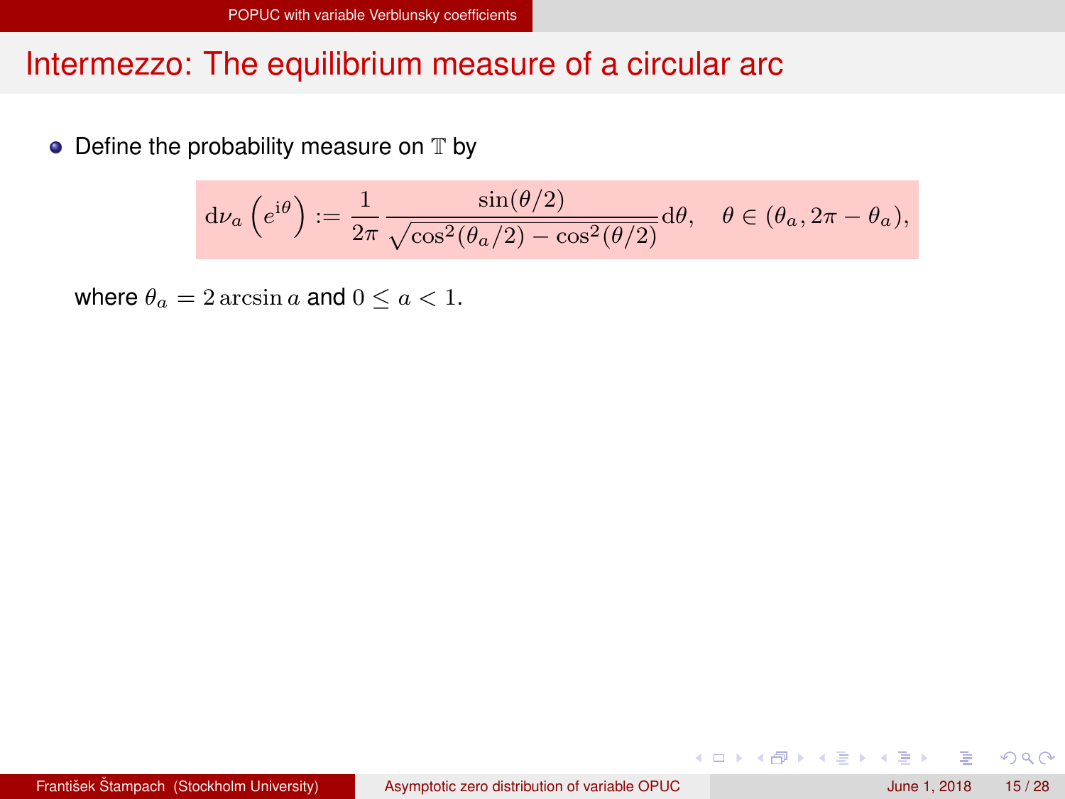## Intermezzo: The equilibrium measure of a circular arc

- Define the probability measure on $\mathbb{T}$ by

$$\mathrm{d}\nu_a\left(e^{\mathrm{i}\theta}\right) := \frac{1}{2\pi}\frac{\sin(\theta/2)}{\sqrt{\cos^2(\theta_a/2)-\cos^2(\theta/2)}}\mathrm{d}\theta, \quad \theta \in (\theta_a, 2\pi - \theta_a),$$

where $\theta_a = 2\arcsin a$ and $0 \leq a < 1$.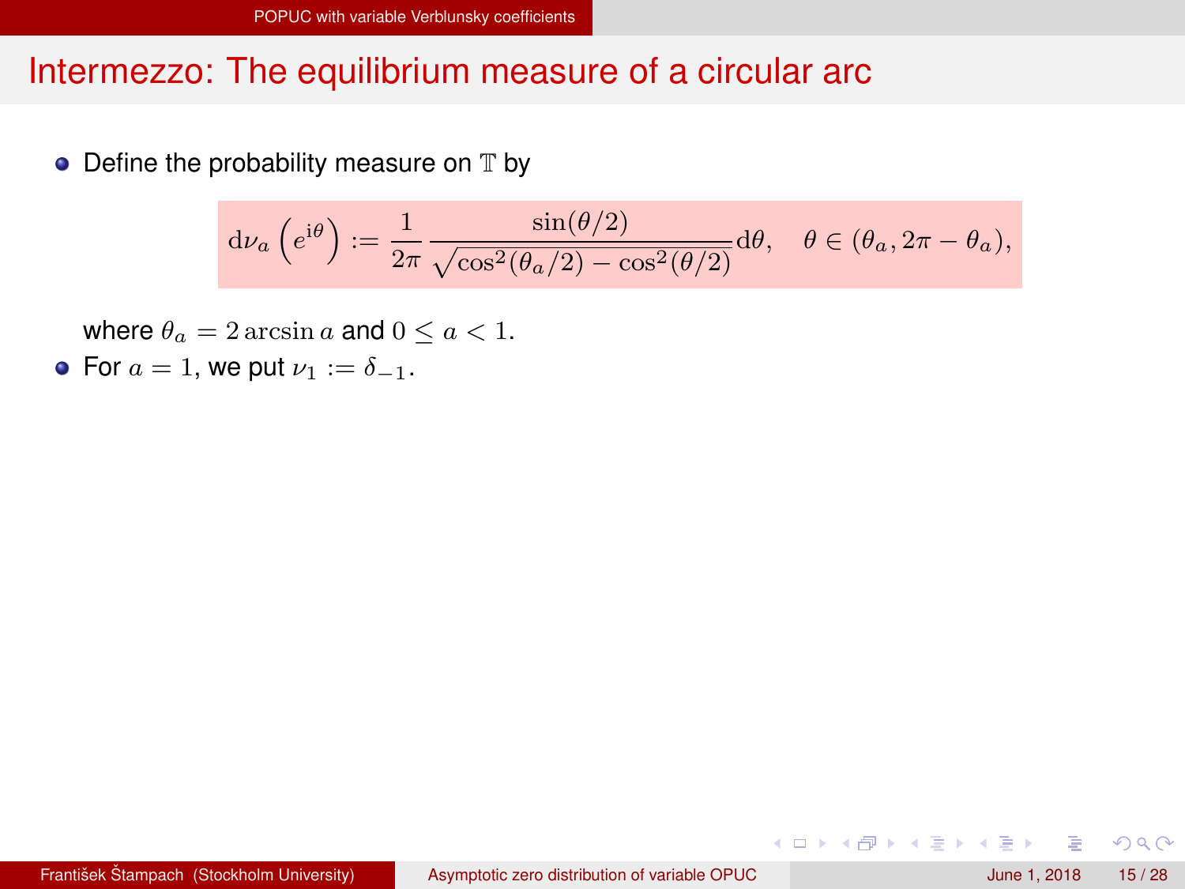## Intermezzo: The equilibrium measure of a circular arc

- Define the probability measure on $\mathbb{T}$ by

$$\mathrm{d}\nu_a\left(e^{\mathrm{i}\theta}\right) := \frac{1}{2\pi}\frac{\sin(\theta/2)}{\sqrt{\cos^2(\theta_a/2)-\cos^2(\theta/2)}}\mathrm{d}\theta, \quad \theta \in (\theta_a, 2\pi - \theta_a),$$

  where $\theta_a = 2\arcsin a$ and $0 \leq a < 1$.

- For $a = 1$, we put $\nu_1 := \delta_{-1}$.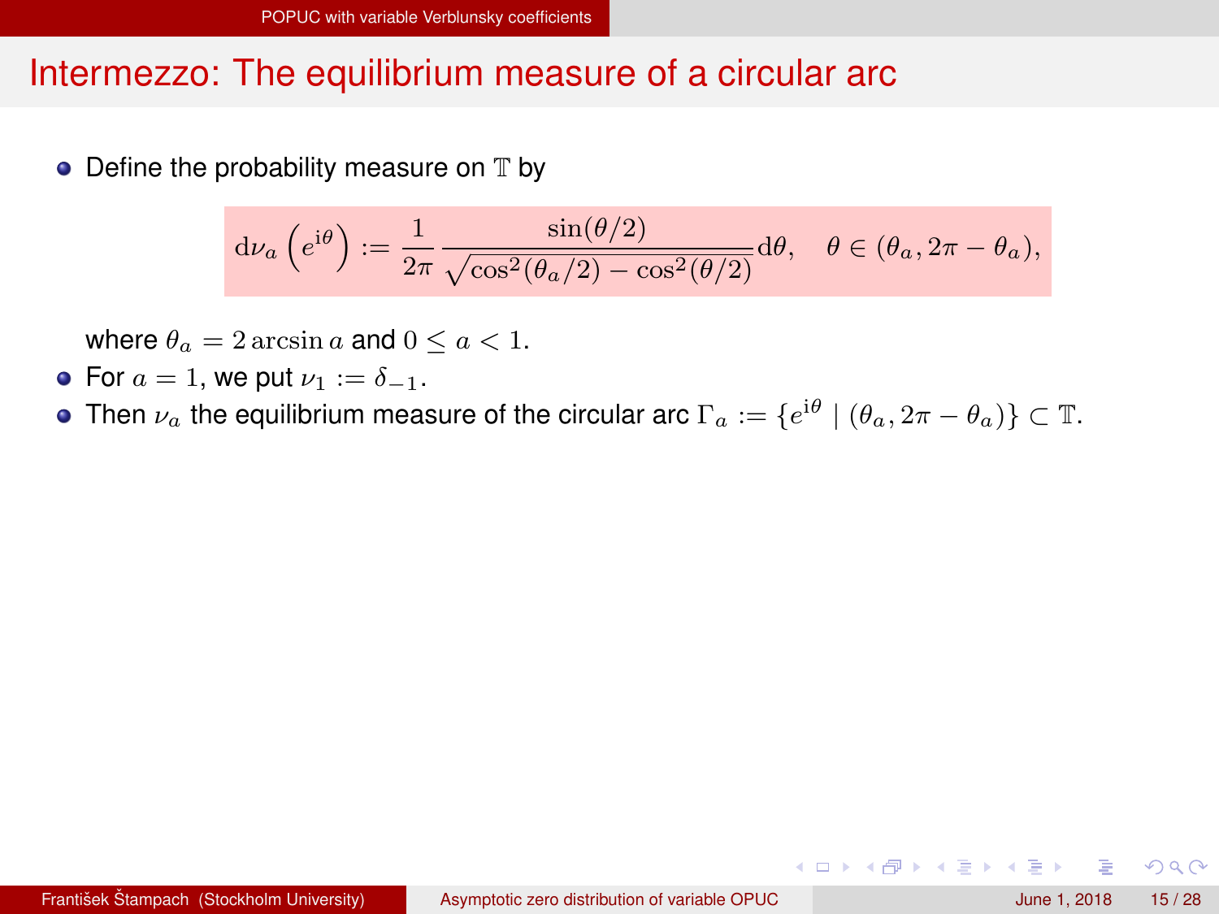## Intermezzo: The equilibrium measure of a circular arc

- Define the probability measure on $\mathbb{T}$ by

$$\mathrm{d}\nu_a\left(e^{\mathrm{i}\theta}\right) := \frac{1}{2\pi}\frac{\sin(\theta/2)}{\sqrt{\cos^2(\theta_a/2)-\cos^2(\theta/2)}}\mathrm{d}\theta, \quad \theta\in(\theta_a, 2\pi-\theta_a),$$

  where $\theta_a = 2\arcsin a$ and $0 \leq a < 1$.
- For $a = 1$, we put $\nu_1 := \delta_{-1}$.
- Then $\nu_a$ the equilibrium measure of the circular arc $\Gamma_a := \{e^{\mathrm{i}\theta} \mid (\theta_a, 2\pi - \theta_a)\} \subset \mathbb{T}$.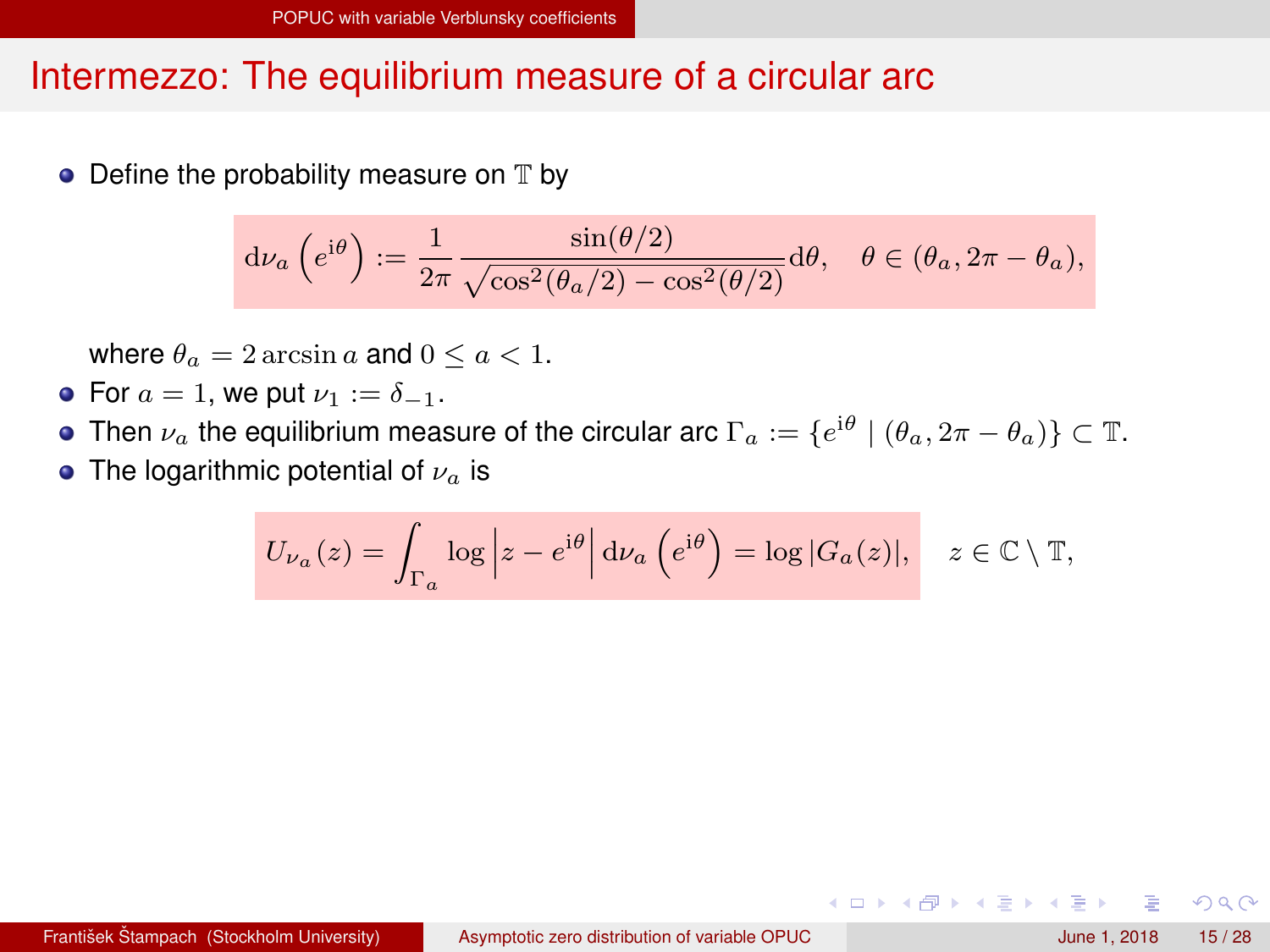## Intermezzo: The equilibrium measure of a circular arc

- Define the probability measure on $\mathbb{T}$ by

$$
\mathrm{d}\nu_a\left(e^{\mathrm{i}\theta}\right) := \frac{1}{2\pi}\frac{\sin(\theta/2)}{\sqrt{\cos^2(\theta_a/2)-\cos^2(\theta/2)}}\mathrm{d}\theta, \quad \theta \in (\theta_a, 2\pi - \theta_a),
$$

  where $\theta_a = 2\arcsin a$ and $0 \leq a < 1$.
- For $a = 1$, we put $\nu_1 := \delta_{-1}$.
- Then $\nu_a$ the equilibrium measure of the circular arc $\Gamma_a := \{e^{\mathrm{i}\theta} \mid (\theta_a, 2\pi - \theta_a)\} \subset \mathbb{T}$.
- The logarithmic potential of $\nu_a$ is

$$
U_{\nu_a}(z) = \int_{\Gamma_a} \log\left|z - e^{\mathrm{i}\theta}\right| \mathrm{d}\nu_a\left(e^{\mathrm{i}\theta}\right) = \log|G_a(z)|, \quad z \in \mathbb{C} \setminus \mathbb{T},
$$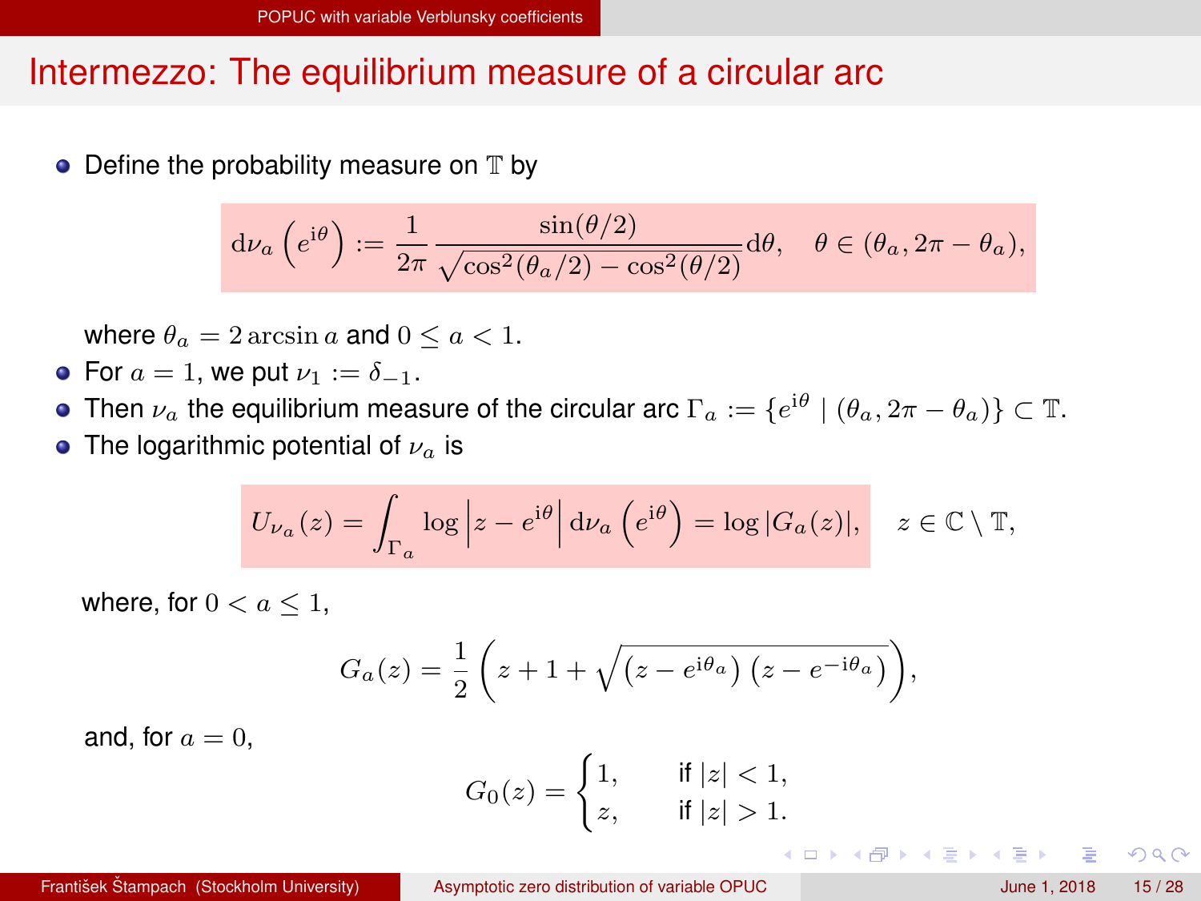## Intermezzo: The equilibrium measure of a circular arc

- Define the probability measure on $\mathbb{T}$ by

$$\mathrm{d}\nu_a\left(e^{\mathrm{i}\theta}\right) := \frac{1}{2\pi}\frac{\sin(\theta/2)}{\sqrt{\cos^2(\theta_a/2)-\cos^2(\theta/2)}}\mathrm{d}\theta, \quad \theta \in (\theta_a, 2\pi - \theta_a),$$

  where $\theta_a = 2\arcsin a$ and $0 \leq a < 1$.
- For $a = 1$, we put $\nu_1 := \delta_{-1}$.
- Then $\nu_a$ the equilibrium measure of the circular arc $\Gamma_a := \{e^{\mathrm{i}\theta} \mid (\theta_a, 2\pi - \theta_a)\} \subset \mathbb{T}$.
- The logarithmic potential of $\nu_a$ is

$$U_{\nu_a}(z) = \int_{\Gamma_a} \log\left|z - e^{\mathrm{i}\theta}\right| \mathrm{d}\nu_a\left(e^{\mathrm{i}\theta}\right) = \log|G_a(z)|, \quad z \in \mathbb{C}\setminus\mathbb{T},$$

  where, for $0 < a \leq 1$,

$$G_a(z) = \frac{1}{2}\left(z + 1 + \sqrt{\left(z - e^{\mathrm{i}\theta_a}\right)\left(z - e^{-\mathrm{i}\theta_a}\right)}\right),$$

  and, for $a = 0$,

$$G_0(z) = \begin{cases} 1, & \text{if } |z| < 1, \\ z, & \text{if } |z| > 1. \end{cases}$$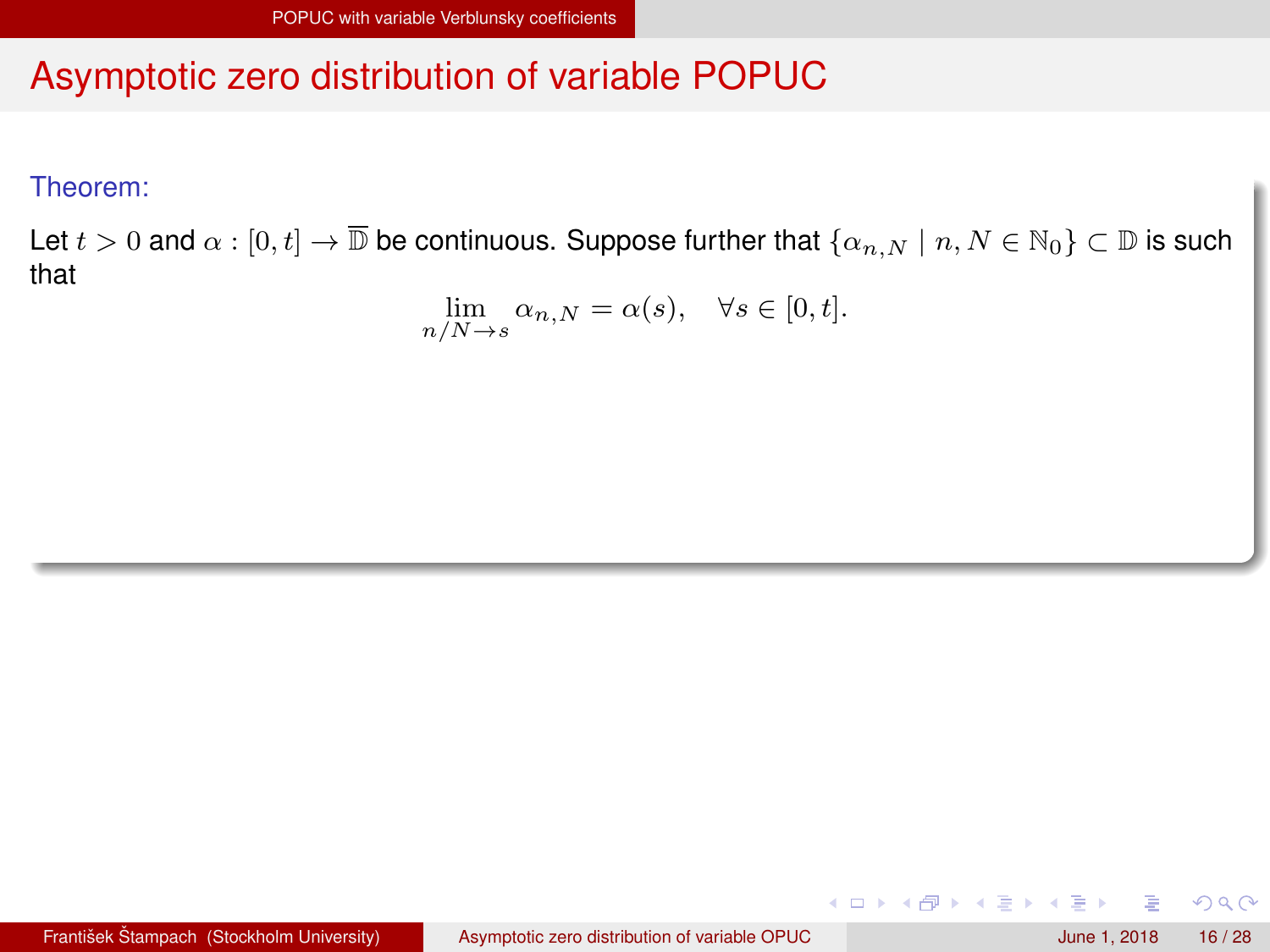# Asymptotic zero distribution of variable POPUC

**Theorem:**

Let $t > 0$ and $\alpha : [0, t] \to \overline{\mathbb{D}}$ be continuous. Suppose further that $\{\alpha_{n,N} \mid n, N \in \mathbb{N}_0\} \subset \mathbb{D}$ is such that

$$\lim_{n/N \to s} \alpha_{n,N} = \alpha(s), \quad \forall s \in [0, t].$$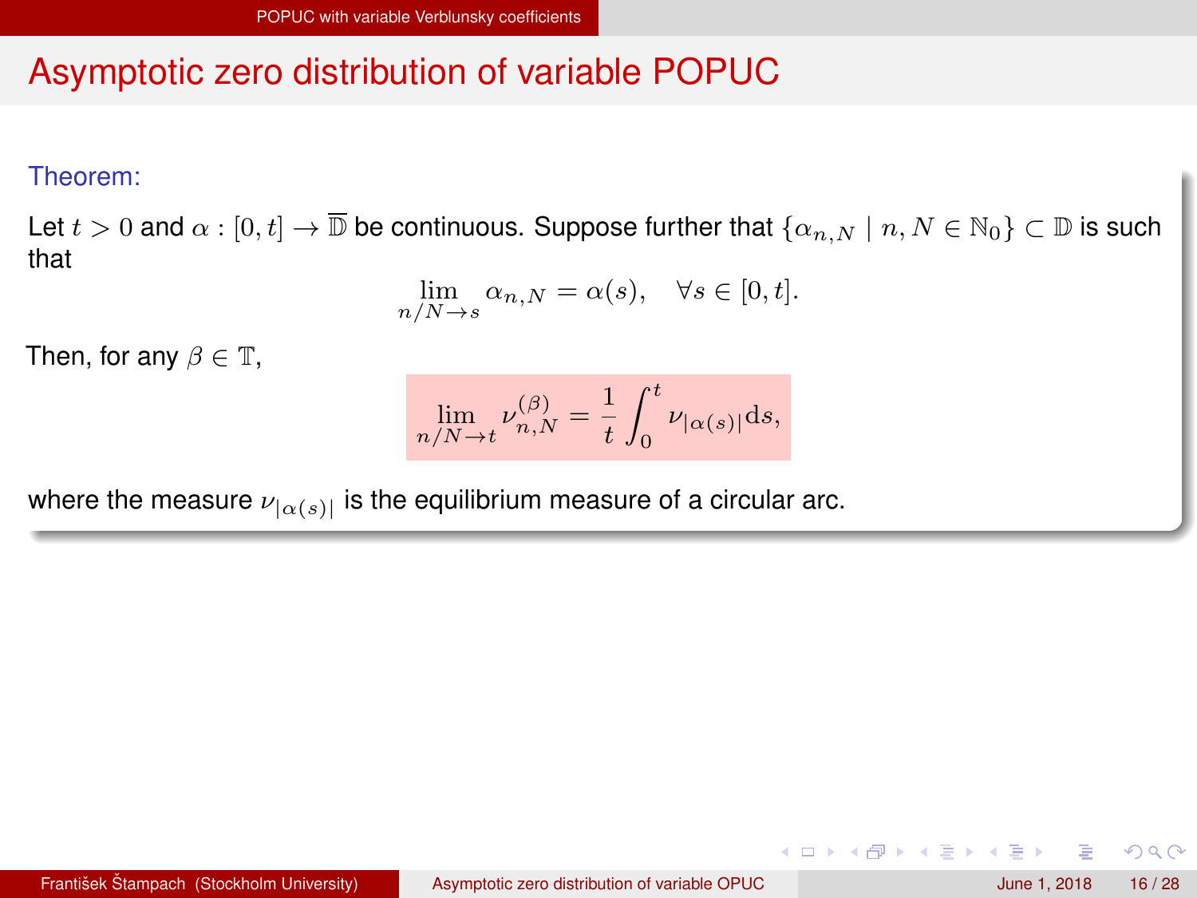## Asymptotic zero distribution of variable POPUC

**Theorem:**

Let $t > 0$ and $\alpha : [0, t] \to \overline{\mathbb{D}}$ be continuous. Suppose further that $\{\alpha_{n,N} \mid n, N \in \mathbb{N}_0\} \subset \mathbb{D}$ is such that

$$\lim_{n/N \to s} \alpha_{n,N} = \alpha(s), \quad \forall s \in [0, t].$$

Then, for any $\beta \in \mathbb{T}$,

$$\lim_{n/N \to t} \nu_{n,N}^{(\beta)} = \frac{1}{t} \int_0^t \nu_{|\alpha(s)|} \mathrm{d}s,$$

where the measure $\nu_{|\alpha(s)|}$ is the equilibrium measure of a circular arc.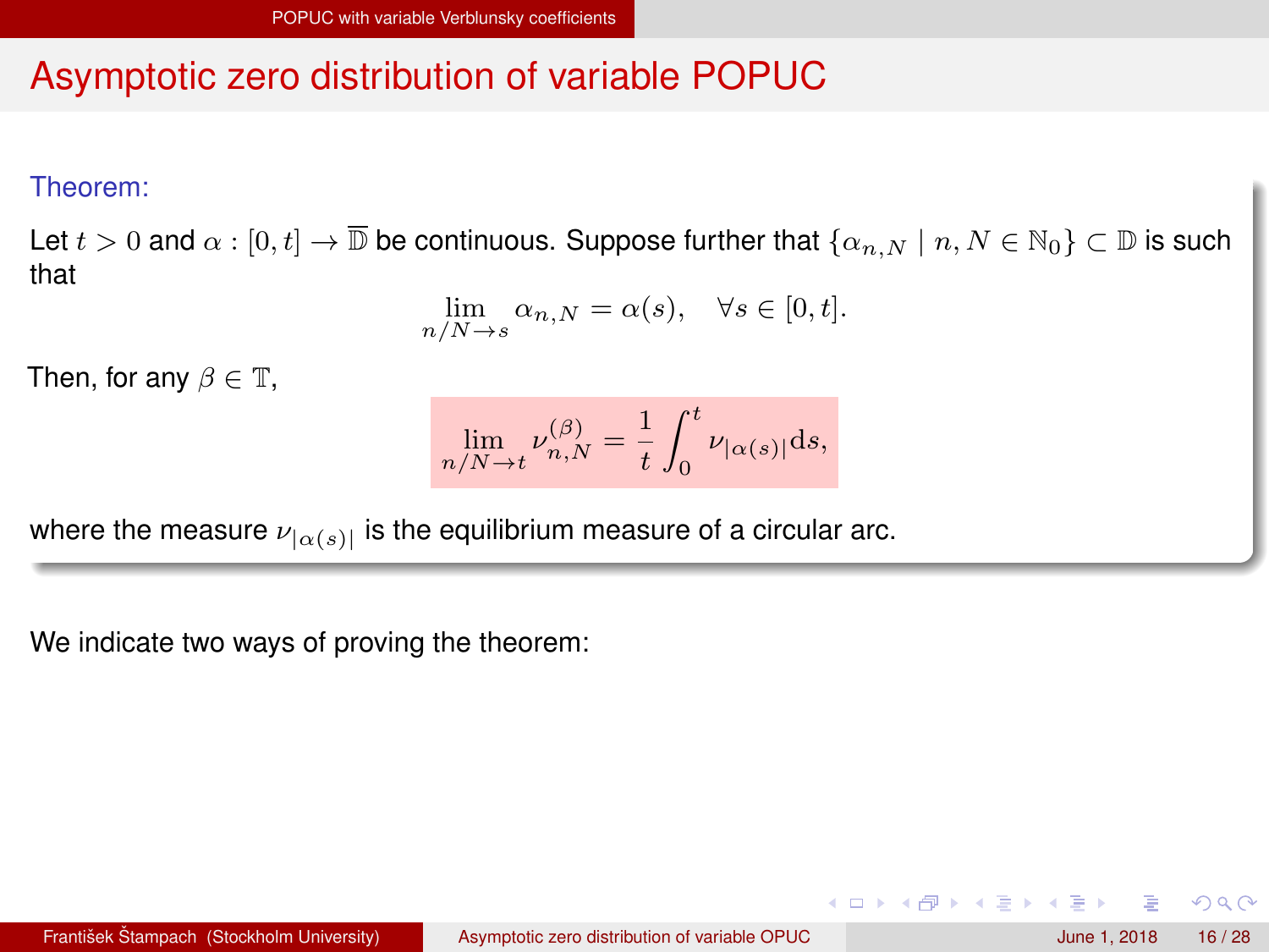## Asymptotic zero distribution of variable POPUC

**Theorem:**

Let $t > 0$ and $\alpha : [0,t] \to \overline{\mathbb{D}}$ be continuous. Suppose further that $\{\alpha_{n,N} \mid n, N \in \mathbb{N}_0\} \subset \mathbb{D}$ is such that

$$\lim_{n/N \to s} \alpha_{n,N} = \alpha(s), \quad \forall s \in [0,t].$$

Then, for any $\beta \in \mathbb{T}$,

$$\lim_{n/N \to t} \nu_{n,N}^{(\beta)} = \frac{1}{t} \int_0^t \nu_{|\alpha(s)|} \mathrm{d}s,$$

where the measure $\nu_{|\alpha(s)|}$ is the equilibrium measure of a circular arc.

We indicate two ways of proving the theorem: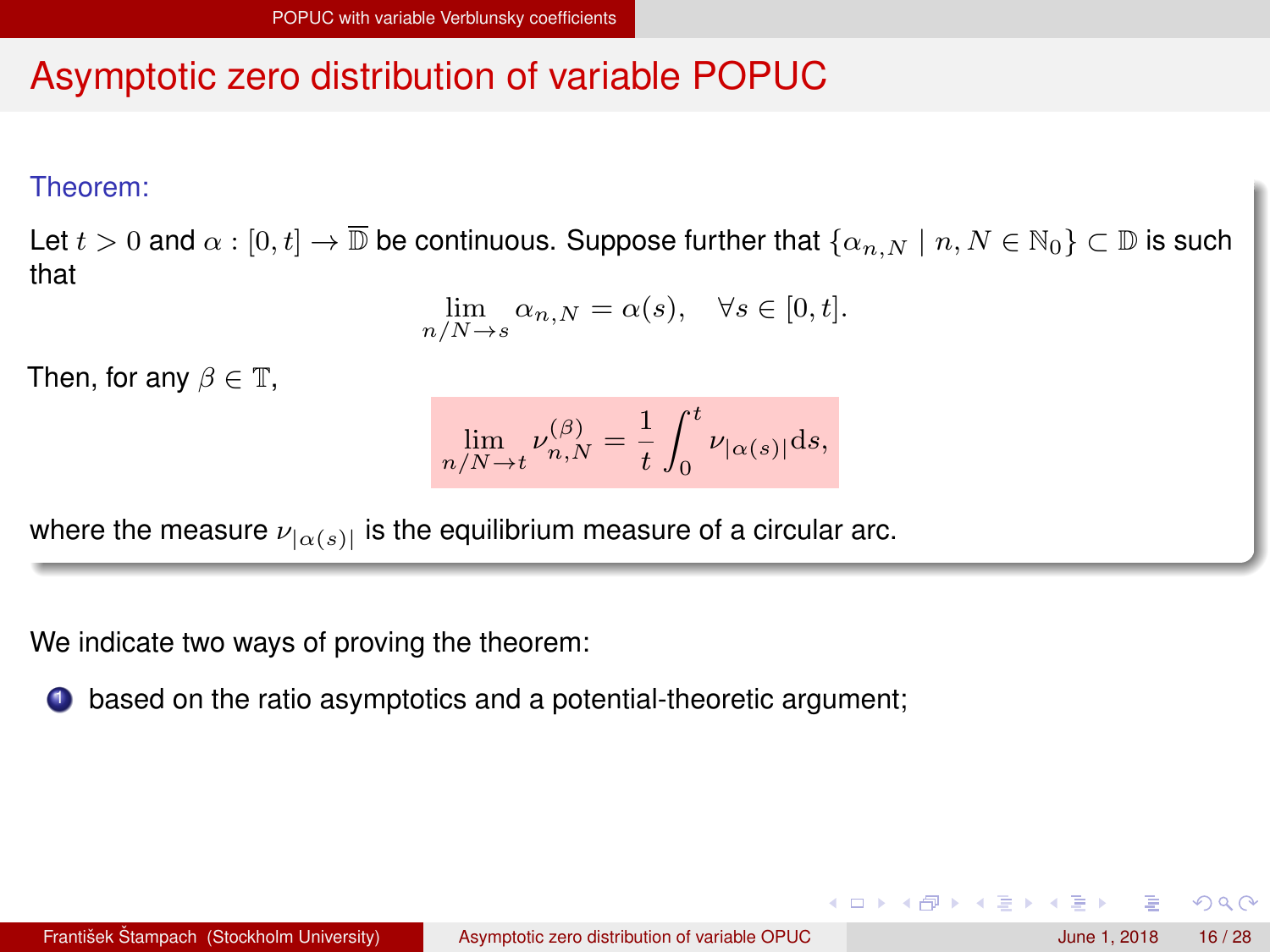# Asymptotic zero distribution of variable POPUC

**Theorem:**

Let $t > 0$ and $\alpha : [0,t] \to \overline{\mathbb{D}}$ be continuous. Suppose further that $\{\alpha_{n,N} \mid n, N \in \mathbb{N}_0\} \subset \mathbb{D}$ is such that

$$\lim_{n/N \to s} \alpha_{n,N} = \alpha(s), \quad \forall s \in [0,t].$$

Then, for any $\beta \in \mathbb{T}$,

$$\lim_{n/N \to t} \nu_{n,N}^{(\beta)} = \frac{1}{t} \int_0^t \nu_{|\alpha(s)|} \mathrm{d}s,$$

where the measure $\nu_{|\alpha(s)|}$ is the equilibrium measure of a circular arc.

We indicate two ways of proving the theorem:

1. based on the ratio asymptotics and a potential-theoretic argument;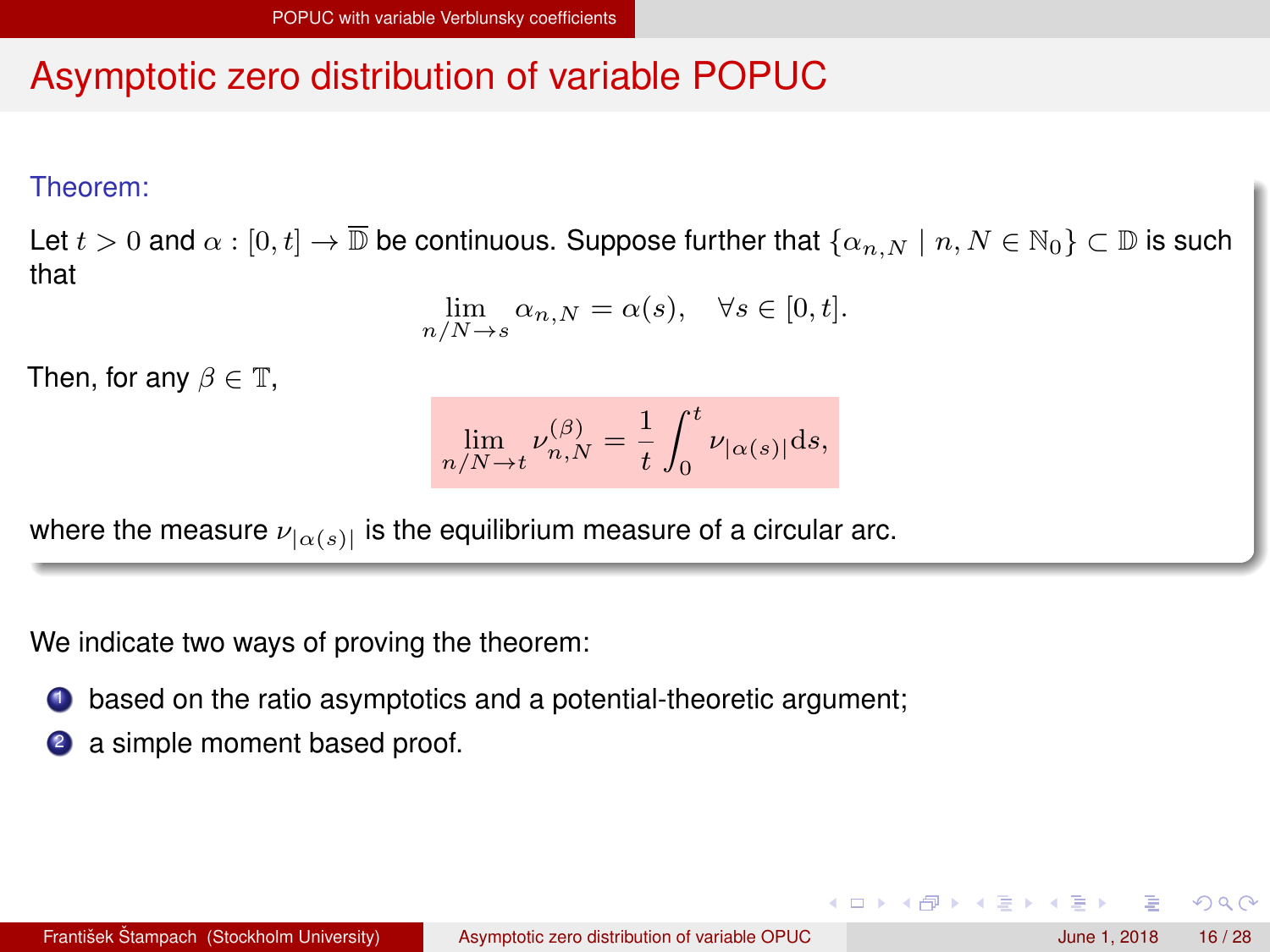# Asymptotic zero distribution of variable POPUC

**Theorem:**

Let $t > 0$ and $\alpha : [0, t] \to \overline{\mathbb{D}}$ be continuous. Suppose further that $\{\alpha_{n,N} \mid n, N \in \mathbb{N}_0\} \subset \mathbb{D}$ is such that

$$\lim_{n/N \to s} \alpha_{n,N} = \alpha(s), \quad \forall s \in [0, t].$$

Then, for any $\beta \in \mathbb{T}$,

$$\lim_{n/N \to t} \nu_{n,N}^{(\beta)} = \frac{1}{t} \int_0^t \nu_{|\alpha(s)|} \mathrm{d}s,$$

where the measure $\nu_{|\alpha(s)|}$ is the equilibrium measure of a circular arc.

We indicate two ways of proving the theorem:

1. based on the ratio asymptotics and a potential-theoretic argument;
2. a simple moment based proof.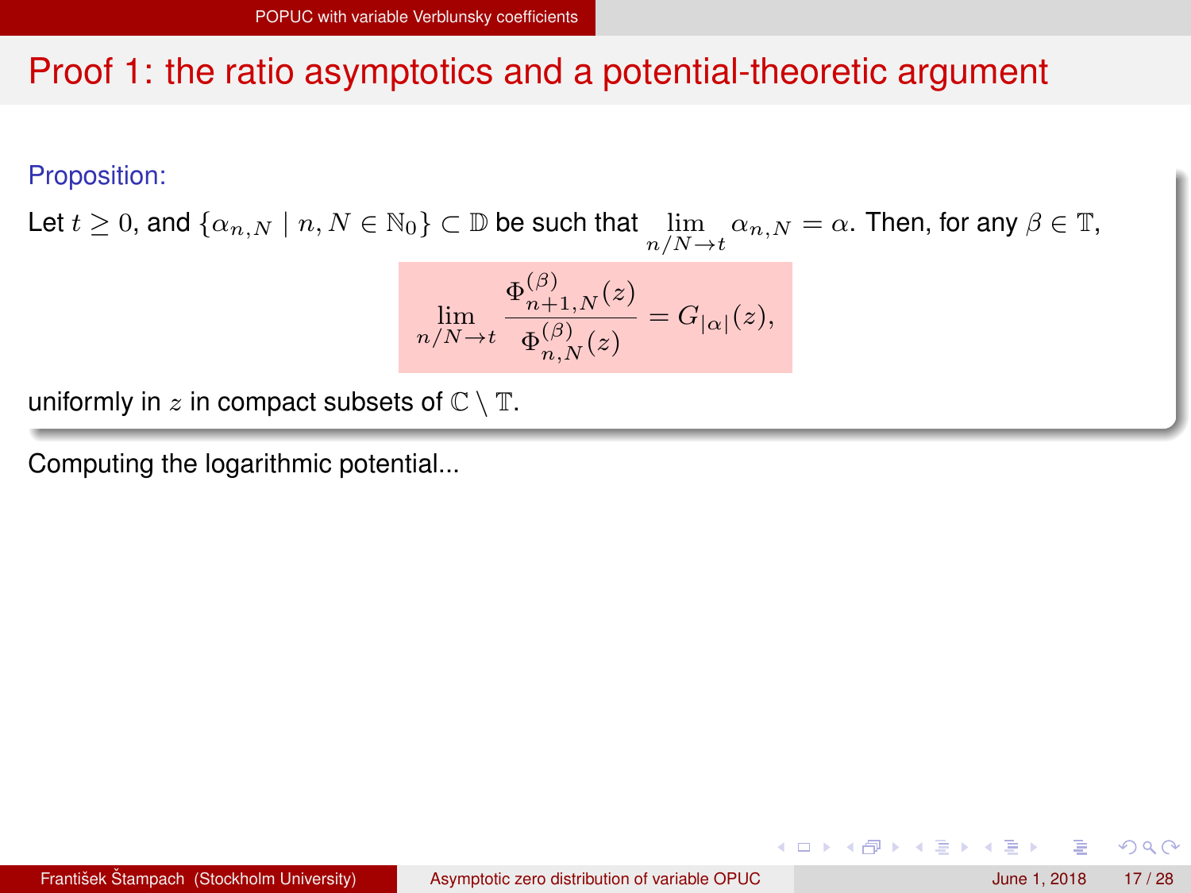# Proof 1: the ratio asymptotics and a potential-theoretic argument

**Proposition:**

Let $t \geq 0$, and $\{\alpha_{n,N} \mid n, N \in \mathbb{N}_0\} \subset \mathbb{D}$ be such that $\lim_{n/N \to t} \alpha_{n,N} = \alpha$. Then, for any $\beta \in \mathbb{T}$,

$$\lim_{n/N \to t} \frac{\Phi_{n+1,N}^{(\beta)}(z)}{\Phi_{n,N}^{(\beta)}(z)} = G_{|\alpha|}(z),$$

uniformly in $z$ in compact subsets of $\mathbb{C} \setminus \mathbb{T}$.

Computing the logarithmic potential...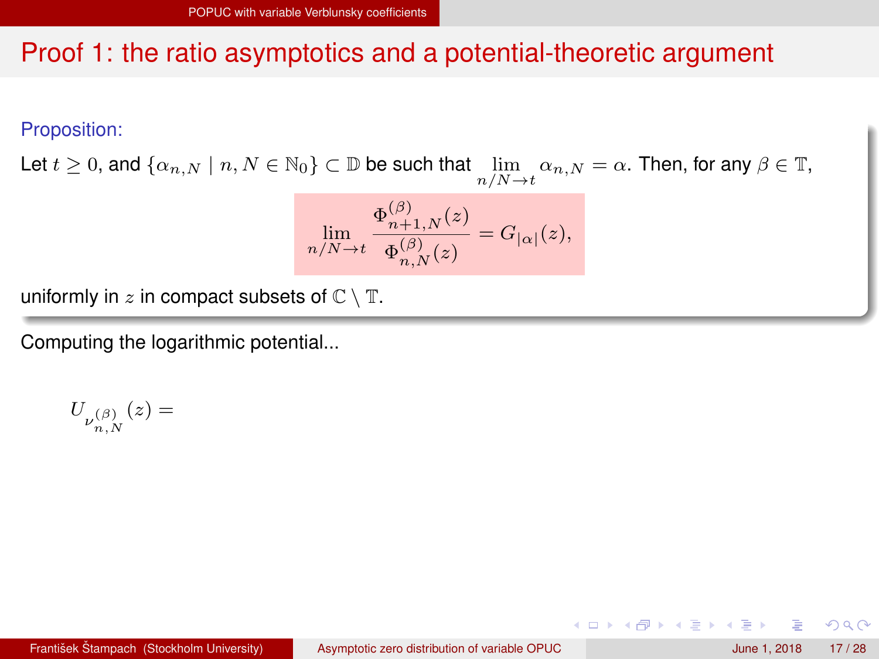# Proof 1: the ratio asymptotics and a potential-theoretic argument

**Proposition:**

Let $t \geq 0$, and $\{\alpha_{n,N} \mid n, N \in \mathbb{N}_0\} \subset \mathbb{D}$ be such that $\lim_{n/N \to t} \alpha_{n,N} = \alpha$. Then, for any $\beta \in \mathbb{T}$,

$$\lim_{n/N \to t} \frac{\Phi_{n+1,N}^{(\beta)}(z)}{\Phi_{n,N}^{(\beta)}(z)} = G_{|\alpha|}(z),$$

uniformly in $z$ in compact subsets of $\mathbb{C} \setminus \mathbb{T}$.

Computing the logarithmic potential...

$$U_{\nu_{n,N}^{(\beta)}}(z) =$$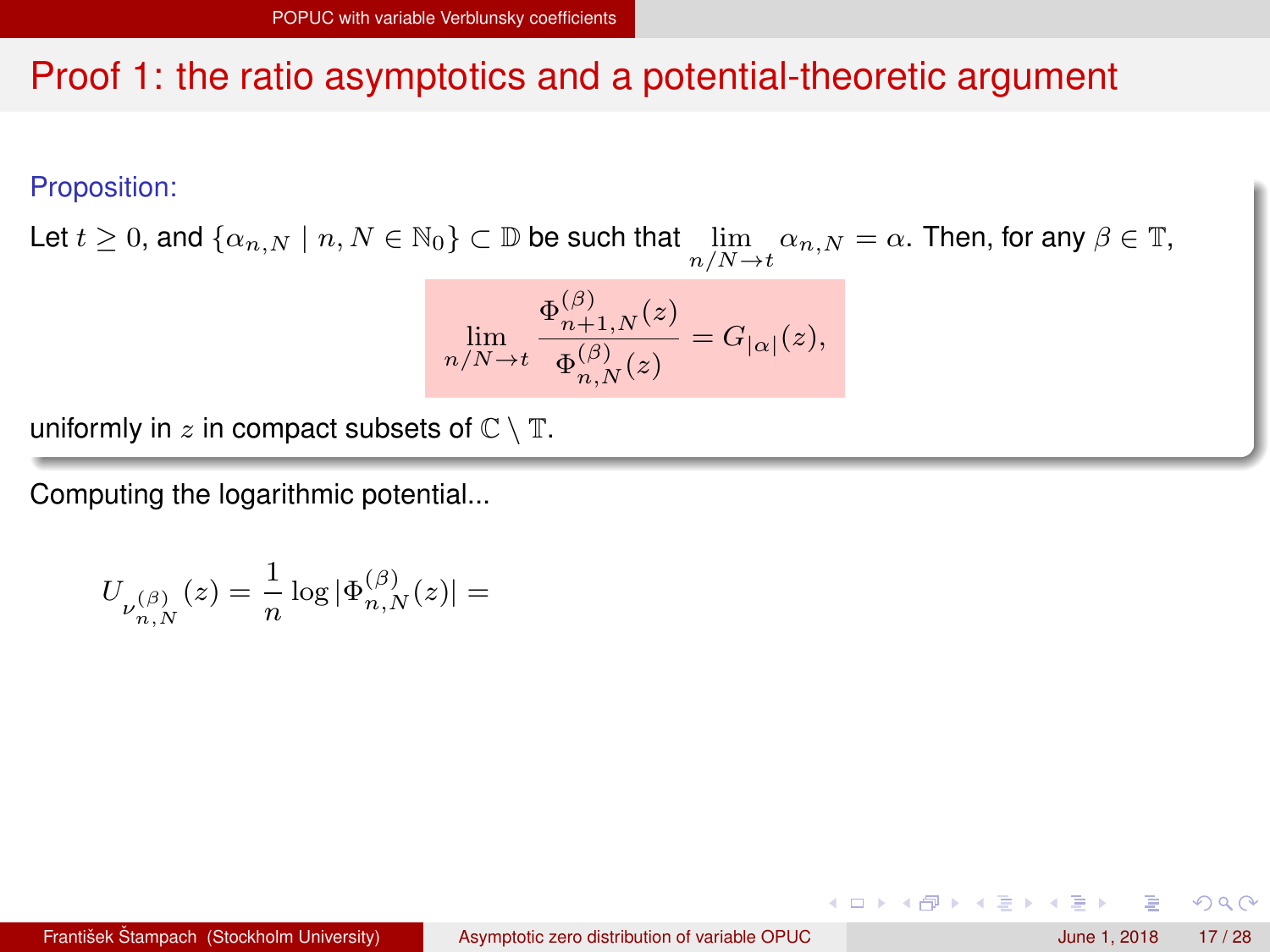# Proof 1: the ratio asymptotics and a potential-theoretic argument

**Proposition:**

Let $t \geq 0$, and $\{\alpha_{n,N} \mid n, N \in \mathbb{N}_0\} \subset \mathbb{D}$ be such that $\lim\limits_{n/N \to t} \alpha_{n,N} = \alpha$. Then, for any $\beta \in \mathbb{T}$,

$$\lim_{n/N \to t} \frac{\Phi^{(\beta)}_{n+1,N}(z)}{\Phi^{(\beta)}_{n,N}(z)} = G_{|\alpha|}(z),$$

uniformly in $z$ in compact subsets of $\mathbb{C} \setminus \mathbb{T}$.

Computing the logarithmic potential...

$$U_{\nu^{(\beta)}_{n,N}}(z) = \frac{1}{n} \log |\Phi^{(\beta)}_{n,N}(z)| =$$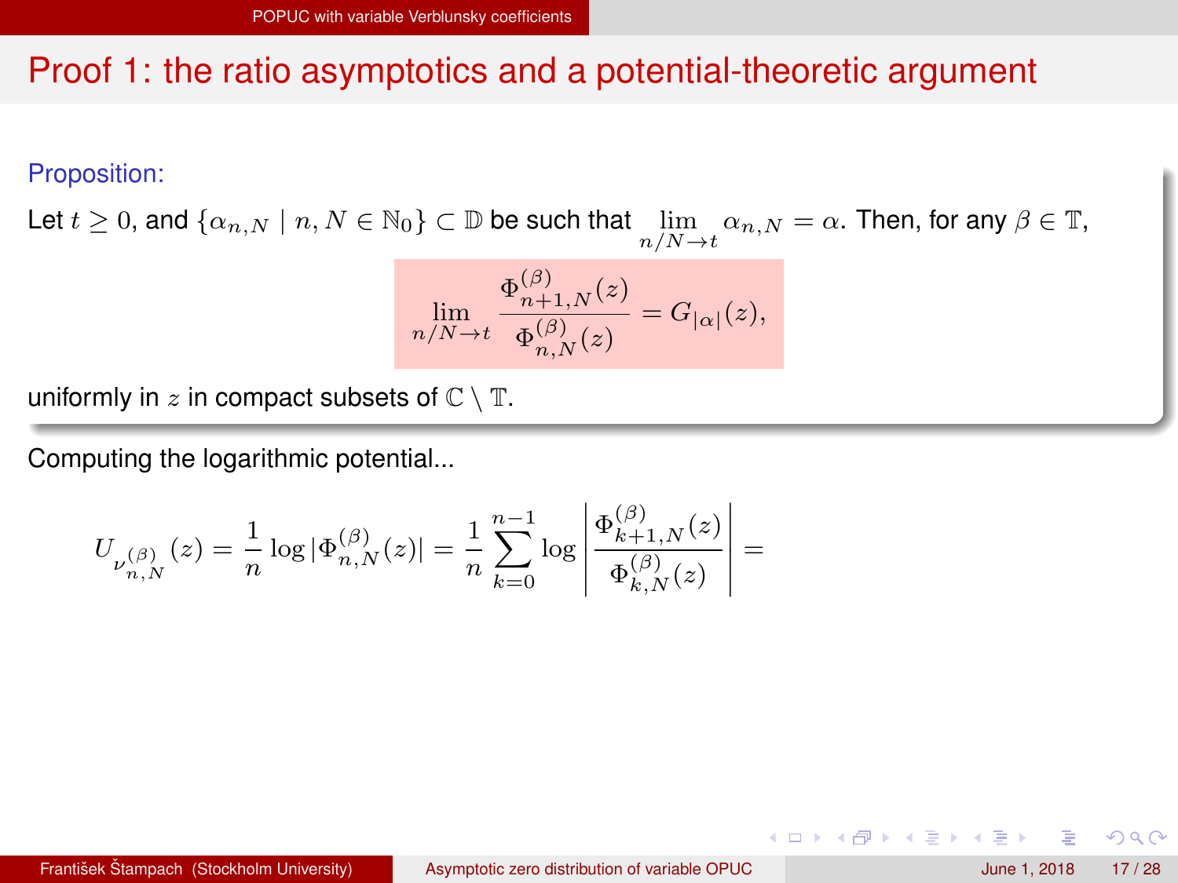# Proof 1: the ratio asymptotics and a potential-theoretic argument

**Proposition:**

Let $t \geq 0$, and $\{\alpha_{n,N} \mid n, N \in \mathbb{N}_0\} \subset \mathbb{D}$ be such that $\lim_{n/N \to t} \alpha_{n,N} = \alpha$. Then, for any $\beta \in \mathbb{T}$,

$$\lim_{n/N \to t} \frac{\Phi^{(\beta)}_{n+1,N}(z)}{\Phi^{(\beta)}_{n,N}(z)} = G_{|\alpha|}(z),$$

uniformly in $z$ in compact subsets of $\mathbb{C} \setminus \mathbb{T}$.

Computing the logarithmic potential...

$$U_{\nu^{(\beta)}_{n,N}}(z) = \frac{1}{n} \log |\Phi^{(\beta)}_{n,N}(z)| = \frac{1}{n} \sum_{k=0}^{n-1} \log \left| \frac{\Phi^{(\beta)}_{k+1,N}(z)}{\Phi^{(\beta)}_{k,N}(z)} \right| =$$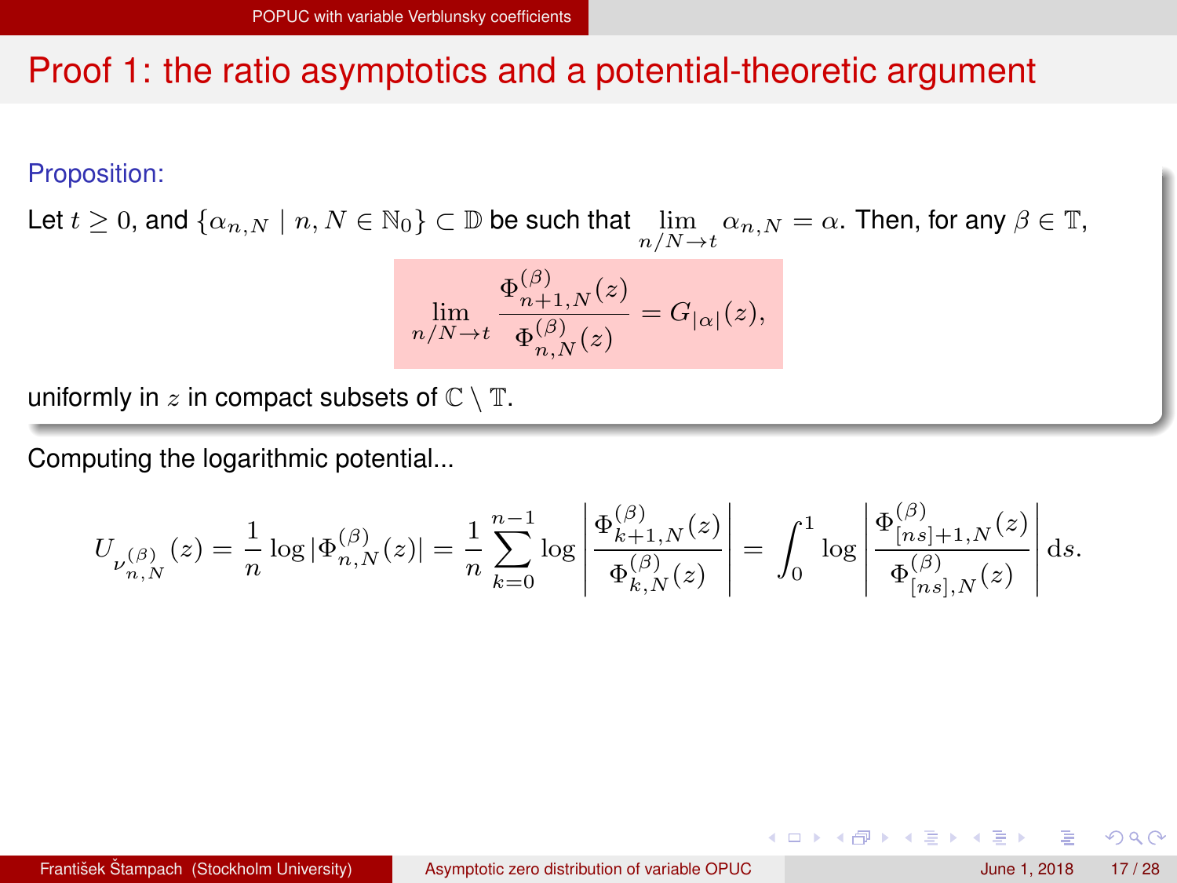## Proof 1: the ratio asymptotics and a potential-theoretic argument

**Proposition:**

Let $t \geq 0$, and $\{\alpha_{n,N} \mid n, N \in \mathbb{N}_0\} \subset \mathbb{D}$ be such that $\lim_{n/N \to t} \alpha_{n,N} = \alpha$. Then, for any $\beta \in \mathbb{T}$,

$$\lim_{n/N \to t} \frac{\Phi_{n+1,N}^{(\beta)}(z)}{\Phi_{n,N}^{(\beta)}(z)} = G_{|\alpha|}(z),$$

uniformly in $z$ in compact subsets of $\mathbb{C} \setminus \mathbb{T}$.

Computing the logarithmic potential...

$$U_{\nu_{n,N}^{(\beta)}}(z) = \frac{1}{n} \log |\Phi_{n,N}^{(\beta)}(z)| = \frac{1}{n} \sum_{k=0}^{n-1} \log \left| \frac{\Phi_{k+1,N}^{(\beta)}(z)}{\Phi_{k,N}^{(\beta)}(z)} \right| = \int_0^1 \log \left| \frac{\Phi_{[ns]+1,N}^{(\beta)}(z)}{\Phi_{[ns],N}^{(\beta)}(z)} \right| \mathrm{d}s.$$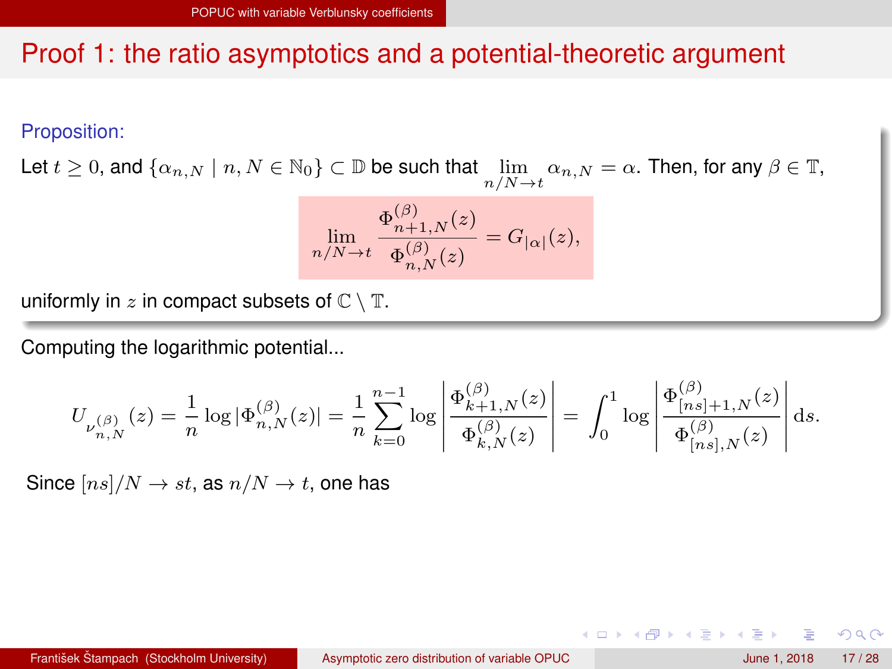# Proof 1: the ratio asymptotics and a potential-theoretic argument

**Proposition:**

Let $t \geq 0$, and $\{\alpha_{n,N} \mid n, N \in \mathbb{N}_0\} \subset \mathbb{D}$ be such that $\lim_{n/N \to t} \alpha_{n,N} = \alpha$. Then, for any $\beta \in \mathbb{T}$,

$$\lim_{n/N \to t} \frac{\Phi^{(\beta)}_{n+1,N}(z)}{\Phi^{(\beta)}_{n,N}(z)} = G_{|\alpha|}(z),$$

uniformly in $z$ in compact subsets of $\mathbb{C} \setminus \mathbb{T}$.

Computing the logarithmic potential...

$$U_{\nu^{(\beta)}_{n,N}}(z) = \frac{1}{n} \log |\Phi^{(\beta)}_{n,N}(z)| = \frac{1}{n} \sum_{k=0}^{n-1} \log \left| \frac{\Phi^{(\beta)}_{k+1,N}(z)}{\Phi^{(\beta)}_{k,N}(z)} \right| = \int_0^1 \log \left| \frac{\Phi^{(\beta)}_{[ns]+1,N}(z)}{\Phi^{(\beta)}_{[ns],N}(z)} \right| \mathrm{d}s.$$

Since $[ns]/N \to st$, as $n/N \to t$, one has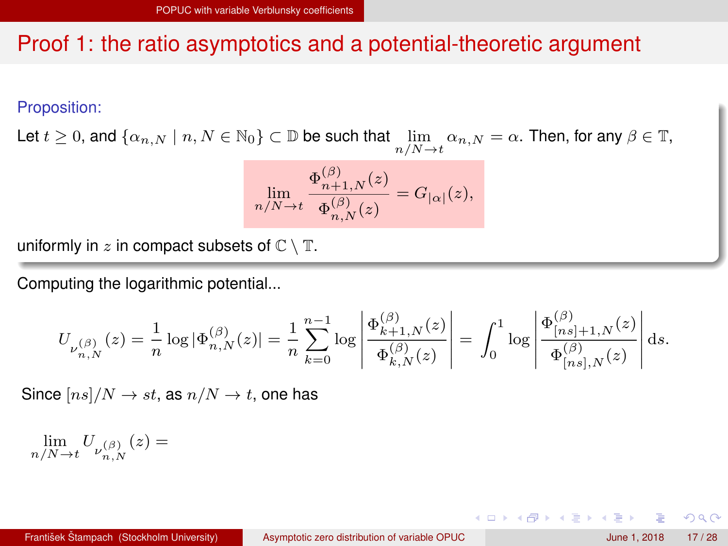# Proof 1: the ratio asymptotics and a potential-theoretic argument

**Proposition:**

Let $t \geq 0$, and $\{\alpha_{n,N} \mid n, N \in \mathbb{N}_0\} \subset \mathbb{D}$ be such that $\lim_{n/N \to t} \alpha_{n,N} = \alpha$. Then, for any $\beta \in \mathbb{T}$,

$$\lim_{n/N \to t} \frac{\Phi_{n+1,N}^{(\beta)}(z)}{\Phi_{n,N}^{(\beta)}(z)} = G_{|\alpha|}(z),$$

uniformly in $z$ in compact subsets of $\mathbb{C} \setminus \mathbb{T}$.

Computing the logarithmic potential...

$$U_{\nu_{n,N}^{(\beta)}}(z) = \frac{1}{n} \log |\Phi_{n,N}^{(\beta)}(z)| = \frac{1}{n} \sum_{k=0}^{n-1} \log \left| \frac{\Phi_{k+1,N}^{(\beta)}(z)}{\Phi_{k,N}^{(\beta)}(z)} \right| = \int_0^1 \log \left| \frac{\Phi_{[ns]+1,N}^{(\beta)}(z)}{\Phi_{[ns],N}^{(\beta)}(z)} \right| \mathrm{d}s.$$

Since $[ns]/N \to st$, as $n/N \to t$, one has

$$\lim_{n/N \to t} U_{\nu_{n,N}^{(\beta)}}(z) =$$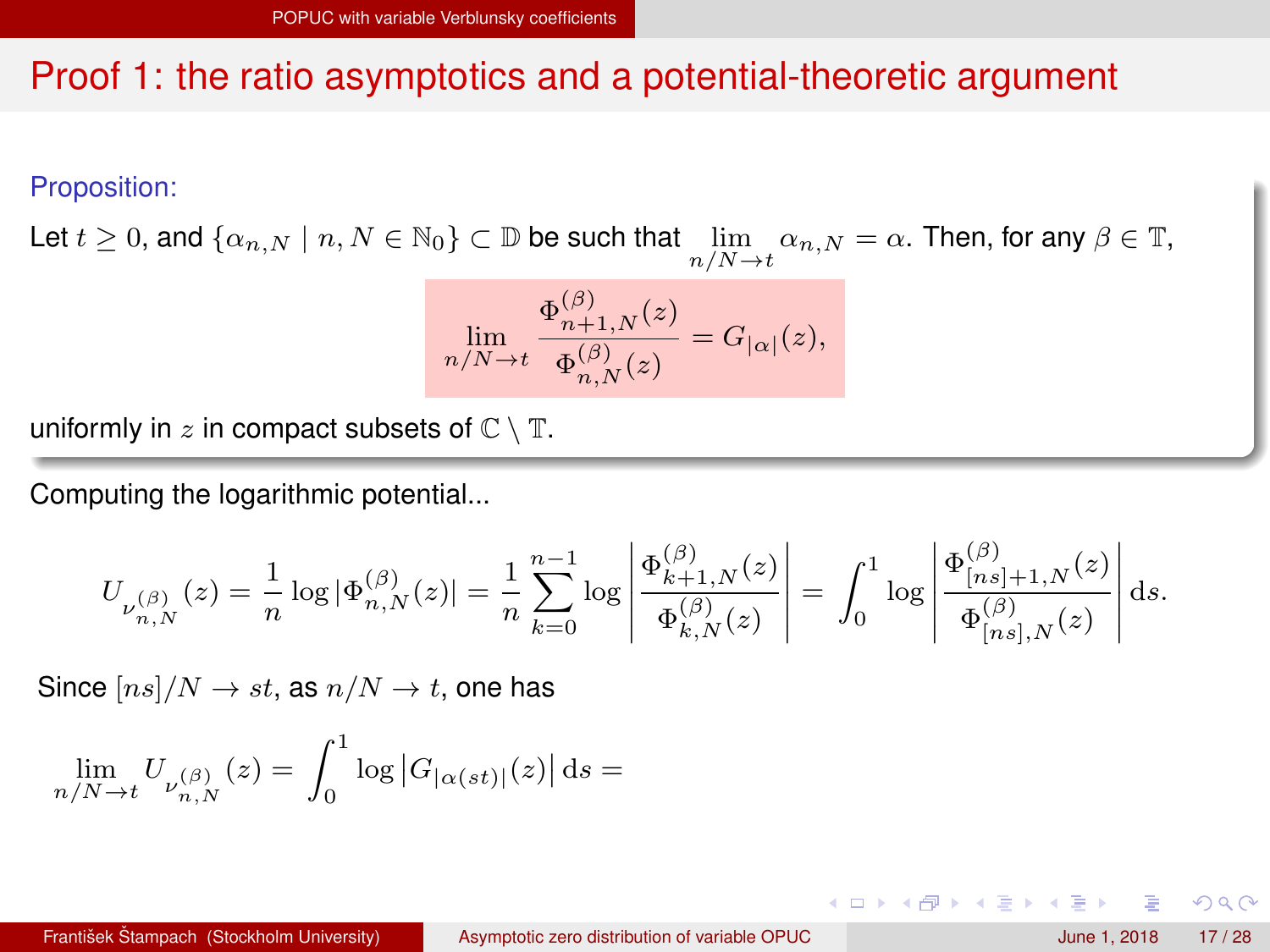# Proof 1: the ratio asymptotics and a potential-theoretic argument

**Proposition:**

Let $t \geq 0$, and $\{\alpha_{n,N} \mid n, N \in \mathbb{N}_0\} \subset \mathbb{D}$ be such that $\lim_{n/N \to t} \alpha_{n,N} = \alpha$. Then, for any $\beta \in \mathbb{T}$,

$$\lim_{n/N \to t} \frac{\Phi^{(\beta)}_{n+1,N}(z)}{\Phi^{(\beta)}_{n,N}(z)} = G_{|\alpha|}(z),$$

uniformly in $z$ in compact subsets of $\mathbb{C} \setminus \mathbb{T}$.

Computing the logarithmic potential...

$$U_{\nu^{(\beta)}_{n,N}}(z) = \frac{1}{n} \log |\Phi^{(\beta)}_{n,N}(z)| = \frac{1}{n} \sum_{k=0}^{n-1} \log \left| \frac{\Phi^{(\beta)}_{k+1,N}(z)}{\Phi^{(\beta)}_{k,N}(z)} \right| = \int_0^1 \log \left| \frac{\Phi^{(\beta)}_{[ns]+1,N}(z)}{\Phi^{(\beta)}_{[ns],N}(z)} \right| \mathrm{d}s.$$

Since $[ns]/N \to st$, as $n/N \to t$, one has

$$\lim_{n/N \to t} U_{\nu^{(\beta)}_{n,N}}(z) = \int_0^1 \log \left| G_{|\alpha(st)|}(z) \right| \mathrm{d}s =$$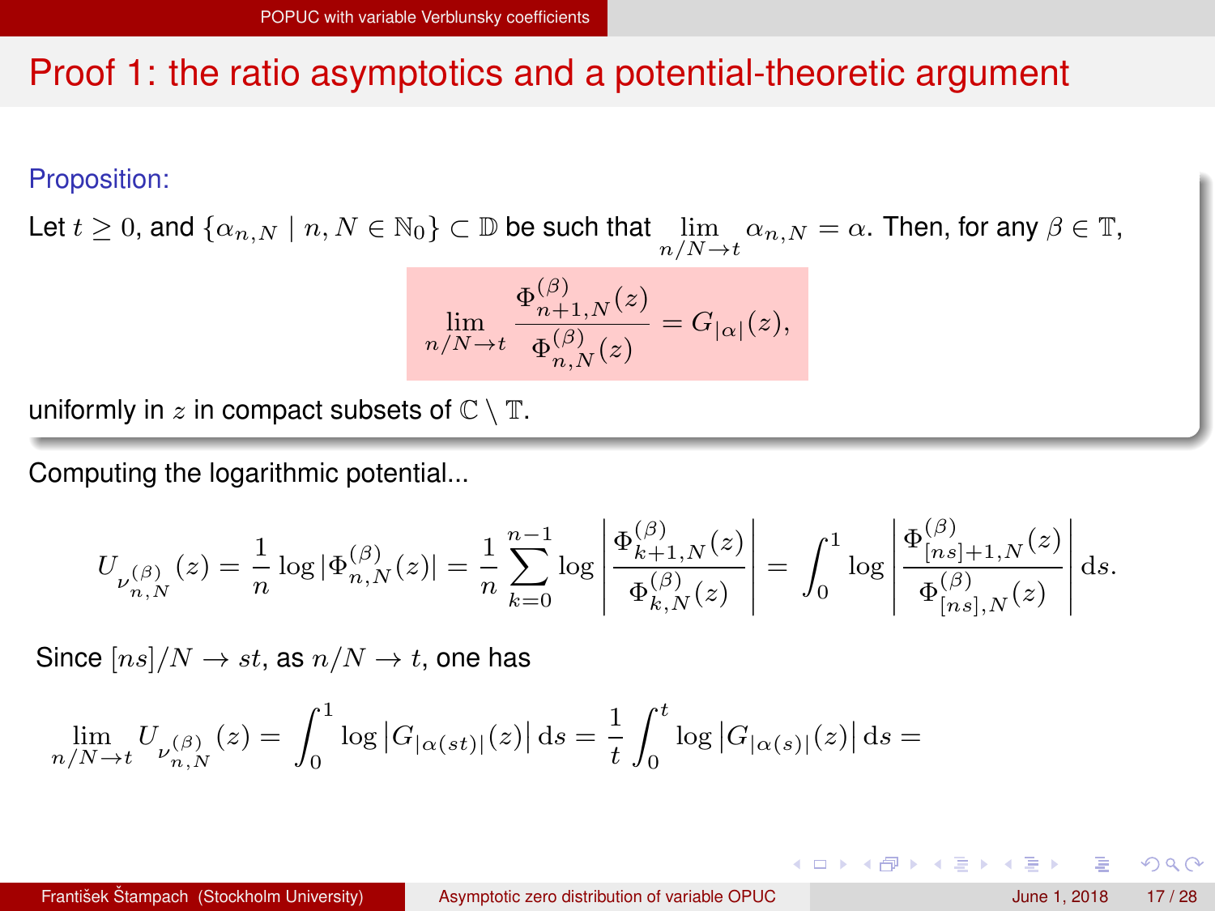# Proof 1: the ratio asymptotics and a potential-theoretic argument

**Proposition:**

Let $t \geq 0$, and $\{\alpha_{n,N} \mid n, N \in \mathbb{N}_0\} \subset \mathbb{D}$ be such that $\lim_{n/N \to t} \alpha_{n,N} = \alpha$. Then, for any $\beta \in \mathbb{T}$,

$$\lim_{n/N \to t} \frac{\Phi^{(\beta)}_{n+1,N}(z)}{\Phi^{(\beta)}_{n,N}(z)} = G_{|\alpha|}(z),$$

uniformly in $z$ in compact subsets of $\mathbb{C} \setminus \mathbb{T}$.

Computing the logarithmic potential...

$$U_{\nu^{(\beta)}_{n,N}}(z) = \frac{1}{n} \log |\Phi^{(\beta)}_{n,N}(z)| = \frac{1}{n} \sum_{k=0}^{n-1} \log \left| \frac{\Phi^{(\beta)}_{k+1,N}(z)}{\Phi^{(\beta)}_{k,N}(z)} \right| = \int_0^1 \log \left| \frac{\Phi^{(\beta)}_{[ns]+1,N}(z)}{\Phi^{(\beta)}_{[ns],N}(z)} \right| \mathrm{d}s.$$

Since $[ns]/N \to st$, as $n/N \to t$, one has

$$\lim_{n/N \to t} U_{\nu^{(\beta)}_{n,N}}(z) = \int_0^1 \log \left| G_{|\alpha(st)|}(z) \right| \mathrm{d}s = \frac{1}{t} \int_0^t \log \left| G_{|\alpha(s)|}(z) \right| \mathrm{d}s =$$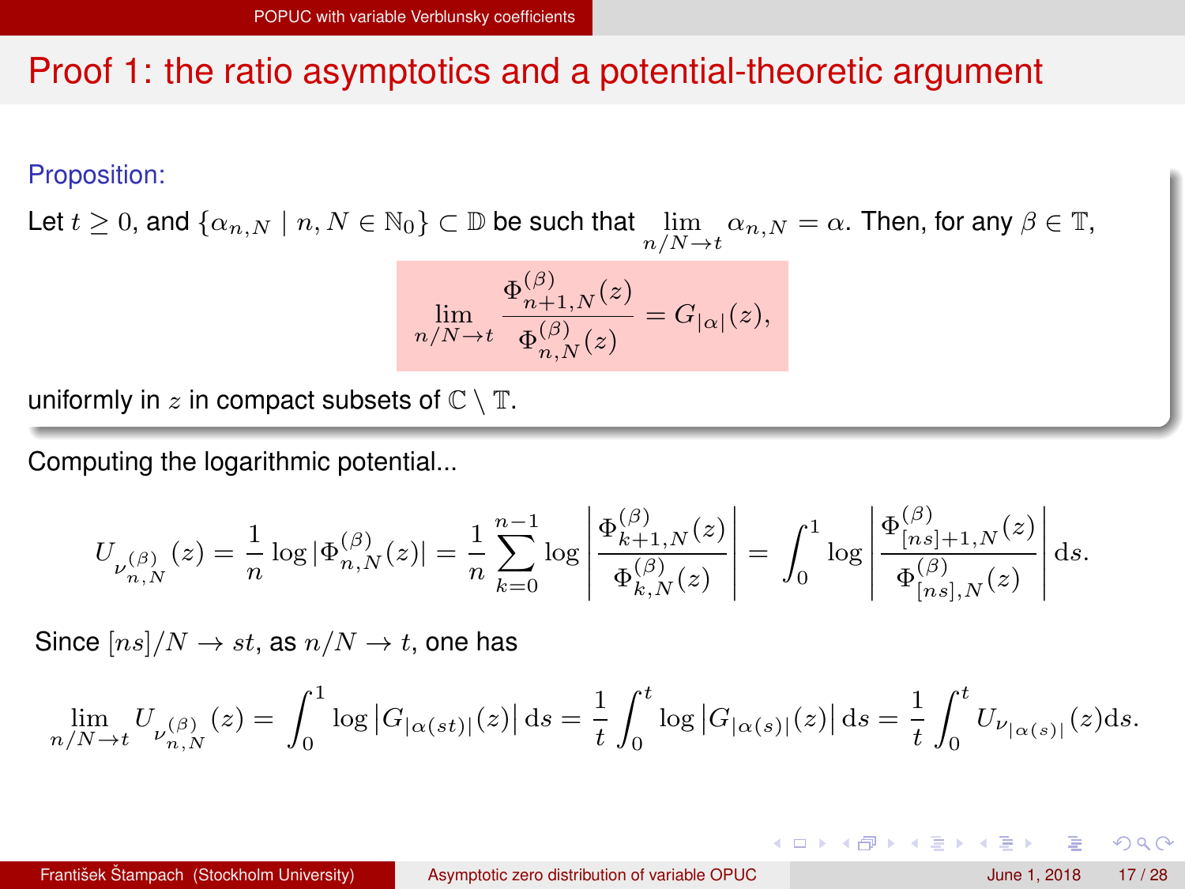## Proof 1: the ratio asymptotics and a potential-theoretic argument

**Proposition:**

Let $t \geq 0$, and $\{\alpha_{n,N} \mid n, N \in \mathbb{N}_0\} \subset \mathbb{D}$ be such that $\lim\limits_{n/N \to t} \alpha_{n,N} = \alpha$. Then, for any $\beta \in \mathbb{T}$,

$$\lim_{n/N \to t} \frac{\Phi_{n+1,N}^{(\beta)}(z)}{\Phi_{n,N}^{(\beta)}(z)} = G_{|\alpha|}(z),$$

uniformly in $z$ in compact subsets of $\mathbb{C} \setminus \mathbb{T}$.

Computing the logarithmic potential...

$$U_{\nu_{n,N}^{(\beta)}}(z) = \frac{1}{n} \log |\Phi_{n,N}^{(\beta)}(z)| = \frac{1}{n} \sum_{k=0}^{n-1} \log \left| \frac{\Phi_{k+1,N}^{(\beta)}(z)}{\Phi_{k,N}^{(\beta)}(z)} \right| = \int_0^1 \log \left| \frac{\Phi_{[ns]+1,N}^{(\beta)}(z)}{\Phi_{[ns],N}^{(\beta)}(z)} \right| \mathrm{d}s.$$

Since $[ns]/N \to st$, as $n/N \to t$, one has

$$\lim_{n/N \to t} U_{\nu_{n,N}^{(\beta)}}(z) = \int_0^1 \log \left| G_{|\alpha(st)|}(z) \right| \mathrm{d}s = \frac{1}{t} \int_0^t \log \left| G_{|\alpha(s)|}(z) \right| \mathrm{d}s = \frac{1}{t} \int_0^t U_{\nu_{|\alpha(s)|}}(z) \mathrm{d}s.$$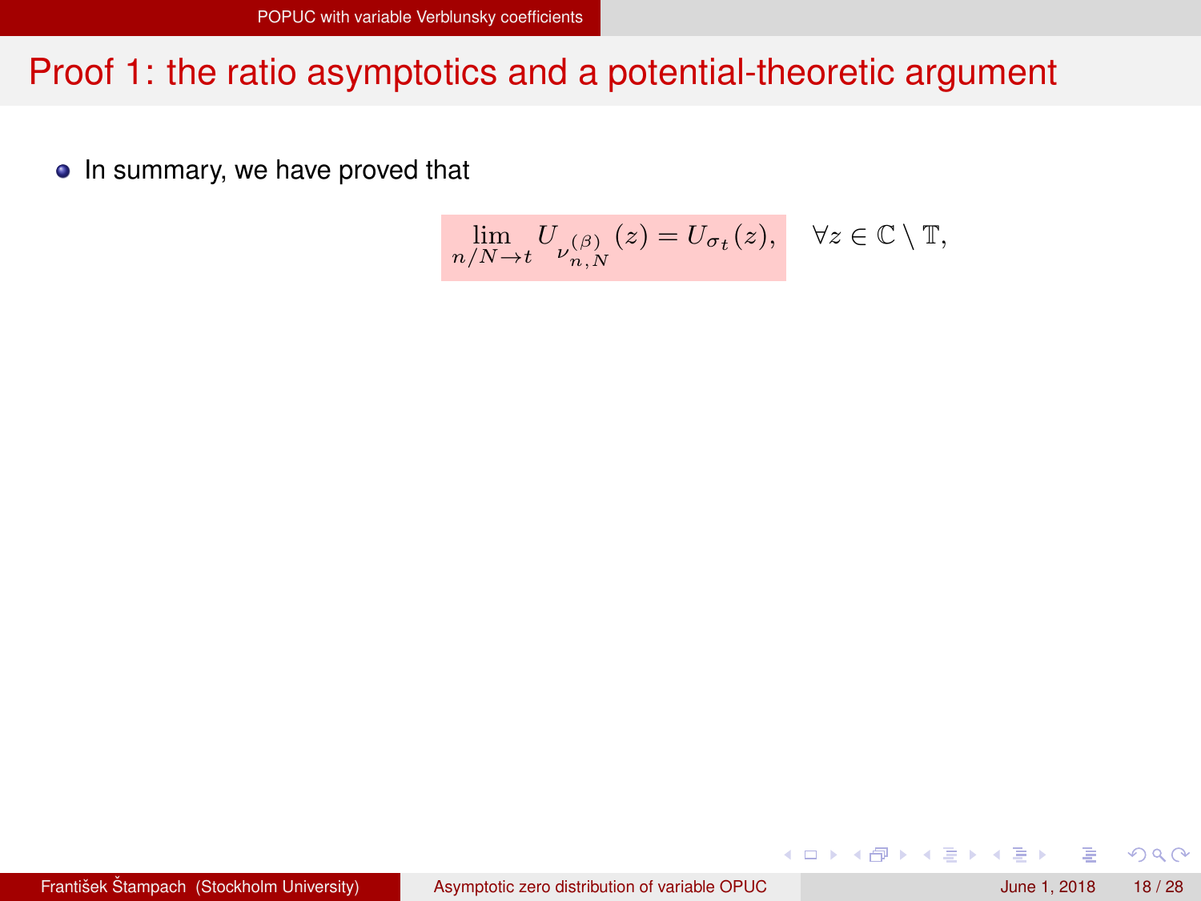# Proof 1: the ratio asymptotics and a potential-theoretic argument

- In summary, we have proved that

$$\lim_{n/N\to t} U_{\nu_{n,N}^{(\beta)}}(z) = U_{\sigma_t}(z), \quad \forall z \in \mathbb{C} \setminus \mathbb{T},$$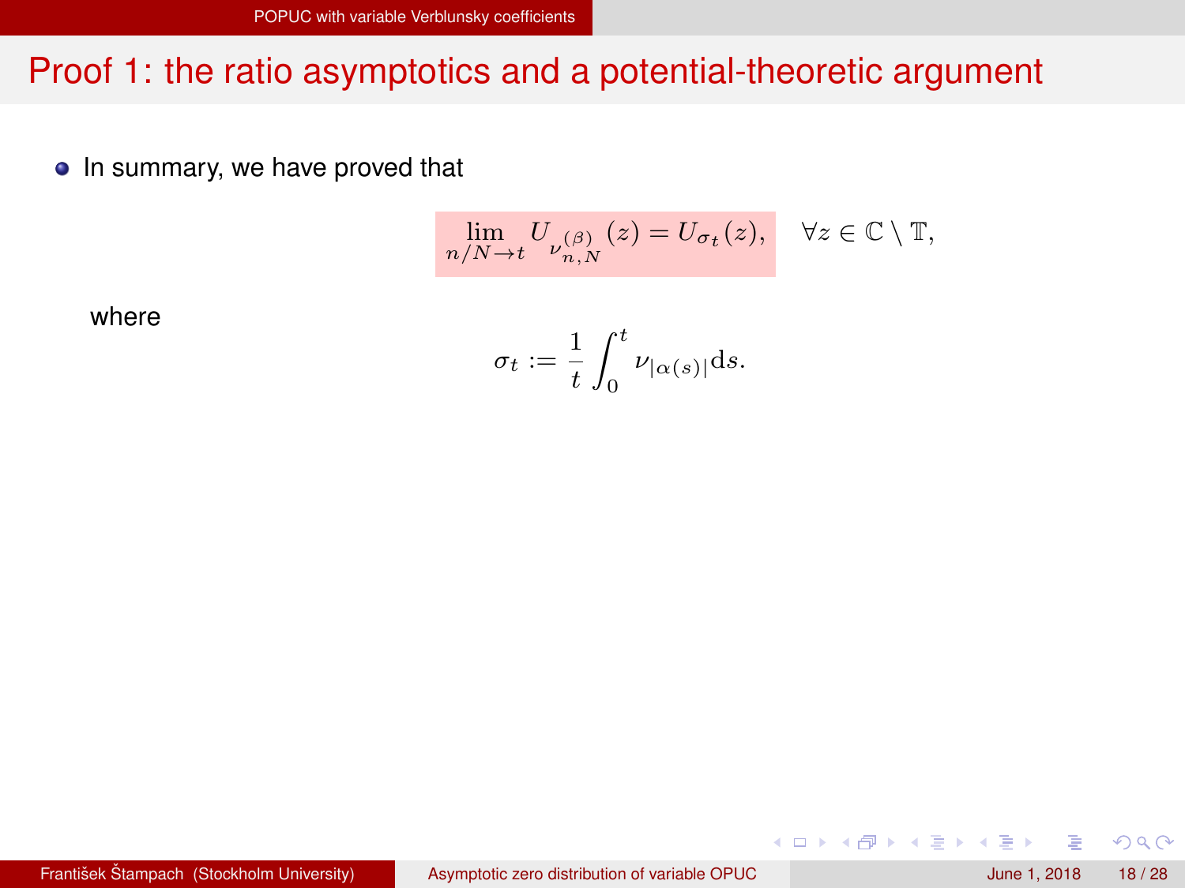# Proof 1: the ratio asymptotics and a potential-theoretic argument

- In summary, we have proved that

$$\lim_{n/N\to t} U_{\nu_{n,N}^{(\beta)}}(z) = U_{\sigma_t}(z), \quad \forall z \in \mathbb{C} \setminus \mathbb{T},$$

where

$$\sigma_t := \frac{1}{t}\int_0^t \nu_{|\alpha(s)|} \mathrm{d}s.$$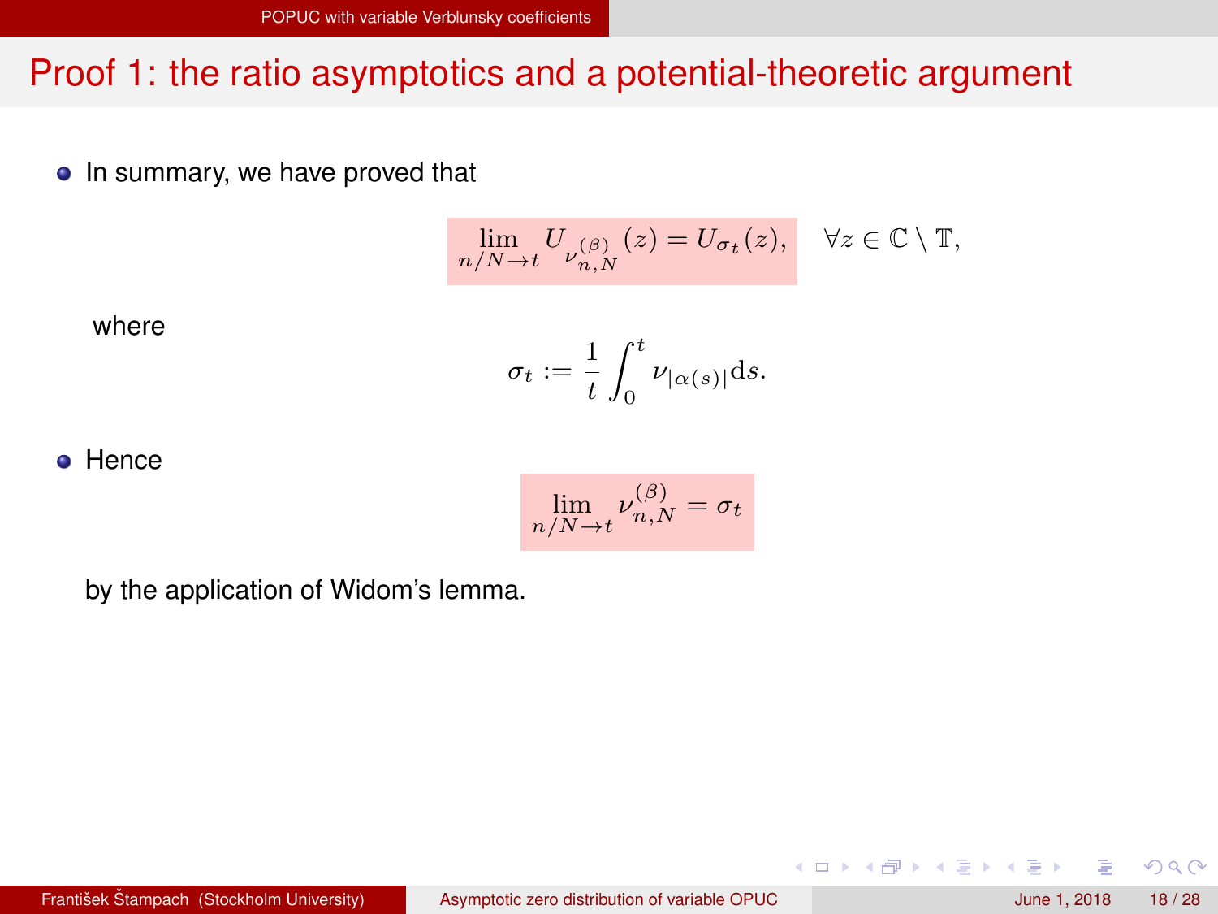# Proof 1: the ratio asymptotics and a potential-theoretic argument

- In summary, we have proved that

$$\lim_{n/N\to t} U_{\nu_{n,N}^{(\beta)}}(z) = U_{\sigma_t}(z), \quad \forall z \in \mathbb{C}\setminus\mathbb{T},$$

where

$$\sigma_t := \frac{1}{t}\int_0^t \nu_{|\alpha(s)|}\mathrm{d}s.$$

- Hence

$$\lim_{n/N\to t} \nu_{n,N}^{(\beta)} = \sigma_t$$

by the application of Widom's lemma.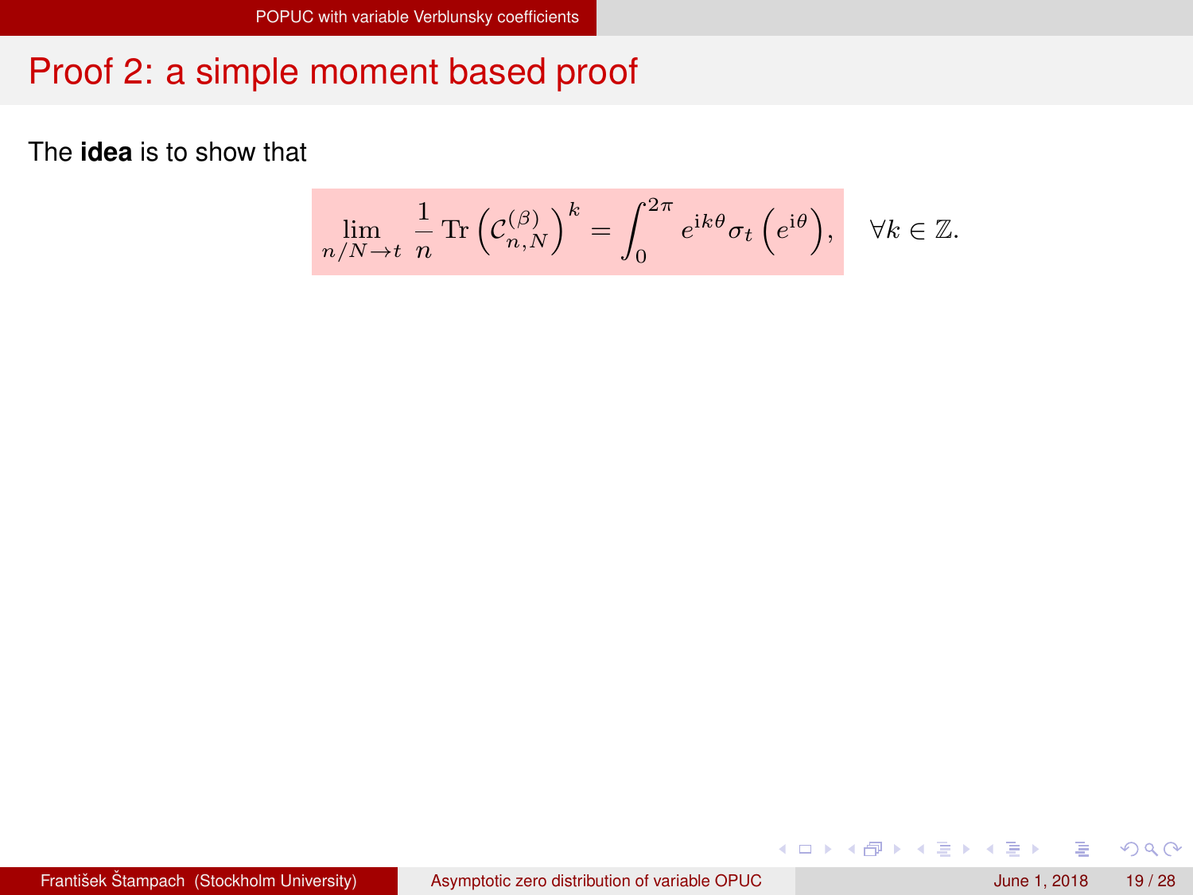# Proof 2: a simple moment based proof

The **idea** is to show that

$$\lim_{n/N \to t} \frac{1}{n} \operatorname{Tr}\left(\mathcal{C}_{n,N}^{(\beta)}\right)^{k} = \int_{0}^{2\pi} e^{\mathrm{i}k\theta} \sigma_t\left(e^{\mathrm{i}\theta}\right), \quad \forall k \in \mathbb{Z}.$$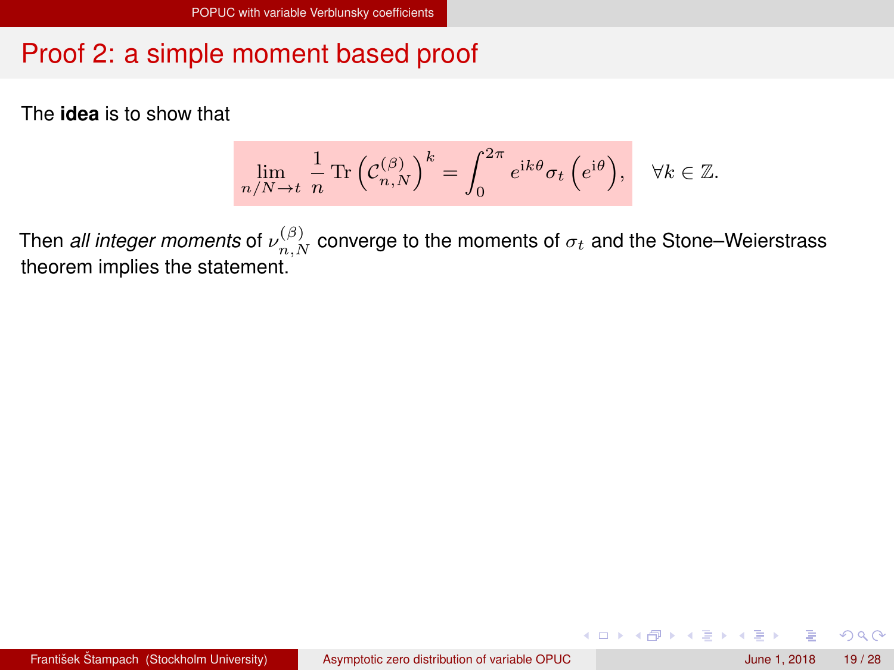# Proof 2: a simple moment based proof

The **idea** is to show that

$$\lim_{n/N\to t} \frac{1}{n} \operatorname{Tr}\left(\mathcal{C}_{n,N}^{(\beta)}\right)^k = \int_0^{2\pi} e^{\mathrm{i}k\theta}\sigma_t\left(e^{\mathrm{i}\theta}\right), \quad \forall k \in \mathbb{Z}.$$

Then *all integer moments* of $\nu_{n,N}^{(\beta)}$ converge to the moments of $\sigma_t$ and the Stone–Weierstrass theorem implies the statement.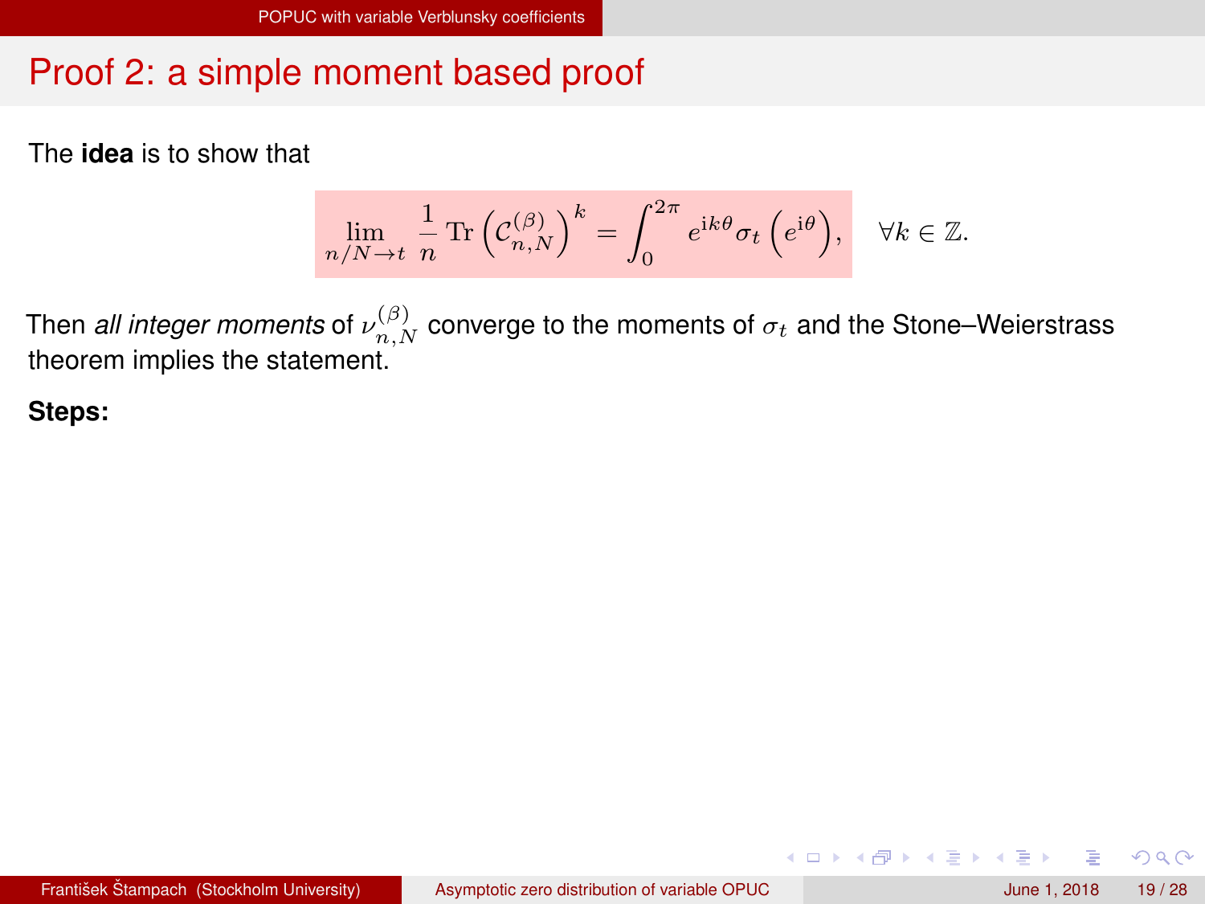## Proof 2: a simple moment based proof

The **idea** is to show that

$$\lim_{n/N\to t} \frac{1}{n} \operatorname{Tr} \left( \mathcal{C}_{n,N}^{(\beta)} \right)^k = \int_0^{2\pi} e^{\mathrm{i}k\theta} \sigma_t \left( e^{\mathrm{i}\theta} \right), \quad \forall k \in \mathbb{Z}.$$

Then *all integer moments* of $\nu_{n,N}^{(\beta)}$ converge to the moments of $\sigma_t$ and the Stone–Weierstrass theorem implies the statement.

**Steps:**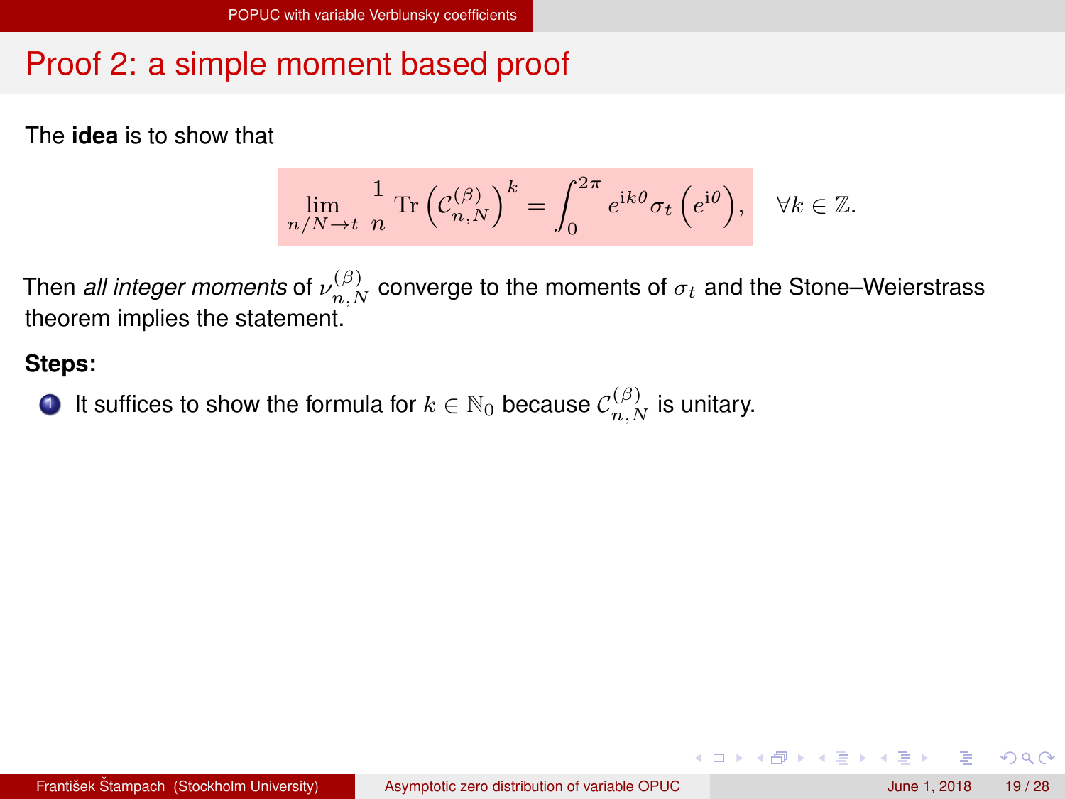## Proof 2: a simple moment based proof

The **idea** is to show that

$$\lim_{n/N \to t} \frac{1}{n} \operatorname{Tr} \left( \mathcal{C}_{n,N}^{(\beta)} \right)^k = \int_0^{2\pi} e^{\mathrm{i}k\theta} \sigma_t \left( e^{\mathrm{i}\theta} \right), \quad \forall k \in \mathbb{Z}.$$

Then *all integer moments* of $\nu_{n,N}^{(\beta)}$ converge to the moments of $\sigma_t$ and the Stone–Weierstrass theorem implies the statement.

**Steps:**

1. It suffices to show the formula for $k \in \mathbb{N}_0$ because $\mathcal{C}_{n,N}^{(\beta)}$ is unitary.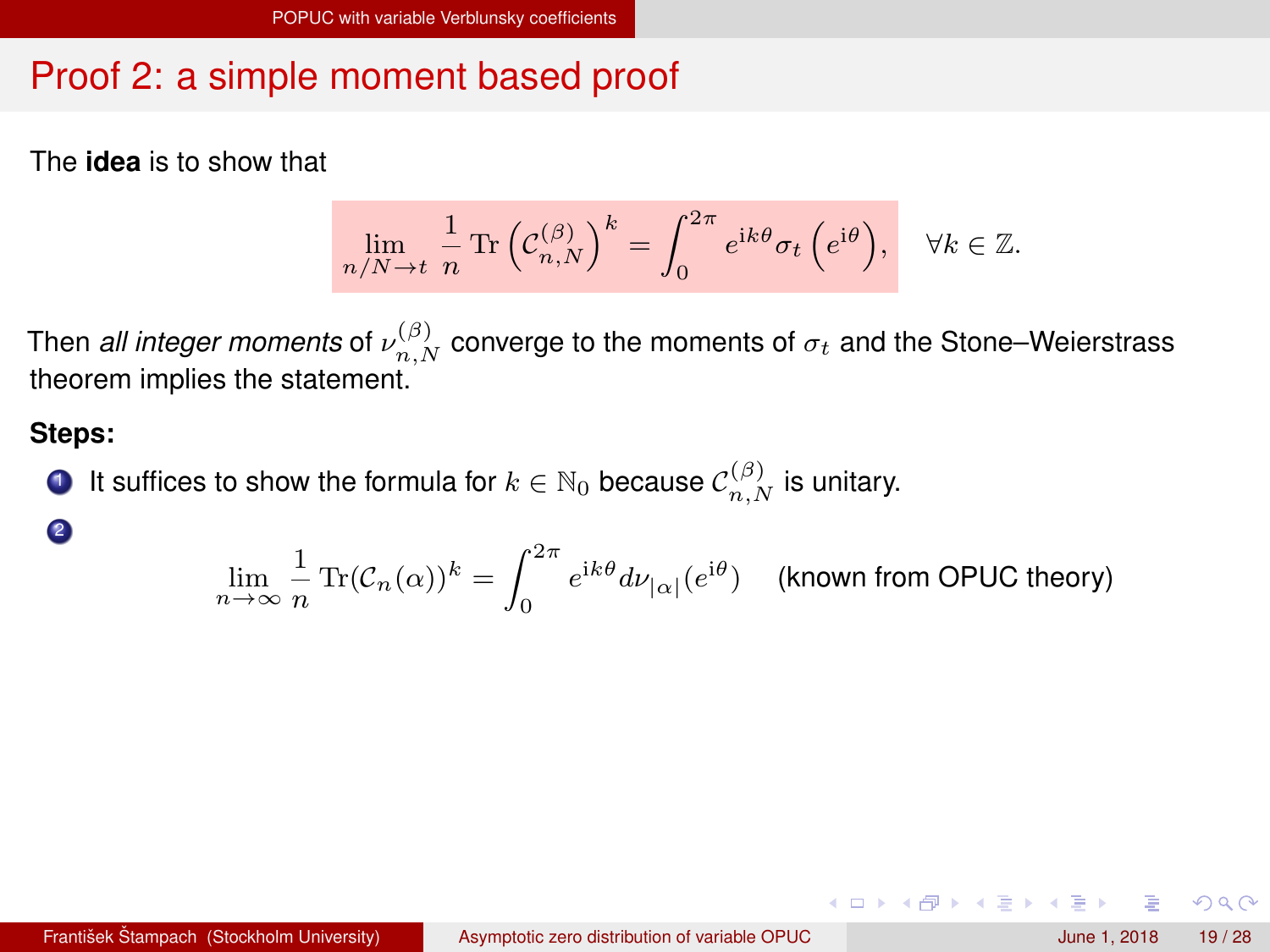# Proof 2: a simple moment based proof

The **idea** is to show that

$$\lim_{n/N \to t} \frac{1}{n} \operatorname{Tr}\left(\mathcal{C}_{n,N}^{(\beta)}\right)^k = \int_0^{2\pi} e^{\mathrm{i}k\theta} \sigma_t\left(e^{\mathrm{i}\theta}\right), \quad \forall k \in \mathbb{Z}.$$

Then *all integer moments* of $\nu_{n,N}^{(\beta)}$ converge to the moments of $\sigma_t$ and the Stone–Weierstrass theorem implies the statement.

**Steps:**

1. It suffices to show the formula for $k \in \mathbb{N}_0$ because $\mathcal{C}_{n,N}^{(\beta)}$ is unitary.
2. $$\lim_{n \to \infty} \frac{1}{n} \operatorname{Tr}(\mathcal{C}_n(\alpha))^k = \int_0^{2\pi} e^{\mathrm{i}k\theta} d\nu_{|\alpha|}(e^{\mathrm{i}\theta}) \quad \text{(known from OPUC theory)}$$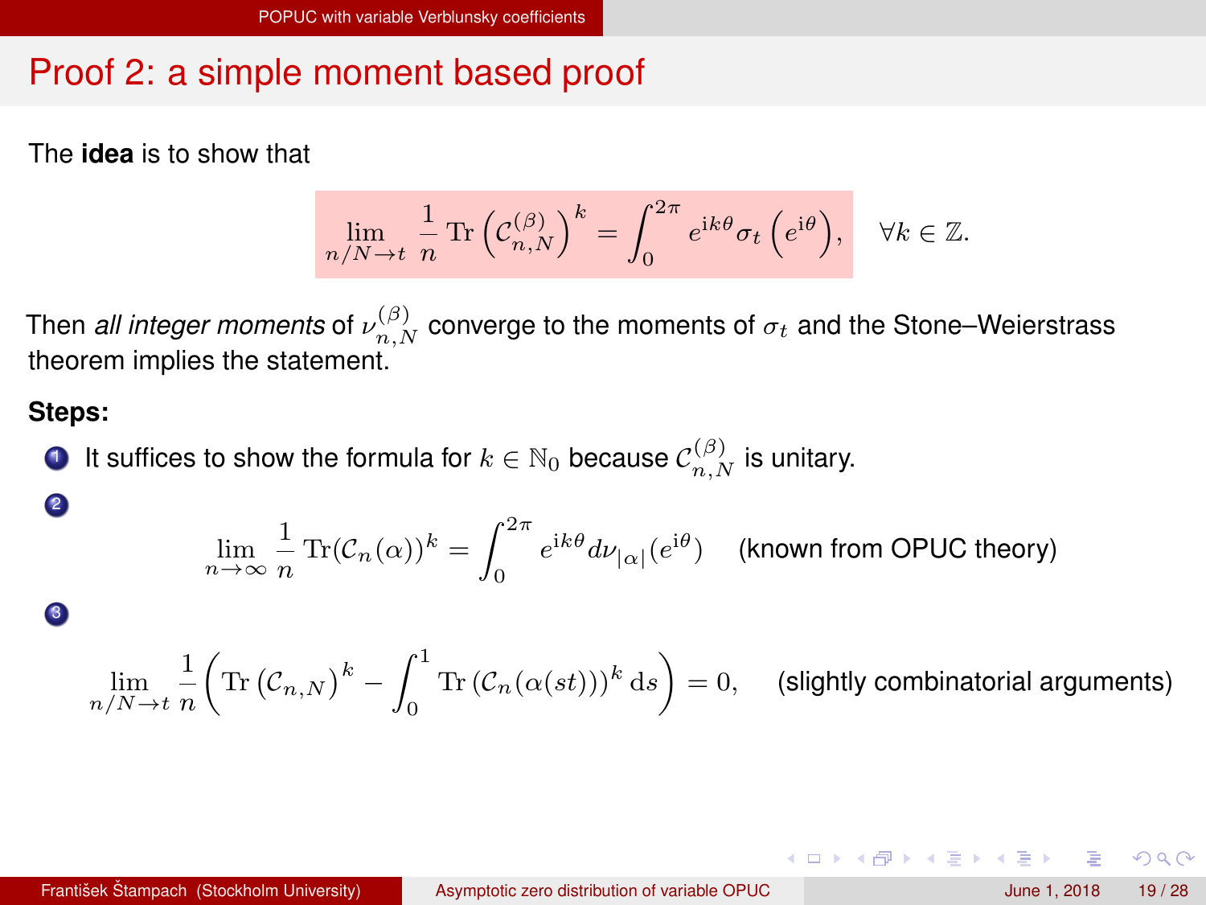# Proof 2: a simple moment based proof

The **idea** is to show that

$$\lim_{n/N\to t} \frac{1}{n} \operatorname{Tr}\left(\mathcal{C}_{n,N}^{(\beta)}\right)^k = \int_0^{2\pi} e^{\mathrm{i}k\theta}\sigma_t\left(e^{\mathrm{i}\theta}\right), \quad \forall k \in \mathbb{Z}.$$

Then *all integer moments* of $\nu_{n,N}^{(\beta)}$ converge to the moments of $\sigma_t$ and the Stone–Weierstrass theorem implies the statement.

**Steps:**

1. It suffices to show the formula for $k \in \mathbb{N}_0$ because $\mathcal{C}_{n,N}^{(\beta)}$ is unitary.
2. $$\lim_{n\to\infty} \frac{1}{n} \operatorname{Tr}(\mathcal{C}_n(\alpha))^k = \int_0^{2\pi} e^{\mathrm{i}k\theta} d\nu_{|\alpha|}(e^{\mathrm{i}\theta}) \quad \text{(known from OPUC theory)}$$
3. $$\lim_{n/N\to t} \frac{1}{n}\left(\operatorname{Tr}\left(\mathcal{C}_{n,N}\right)^k - \int_0^1 \operatorname{Tr}\left(\mathcal{C}_n(\alpha(st))\right)^k \mathrm{d}s\right) = 0, \quad \text{(slightly combinatorial arguments)}$$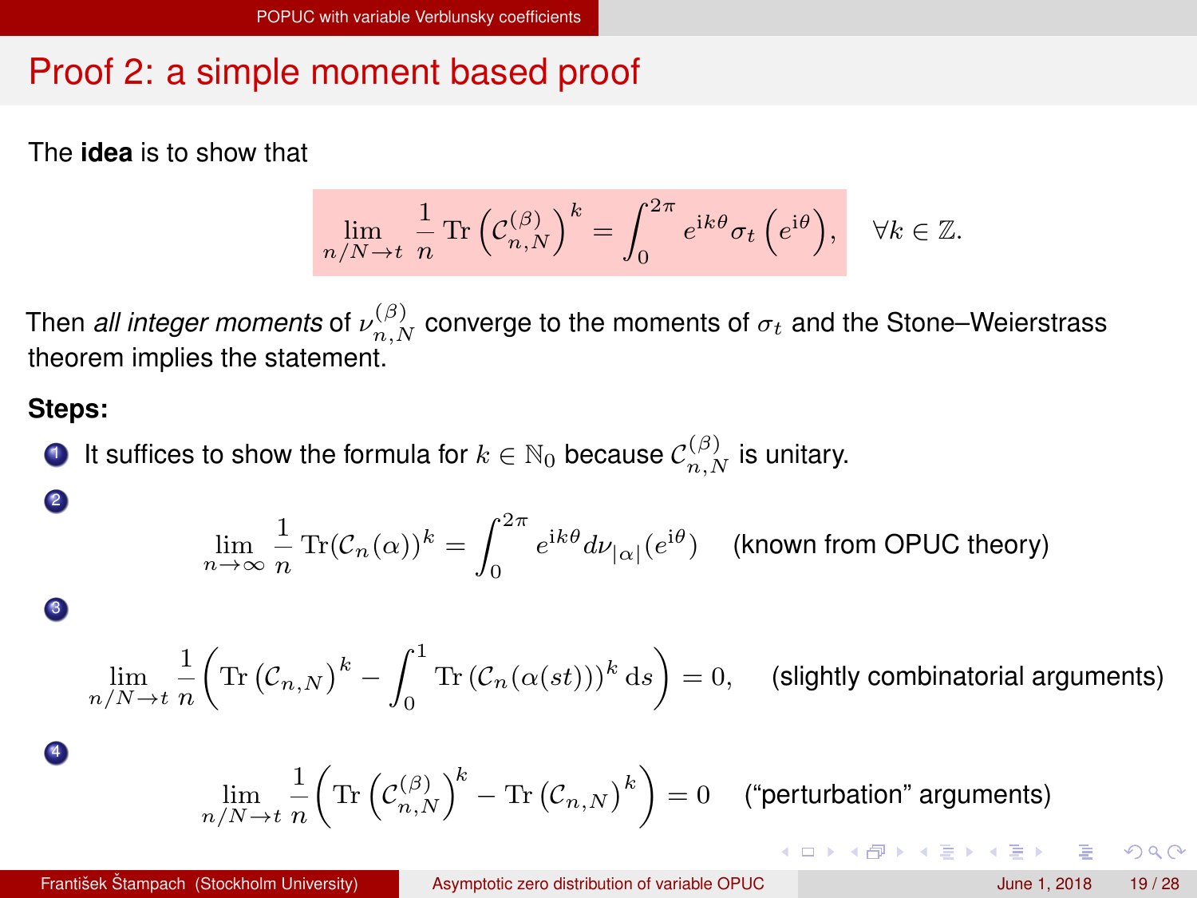# Proof 2: a simple moment based proof

The **idea** is to show that

$$\lim_{n/N\to t} \frac{1}{n} \operatorname{Tr}\left(\mathcal{C}_{n,N}^{(\beta)}\right)^k = \int_0^{2\pi} e^{\mathrm{i}k\theta}\sigma_t\left(e^{\mathrm{i}\theta}\right), \quad \forall k \in \mathbb{Z}.$$

Then *all integer moments* of $\nu_{n,N}^{(\beta)}$ converge to the moments of $\sigma_t$ and the Stone–Weierstrass theorem implies the statement.

**Steps:**

1. It suffices to show the formula for $k \in \mathbb{N}_0$ because $\mathcal{C}_{n,N}^{(\beta)}$ is unitary.
2. $$\lim_{n\to\infty} \frac{1}{n} \operatorname{Tr}(\mathcal{C}_n(\alpha))^k = \int_0^{2\pi} e^{\mathrm{i}k\theta} d\nu_{|\alpha|}(e^{\mathrm{i}\theta}) \quad \text{(known from OPUC theory)}$$
3. $$\lim_{n/N\to t} \frac{1}{n}\left(\operatorname{Tr}\left(\mathcal{C}_{n,N}\right)^k - \int_0^1 \operatorname{Tr}\left(\mathcal{C}_n(\alpha(st))\right)^k \mathrm{d}s\right) = 0, \quad \text{(slightly combinatorial arguments)}$$
4. $$\lim_{n/N\to t} \frac{1}{n}\left(\operatorname{Tr}\left(\mathcal{C}_{n,N}^{(\beta)}\right)^k - \operatorname{Tr}\left(\mathcal{C}_{n,N}\right)^k\right) = 0 \quad \text{("perturbation" arguments)}$$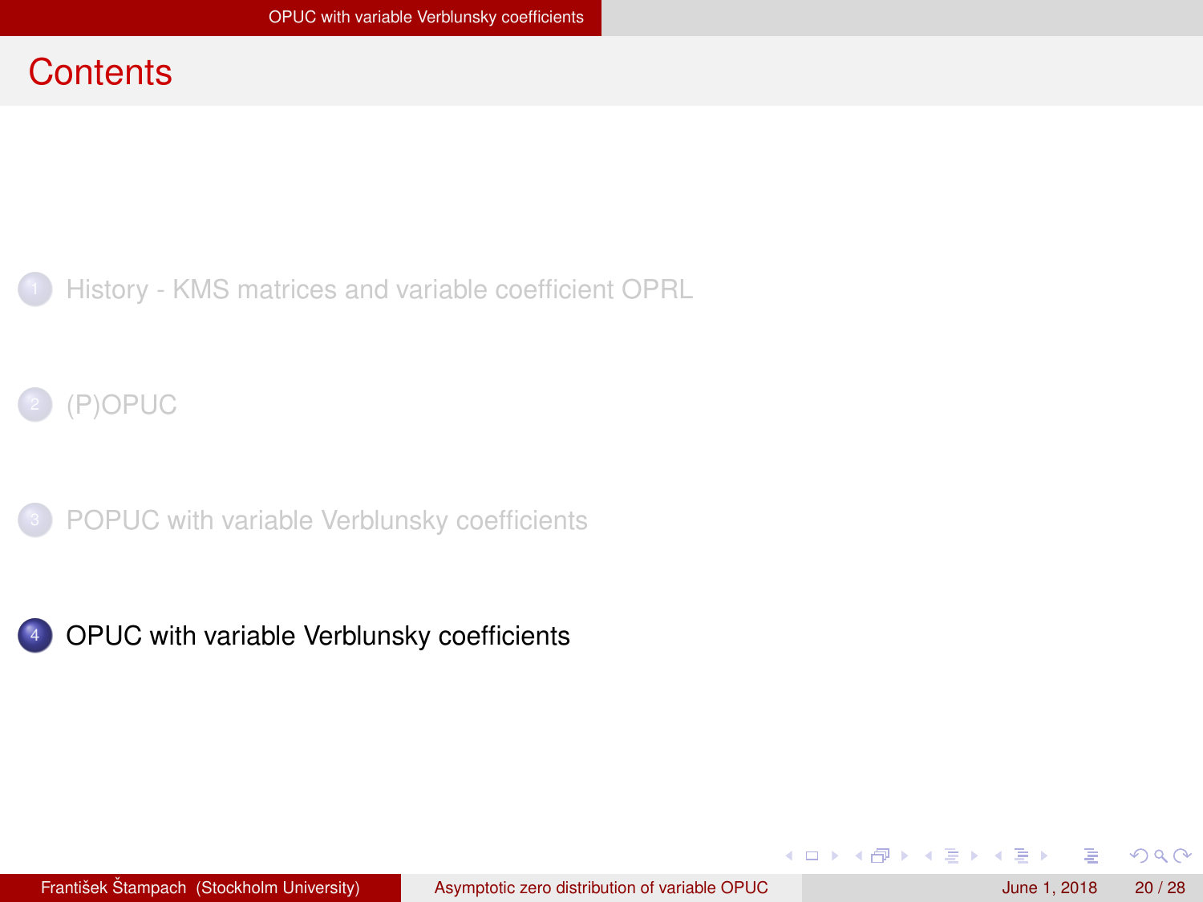# Contents

1. History - KMS matrices and variable coefficient OPRL
2. (P)OPUC
3. POPUC with variable Verblunsky coefficients
4. OPUC with variable Verblunsky coefficients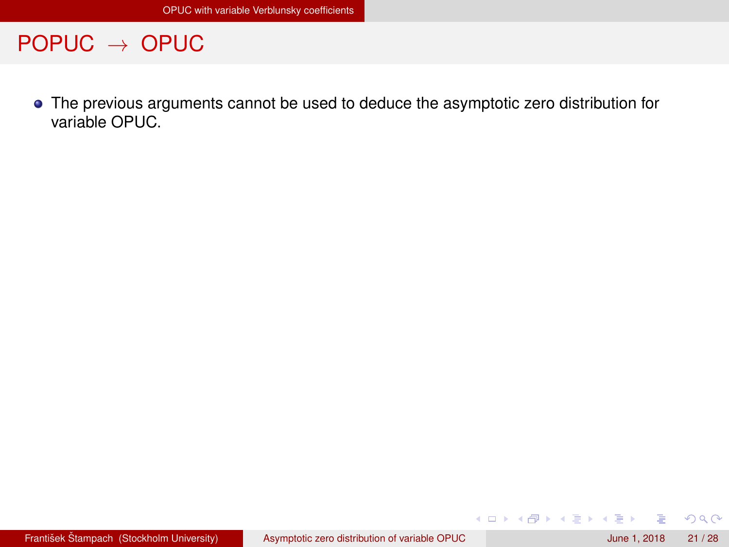# POPUC $\rightarrow$ OPUC

- The previous arguments cannot be used to deduce the asymptotic zero distribution for variable OPUC.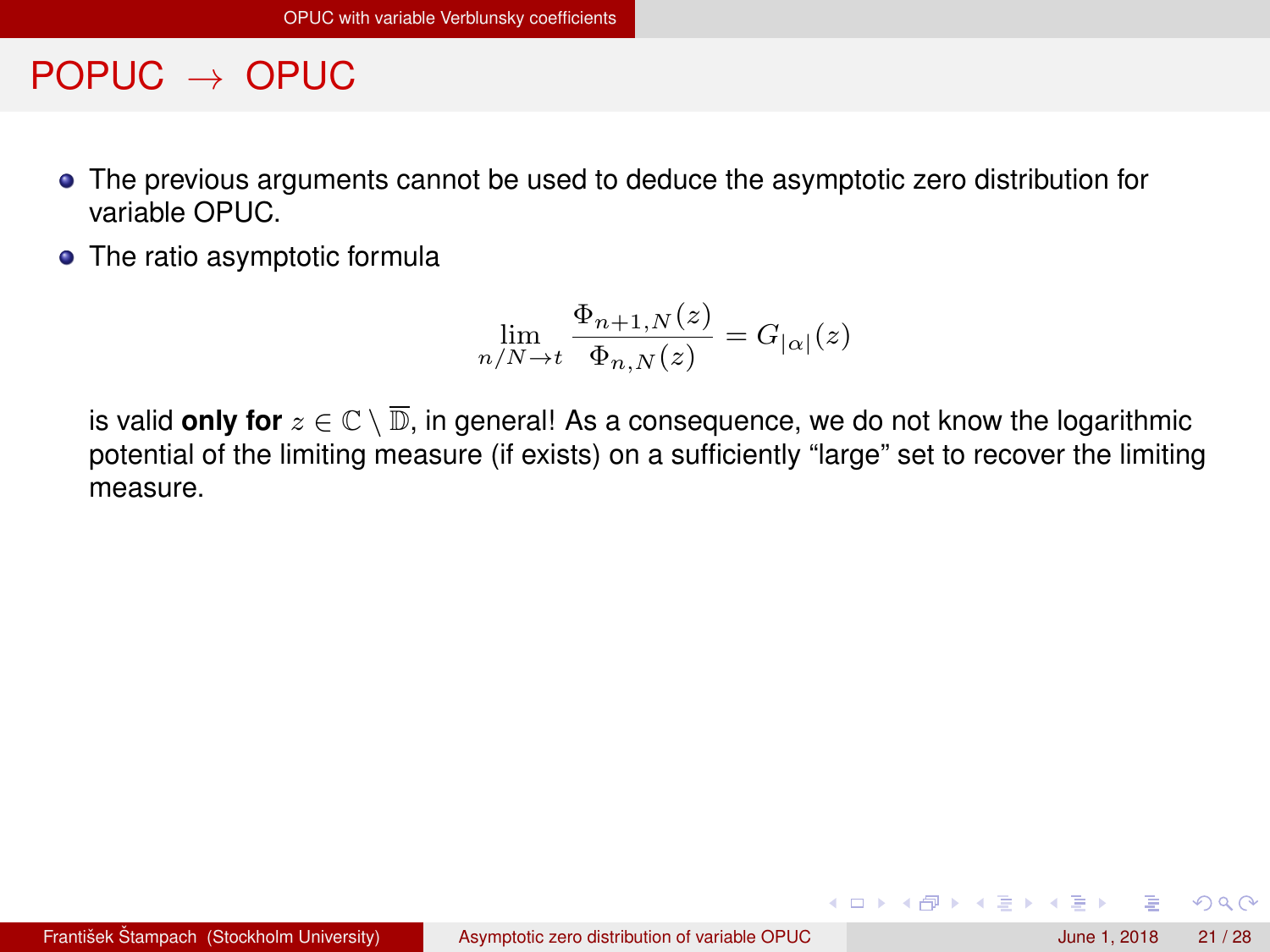# POPUC $\to$ OPUC

- The previous arguments cannot be used to deduce the asymptotic zero distribution for variable OPUC.
- The ratio asymptotic formula

$$\lim_{n/N\to t} \frac{\Phi_{n+1,N}(z)}{\Phi_{n,N}(z)} = G_{|\alpha|}(z)$$

  is valid **only for** $z \in \mathbb{C} \setminus \overline{\mathbb{D}}$, in general! As a consequence, we do not know the logarithmic potential of the limiting measure (if exists) on a sufficiently "large" set to recover the limiting measure.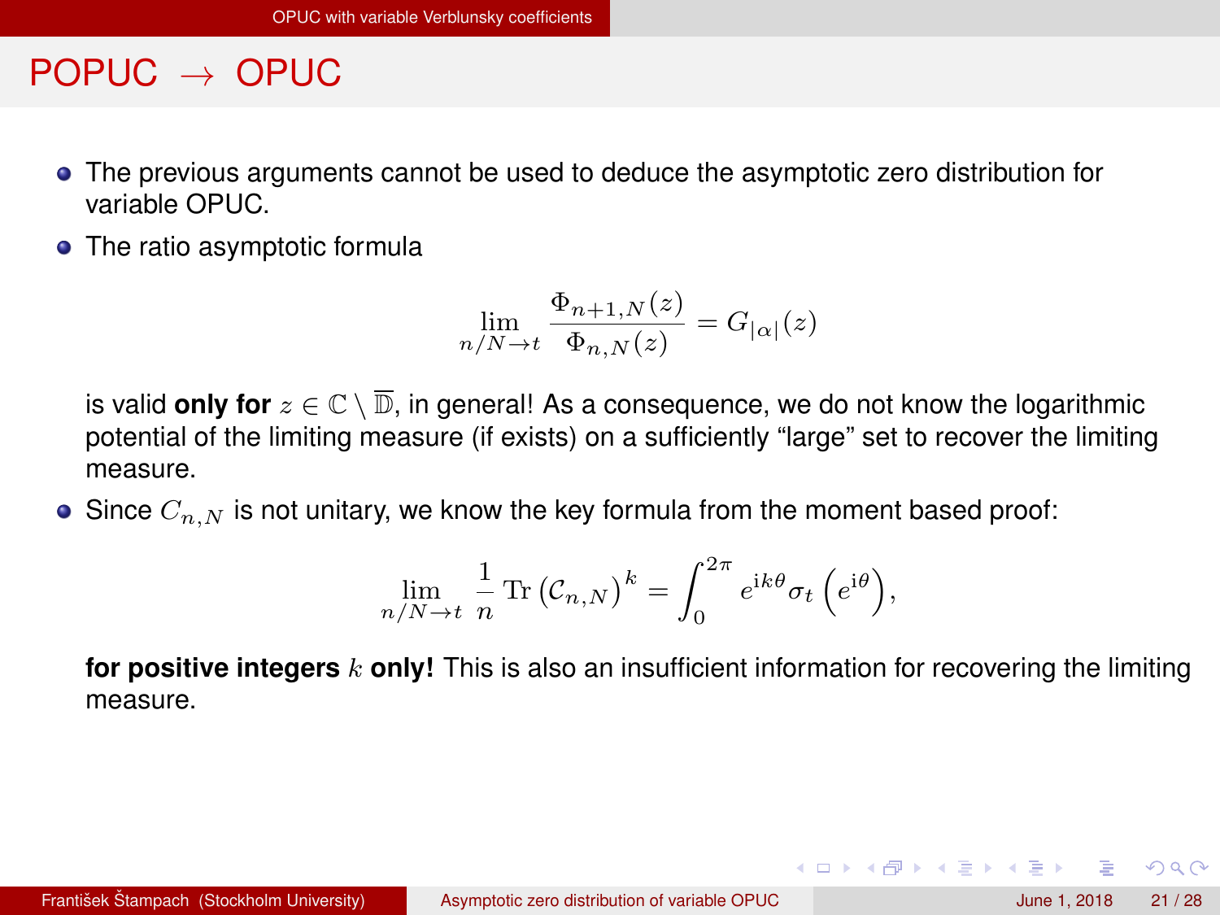# POPUC $\rightarrow$ OPUC

- The previous arguments cannot be used to deduce the asymptotic zero distribution for variable OPUC.
- The ratio asymptotic formula

$$\lim_{n/N \to t} \frac{\Phi_{n+1,N}(z)}{\Phi_{n,N}(z)} = G_{|\alpha|}(z)$$

  is valid **only for** $z \in \mathbb{C} \setminus \overline{\mathbb{D}}$, in general! As a consequence, we do not know the logarithmic potential of the limiting measure (if exists) on a sufficiently "large" set to recover the limiting measure.

- Since $C_{n,N}$ is not unitary, we know the key formula from the moment based proof:

$$\lim_{n/N \to t} \frac{1}{n} \operatorname{Tr} \left(\mathcal{C}_{n,N}\right)^k = \int_0^{2\pi} e^{\mathrm{i}k\theta} \sigma_t \left(e^{\mathrm{i}\theta}\right),$$

  **for positive integers** $k$ **only!** This is also an insufficient information for recovering the limiting measure.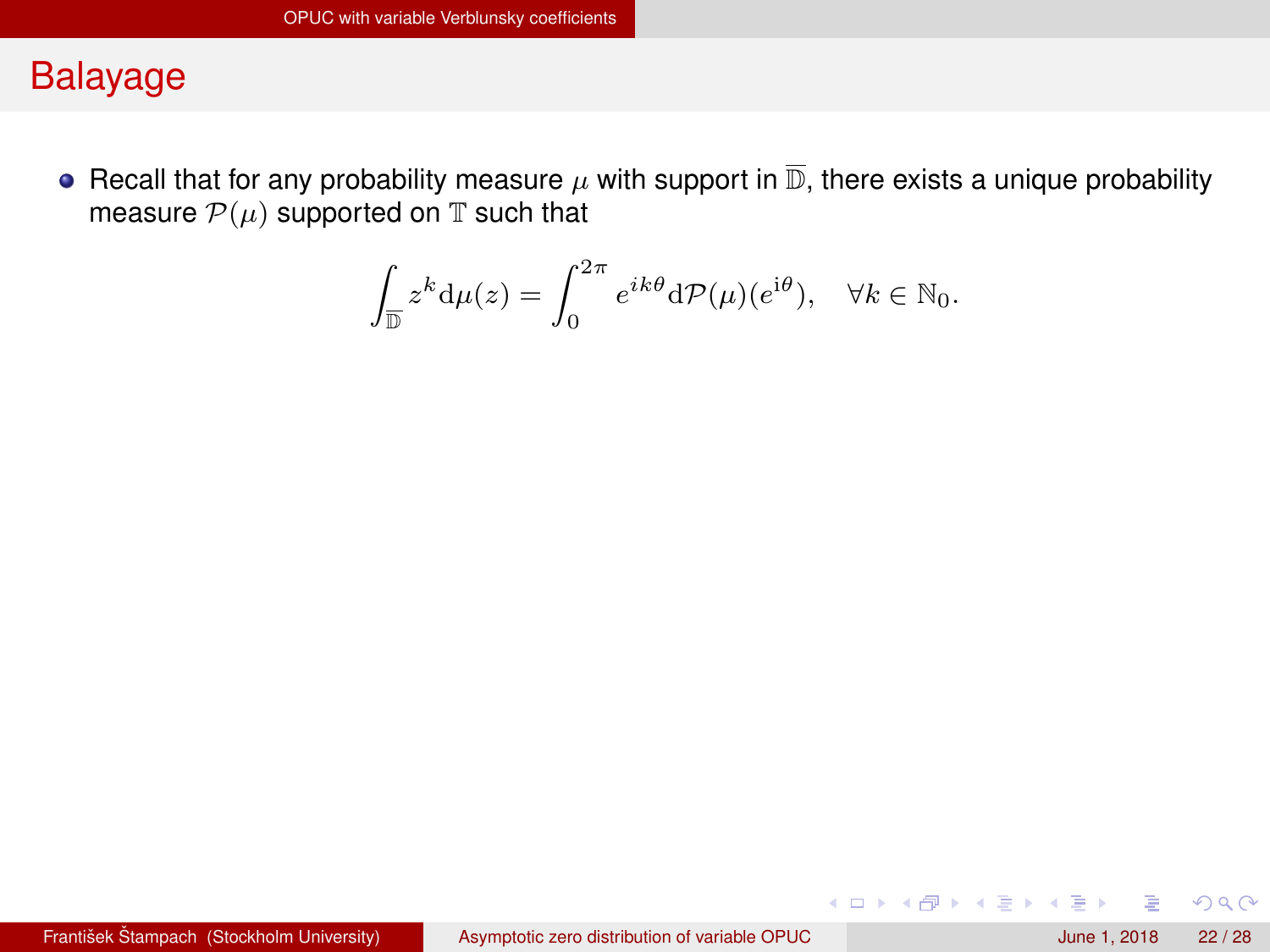# Balayage

- Recall that for any probability measure $\mu$ with support in $\overline{\mathbb{D}}$, there exists a unique probability measure $\mathcal{P}(\mu)$ supported on $\mathbb{T}$ such that

$$\int_{\overline{\mathbb{D}}} z^k \mathrm{d}\mu(z) = \int_0^{2\pi} e^{ik\theta} \mathrm{d}\mathcal{P}(\mu)(e^{\mathrm{i}\theta}), \quad \forall k \in \mathbb{N}_0.$$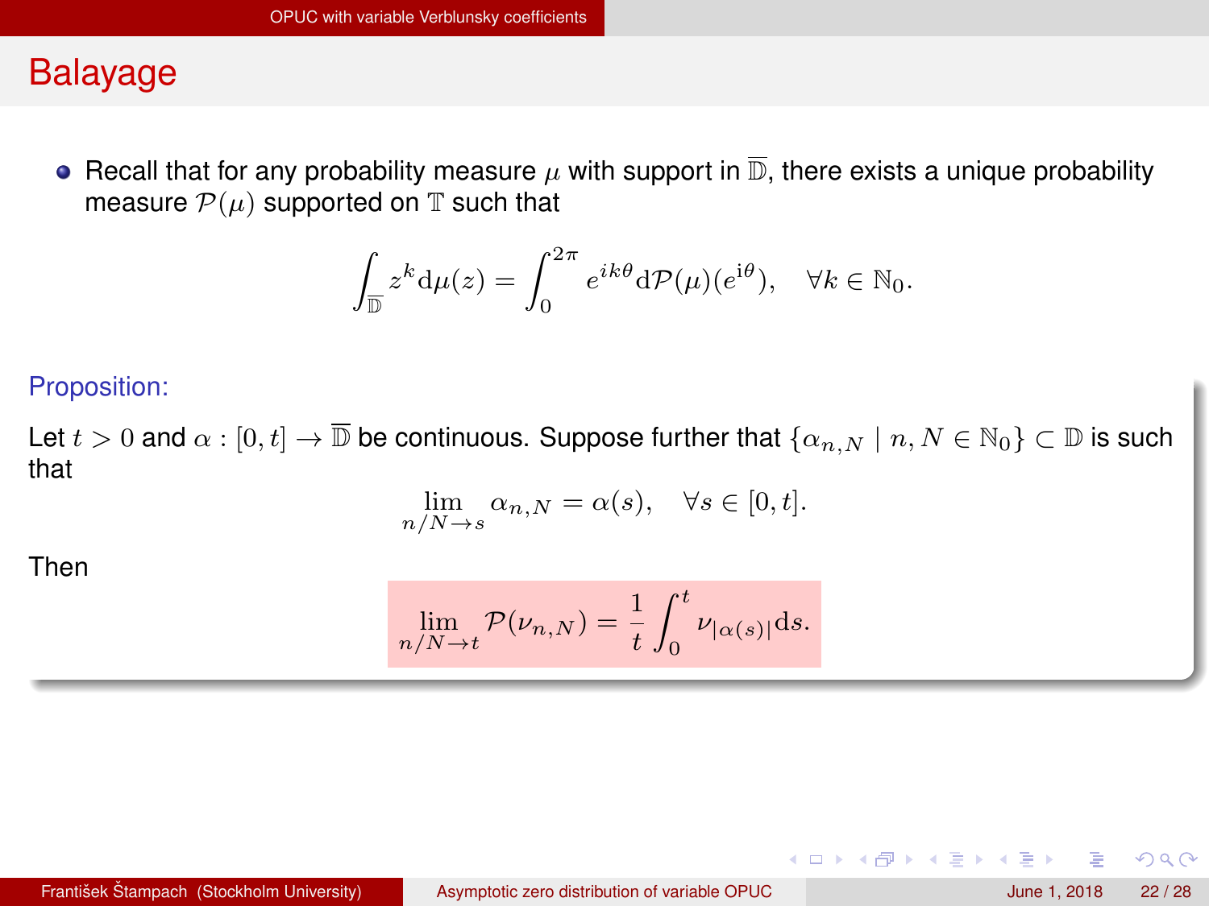## Balayage

- Recall that for any probability measure $\mu$ with support in $\overline{\mathbb{D}}$, there exists a unique probability measure $\mathcal{P}(\mu)$ supported on $\mathbb{T}$ such that

$$\int_{\overline{\mathbb{D}}} z^k \mathrm{d}\mu(z) = \int_0^{2\pi} e^{ik\theta} \mathrm{d}\mathcal{P}(\mu)(e^{\mathrm{i}\theta}), \quad \forall k \in \mathbb{N}_0.$$

**Proposition:**

Let $t > 0$ and $\alpha : [0,t] \to \overline{\mathbb{D}}$ be continuous. Suppose further that $\{\alpha_{n,N} \mid n, N \in \mathbb{N}_0\} \subset \mathbb{D}$ is such that

$$\lim_{n/N \to s} \alpha_{n,N} = \alpha(s), \quad \forall s \in [0,t].$$

Then

$$\lim_{n/N \to t} \mathcal{P}(\nu_{n,N}) = \frac{1}{t} \int_0^t \nu_{|\alpha(s)|} \mathrm{d}s.$$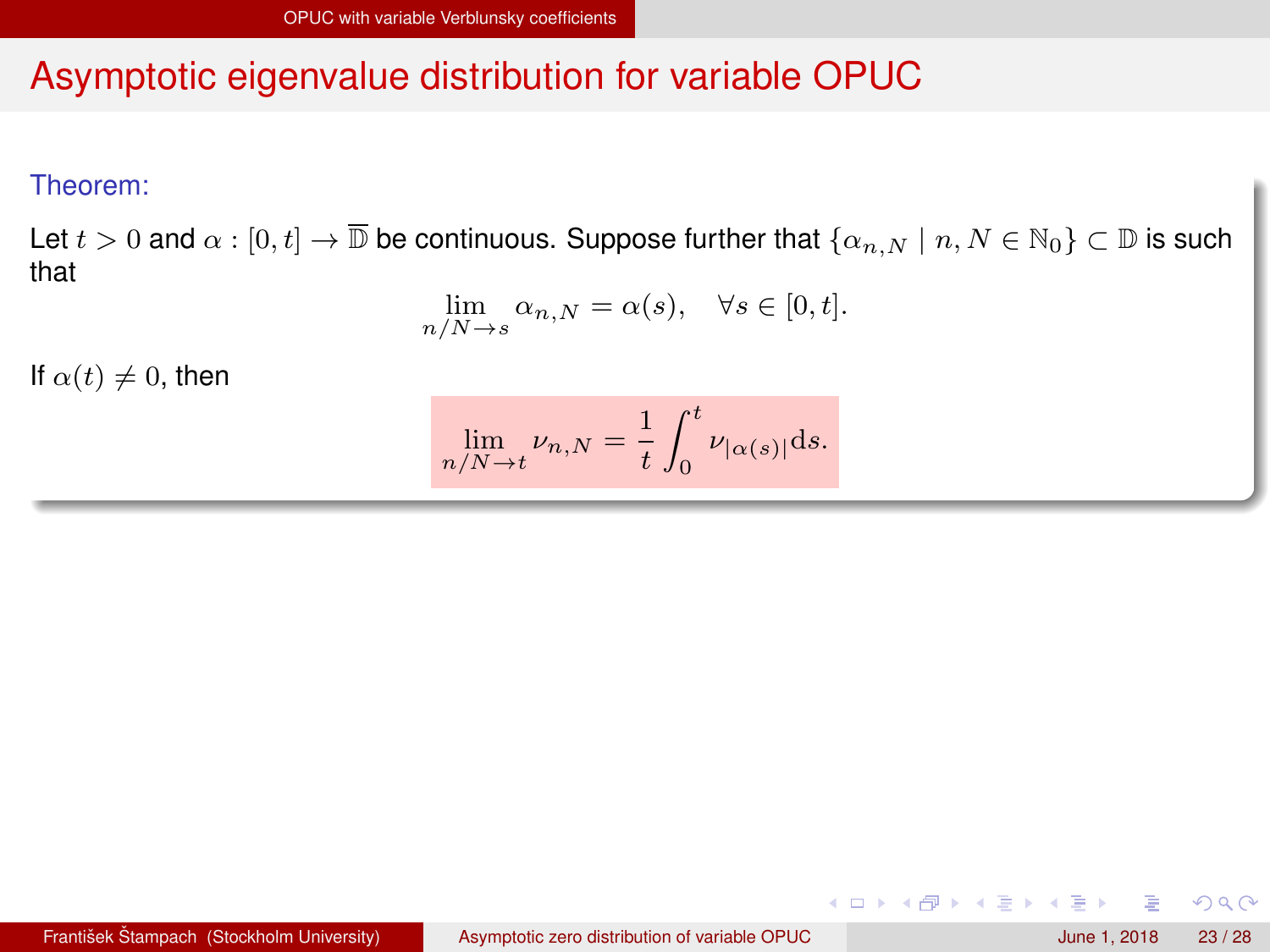# Asymptotic eigenvalue distribution for variable OPUC

**Theorem:**

Let $t > 0$ and $\alpha : [0, t] \to \overline{\mathbb{D}}$ be continuous. Suppose further that $\{\alpha_{n,N} \mid n, N \in \mathbb{N}_0\} \subset \mathbb{D}$ is such that

$$\lim_{n/N \to s} \alpha_{n,N} = \alpha(s), \quad \forall s \in [0, t].$$

If $\alpha(t) \neq 0$, then

$$\lim_{n/N \to t} \nu_{n,N} = \frac{1}{t} \int_0^t \nu_{|\alpha(s)|} \mathrm{d}s.$$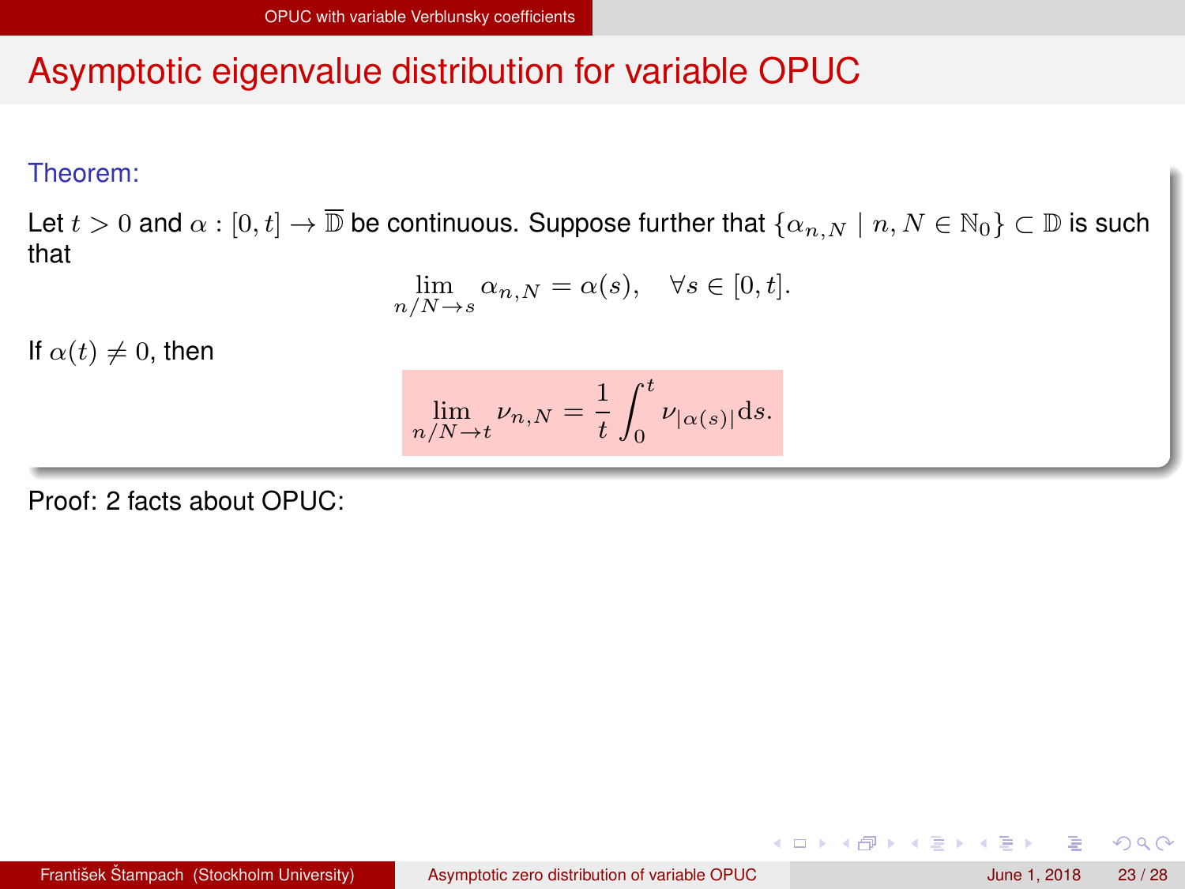# Asymptotic eigenvalue distribution for variable OPUC

**Theorem:**

Let $t > 0$ and $\alpha : [0, t] \to \overline{\mathbb{D}}$ be continuous. Suppose further that $\{\alpha_{n,N} \mid n, N \in \mathbb{N}_0\} \subset \mathbb{D}$ is such that

$$\lim_{n/N \to s} \alpha_{n,N} = \alpha(s), \quad \forall s \in [0, t].$$

If $\alpha(t) \neq 0$, then

$$\lim_{n/N \to t} \nu_{n,N} = \frac{1}{t} \int_0^t \nu_{|\alpha(s)|} \mathrm{d}s.$$

Proof: 2 facts about OPUC: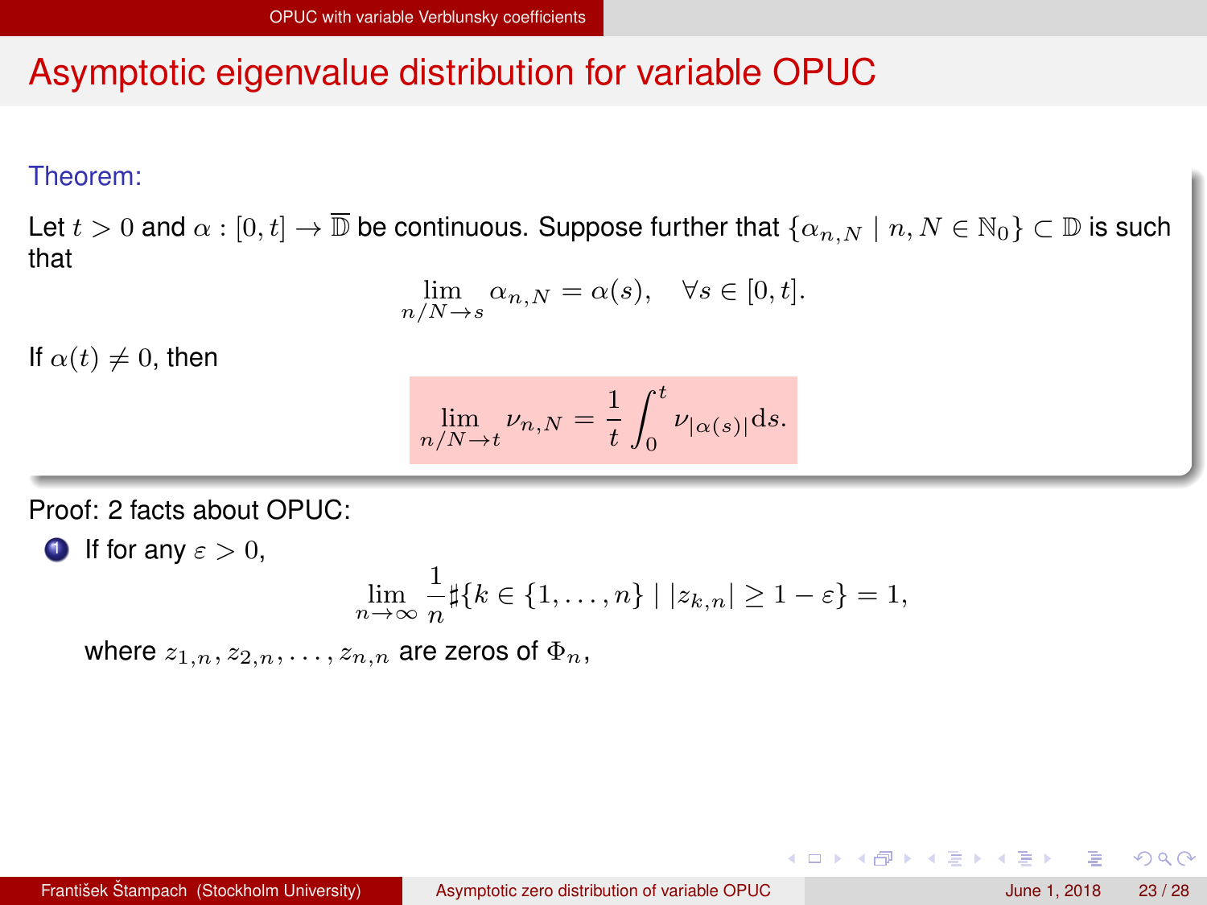# Asymptotic eigenvalue distribution for variable OPUC

**Theorem:**

Let $t > 0$ and $\alpha : [0, t] \to \overline{\mathbb{D}}$ be continuous. Suppose further that $\{\alpha_{n,N} \mid n, N \in \mathbb{N}_0\} \subset \mathbb{D}$ is such that

$$\lim_{n/N \to s} \alpha_{n,N} = \alpha(s), \quad \forall s \in [0, t].$$

If $\alpha(t) \neq 0$, then

$$\lim_{n/N \to t} \nu_{n,N} = \frac{1}{t} \int_0^t \nu_{|\alpha(s)|} \mathrm{d}s.$$

Proof: 2 facts about OPUC:

1. If for any $\varepsilon > 0$,

$$\lim_{n \to \infty} \frac{1}{n} \sharp\{k \in \{1, \dots, n\} \mid |z_{k,n}| \geq 1 - \varepsilon\} = 1,$$

   where $z_{1,n}, z_{2,n}, \dots, z_{n,n}$ are zeros of $\Phi_n$,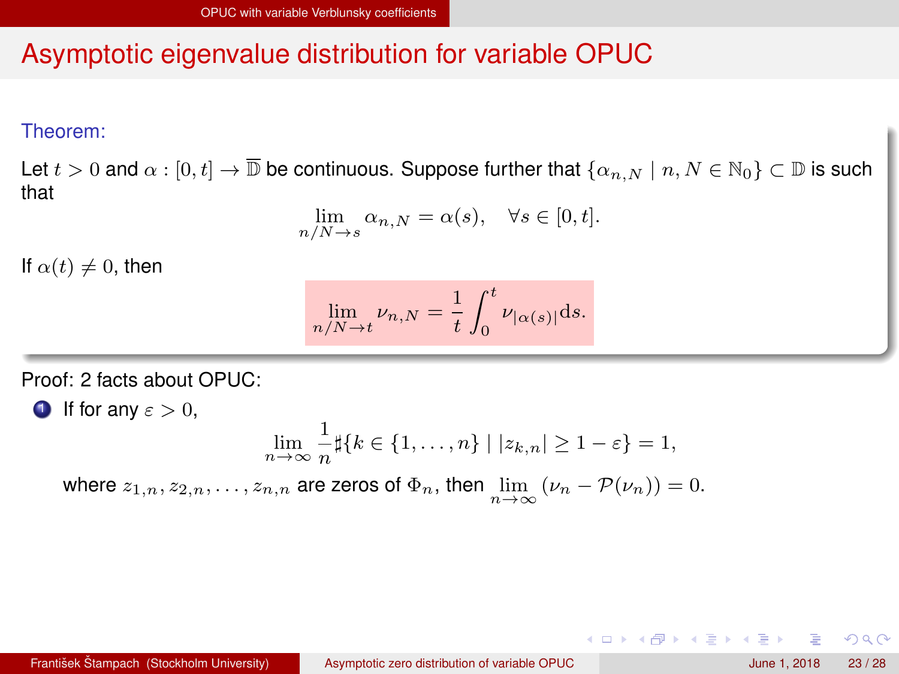# Asymptotic eigenvalue distribution for variable OPUC

**Theorem:**

Let $t > 0$ and $\alpha : [0, t] \to \overline{\mathbb{D}}$ be continuous. Suppose further that $\{\alpha_{n,N} \mid n, N \in \mathbb{N}_0\} \subset \mathbb{D}$ is such that

$$\lim_{n/N \to s} \alpha_{n,N} = \alpha(s), \quad \forall s \in [0, t].$$

If $\alpha(t) \neq 0$, then

$$\lim_{n/N \to t} \nu_{n,N} = \frac{1}{t} \int_0^t \nu_{|\alpha(s)|} \mathrm{d}s.$$

Proof: 2 facts about OPUC:

1. If for any $\varepsilon > 0$,

$$\lim_{n \to \infty} \frac{1}{n} \sharp\{k \in \{1, \dots, n\} \mid |z_{k,n}| \geq 1 - \varepsilon\} = 1,$$

   where $z_{1,n}, z_{2,n}, \dots, z_{n,n}$ are zeros of $\Phi_n$, then $\lim\limits_{n \to \infty} (\nu_n - \mathcal{P}(\nu_n)) = 0$.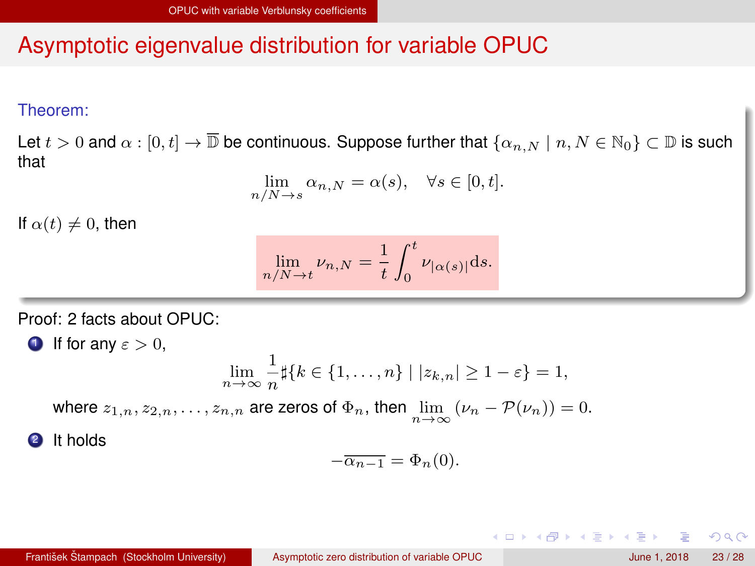# Asymptotic eigenvalue distribution for variable OPUC

**Theorem:**

Let $t > 0$ and $\alpha : [0,t] \to \overline{\mathbb{D}}$ be continuous. Suppose further that $\{\alpha_{n,N} \mid n, N \in \mathbb{N}_0\} \subset \mathbb{D}$ is such that

$$\lim_{n/N \to s} \alpha_{n,N} = \alpha(s), \quad \forall s \in [0,t].$$

If $\alpha(t) \neq 0$, then

$$\lim_{n/N \to t} \nu_{n,N} = \frac{1}{t} \int_0^t \nu_{|\alpha(s)|} \mathrm{d}s.$$

Proof: 2 facts about OPUC:

1. If for any $\varepsilon > 0$,

$$\lim_{n\to\infty} \frac{1}{n} \sharp\{k \in \{1, \dots, n\} \mid |z_{k,n}| \geq 1 - \varepsilon\} = 1,$$

   where $z_{1,n}, z_{2,n}, \dots, z_{n,n}$ are zeros of $\Phi_n$, then $\lim_{n\to\infty} (\nu_n - \mathcal{P}(\nu_n)) = 0$.

2. It holds

$$-\overline{\alpha_{n-1}} = \Phi_n(0).$$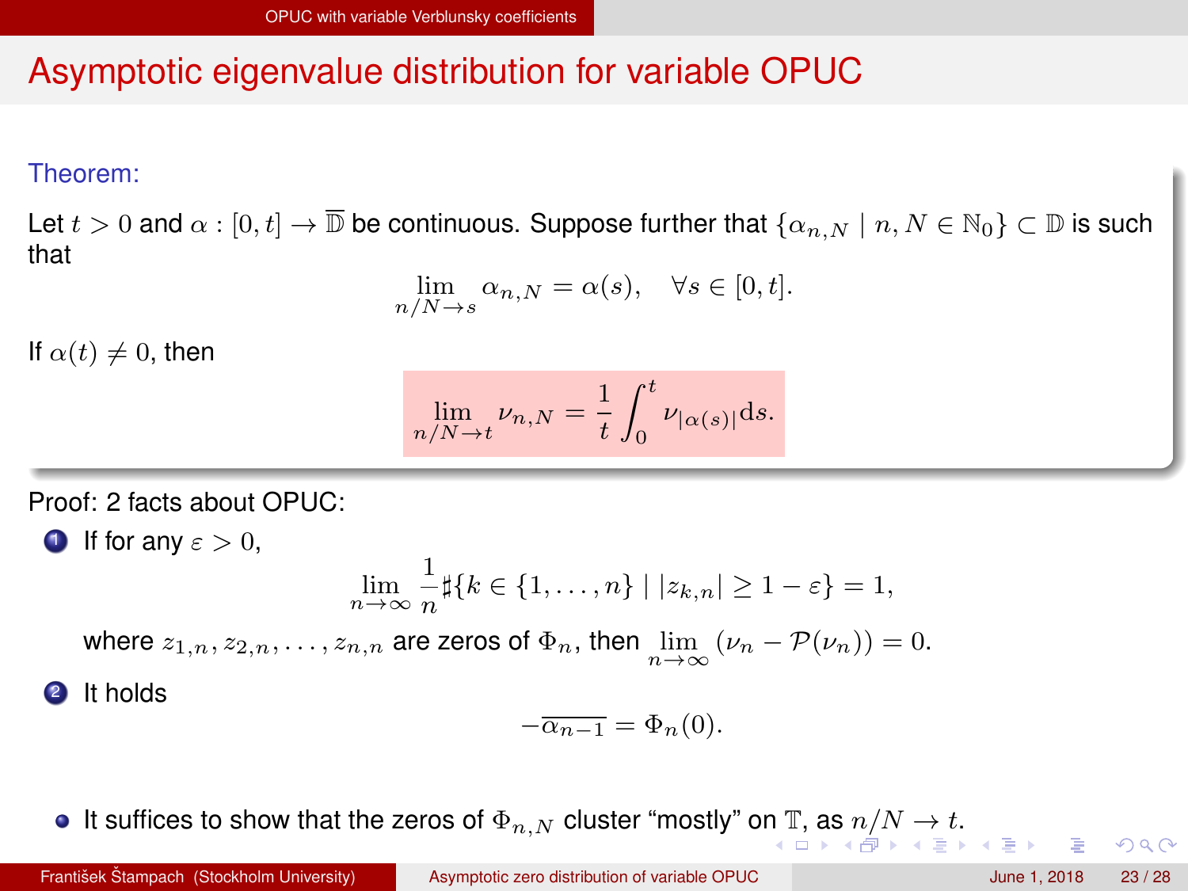# Asymptotic eigenvalue distribution for variable OPUC

**Theorem:**

Let $t > 0$ and $\alpha : [0, t] \to \overline{\mathbb{D}}$ be continuous. Suppose further that $\{\alpha_{n,N} \mid n, N \in \mathbb{N}_0\} \subset \mathbb{D}$ is such that

$$\lim_{n/N \to s} \alpha_{n,N} = \alpha(s), \quad \forall s \in [0, t].$$

If $\alpha(t) \neq 0$, then

$$\lim_{n/N \to t} \nu_{n,N} = \frac{1}{t} \int_0^t \nu_{|\alpha(s)|} \mathrm{d}s.$$

Proof: 2 facts about OPUC:

1. If for any $\varepsilon > 0$,

   $$\lim_{n \to \infty} \frac{1}{n} \sharp\{k \in \{1, \dots, n\} \mid |z_{k,n}| \geq 1 - \varepsilon\} = 1,$$

   where $z_{1,n}, z_{2,n}, \dots, z_{n,n}$ are zeros of $\Phi_n$, then $\lim_{n \to \infty} (\nu_n - \mathcal{P}(\nu_n)) = 0$.

2. It holds

   $$-\overline{\alpha_{n-1}} = \Phi_n(0).$$

- It suffices to show that the zeros of $\Phi_{n,N}$ cluster "mostly" on $\mathbb{T}$, as $n/N \to t$.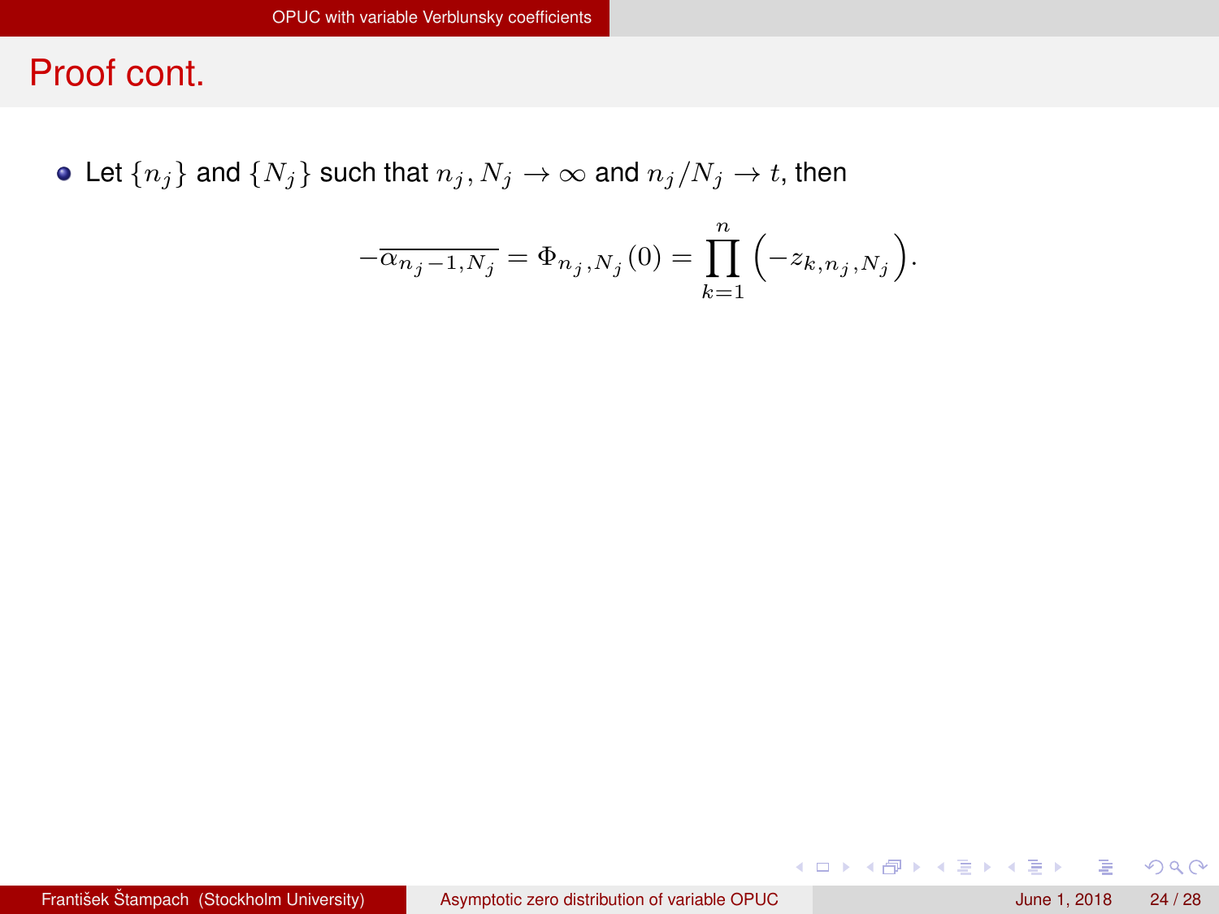## Proof cont.

- Let $\{n_j\}$ and $\{N_j\}$ such that $n_j, N_j \to \infty$ and $n_j/N_j \to t$, then

$$-\overline{\alpha_{n_j-1,N_j}} = \Phi_{n_j,N_j}(0) = \prod_{k=1}^{n} \left(-z_{k,n_j,N_j}\right).$$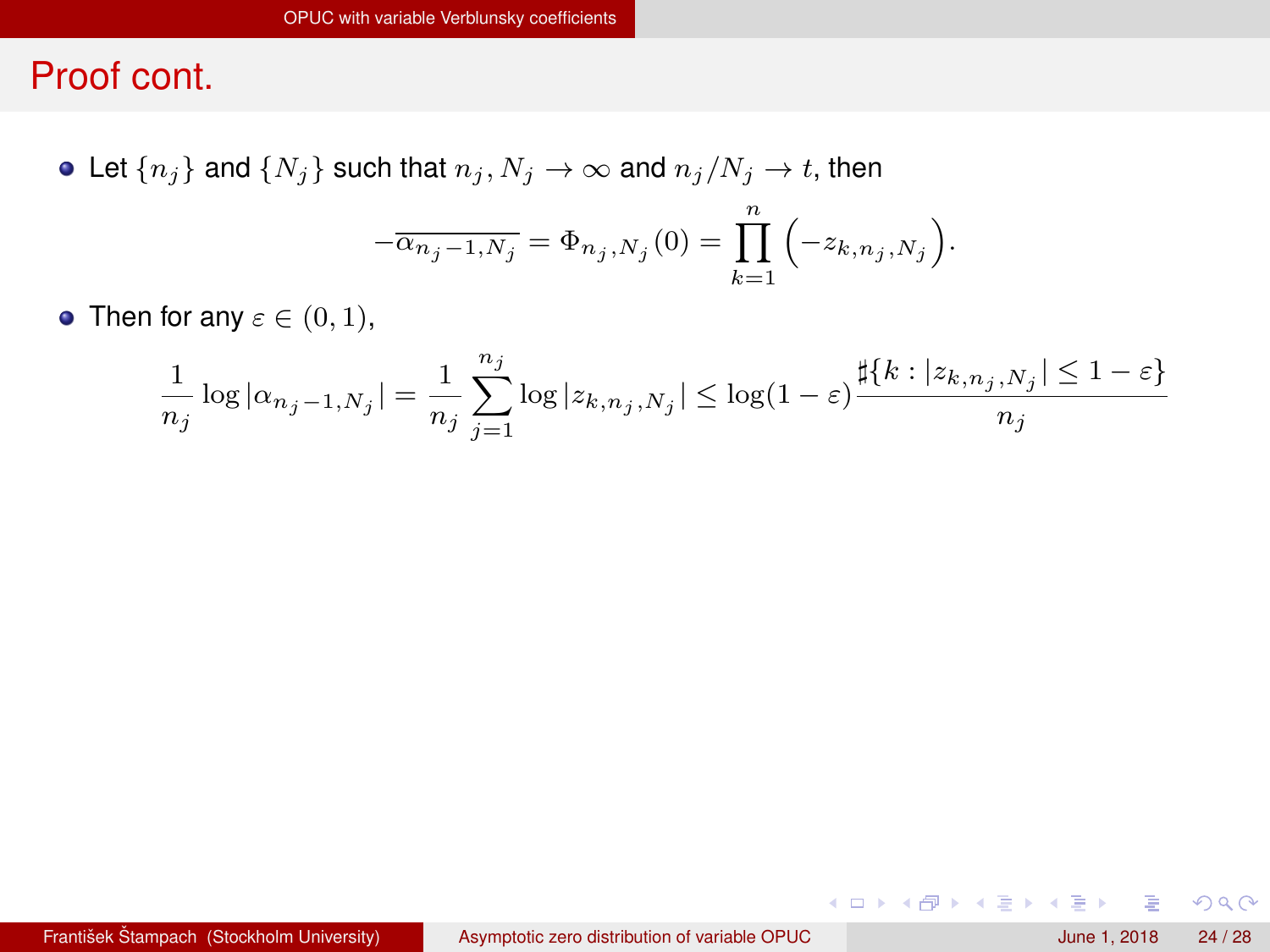## Proof cont.

- Let $\{n_j\}$ and $\{N_j\}$ such that $n_j, N_j \to \infty$ and $n_j/N_j \to t$, then

$$-\overline{\alpha_{n_j-1,N_j}} = \Phi_{n_j,N_j}(0) = \prod_{k=1}^{n} \left(-z_{k,n_j,N_j}\right).$$

- Then for any $\varepsilon \in (0,1)$,

$$\frac{1}{n_j} \log |\alpha_{n_j-1,N_j}| = \frac{1}{n_j} \sum_{j=1}^{n_j} \log |z_{k,n_j,N_j}| \leq \log(1-\varepsilon) \frac{\sharp\{k : |z_{k,n_j,N_j}| \leq 1-\varepsilon\}}{n_j}$$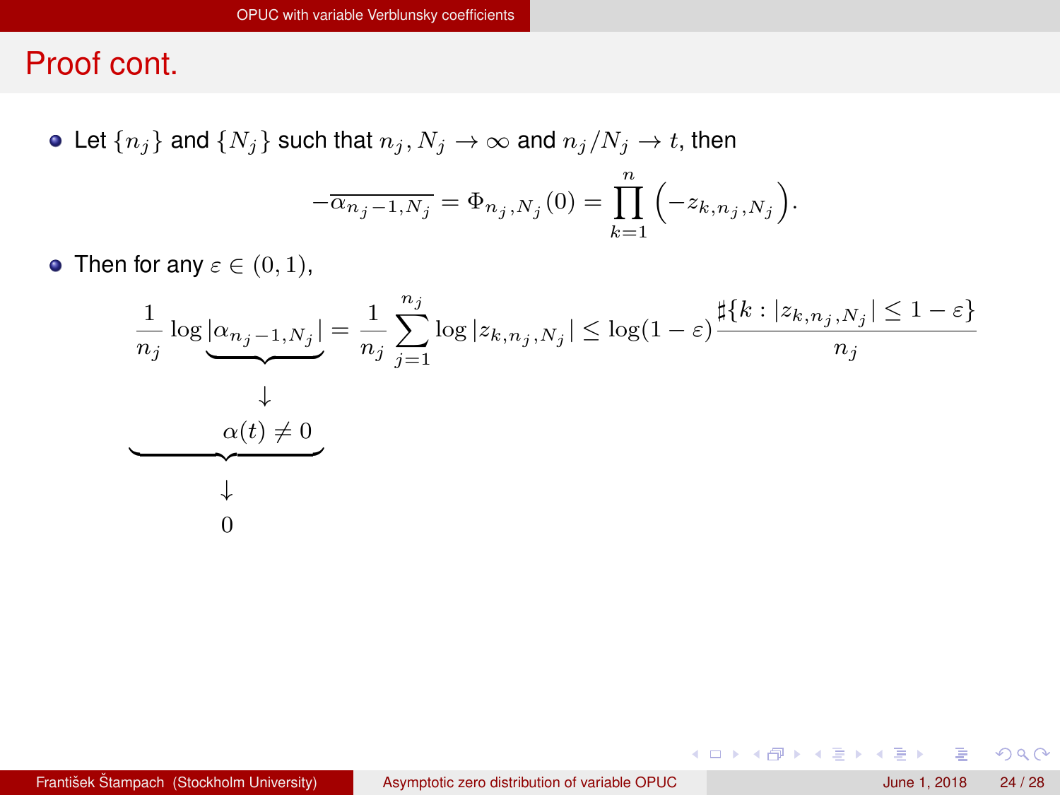## Proof cont.

- Let $\{n_j\}$ and $\{N_j\}$ such that $n_j, N_j \to \infty$ and $n_j/N_j \to t$, then

$$-\overline{\alpha_{n_j-1,N_j}} = \Phi_{n_j,N_j}(0) = \prod_{k=1}^{n} \left(-z_{k,n_j,N_j}\right).$$

- Then for any $\varepsilon \in (0,1)$,

$$\underbrace{\frac{1}{n_j} \log \underbrace{|\alpha_{n_j-1,N_j}|}_{\substack{\downarrow \\ \alpha(t) \neq 0}}}_{\substack{\downarrow \\ 0}} = \frac{1}{n_j} \sum_{j=1}^{n_j} \log |z_{k,n_j,N_j}| \leq \log(1-\varepsilon) \frac{\sharp\{k : |z_{k,n_j,N_j}| \leq 1-\varepsilon\}}{n_j}$$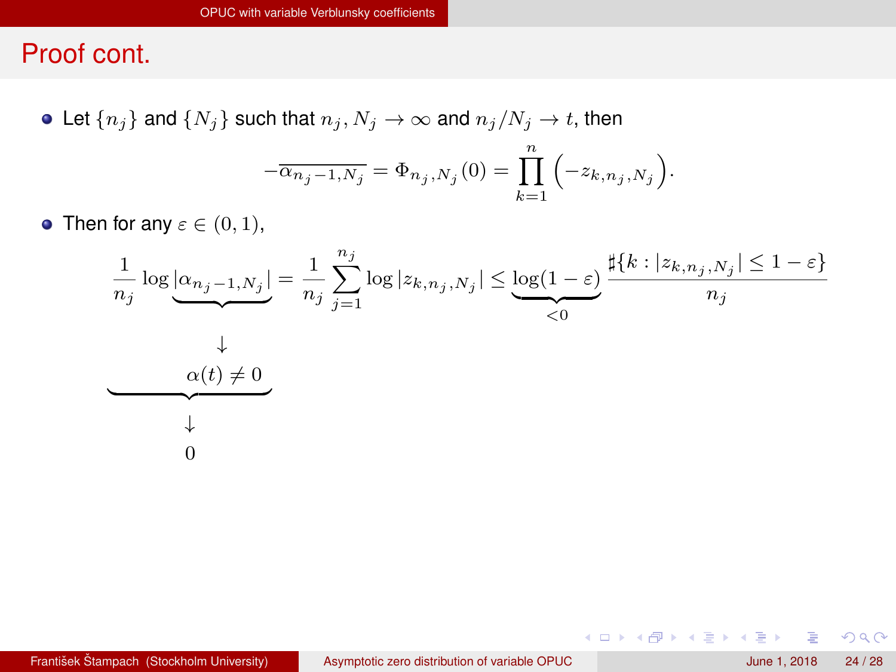## Proof cont.

- Let $\{n_j\}$ and $\{N_j\}$ such that $n_j, N_j \to \infty$ and $n_j/N_j \to t$, then

$$-\overline{\alpha_{n_j-1,N_j}} = \Phi_{n_j,N_j}(0) = \prod_{k=1}^{n} \left(-z_{k,n_j,N_j}\right).$$

- Then for any $\varepsilon \in (0,1)$,

$$\underbrace{\frac{1}{n_j} \log \underbrace{|\alpha_{n_j-1,N_j}|}_{\substack{\downarrow \\ \alpha(t) \neq 0}}}_{\substack{\downarrow \\ 0}} = \frac{1}{n_j} \sum_{j=1}^{n_j} \log |z_{k,n_j,N_j}| \leq \underbrace{\log(1-\varepsilon)}_{<0} \frac{\sharp\{k : |z_{k,n_j,N_j}| \leq 1-\varepsilon\}}{n_j}$$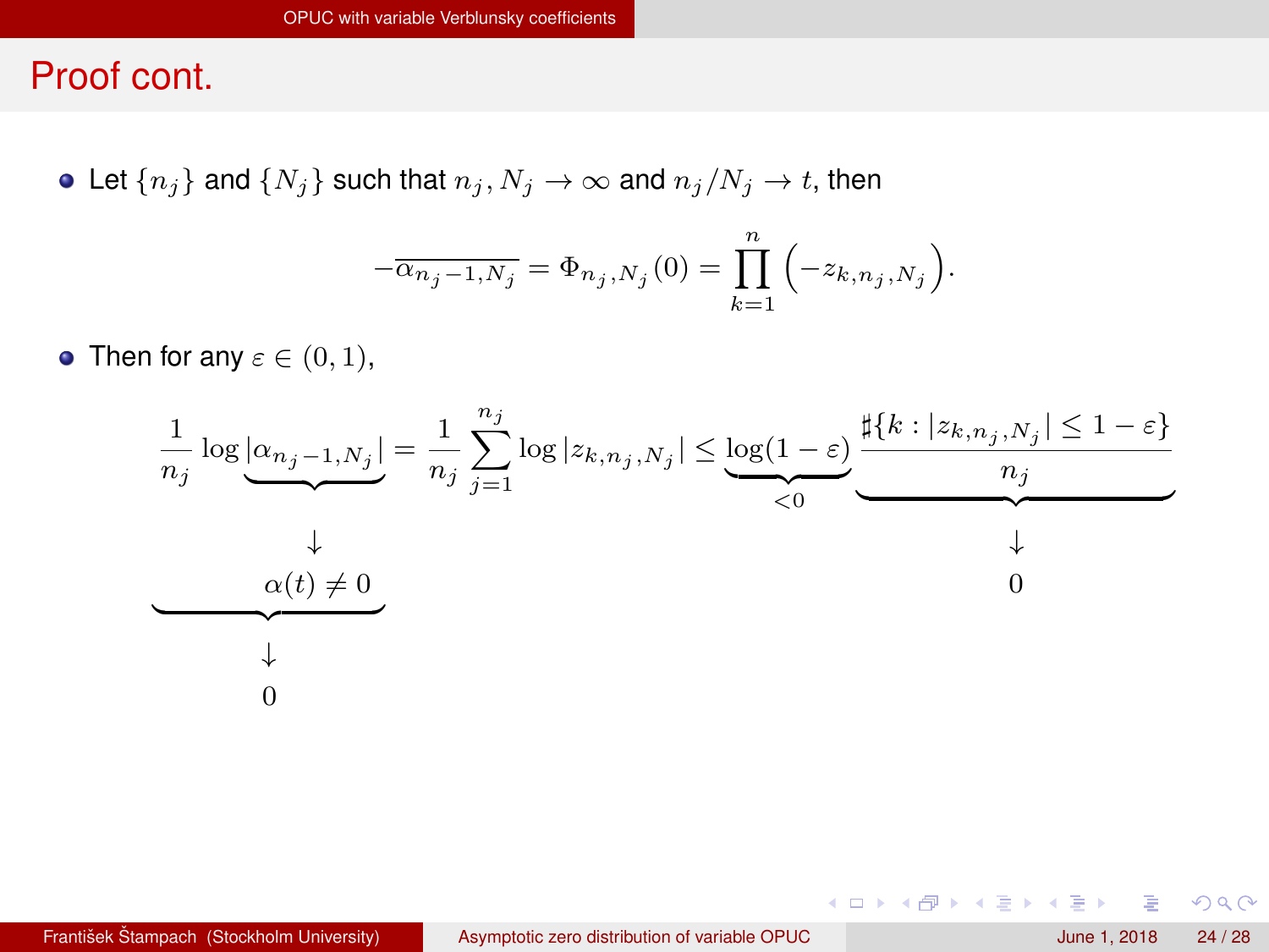## Proof cont.

- Let $\{n_j\}$ and $\{N_j\}$ such that $n_j, N_j \to \infty$ and $n_j/N_j \to t$, then

$$-\overline{\alpha_{n_j-1,N_j}} = \Phi_{n_j,N_j}(0) = \prod_{k=1}^{n}\left(-z_{k,n_j,N_j}\right).$$

- Then for any $\varepsilon \in (0,1)$,

$$\underbrace{\frac{1}{n_j}\log\underbrace{|\alpha_{n_j-1,N_j}|}_{\downarrow \atop \alpha(t)\neq 0}}_{\downarrow \atop 0} = \frac{1}{n_j}\sum_{j=1}^{n_j}\log|z_{k,n_j,N_j}| \leq \underbrace{\log(1-\varepsilon)}_{<0}\underbrace{\frac{\sharp\{k : |z_{k,n_j,N_j}| \leq 1-\varepsilon\}}{n_j}}_{\downarrow \atop 0}$$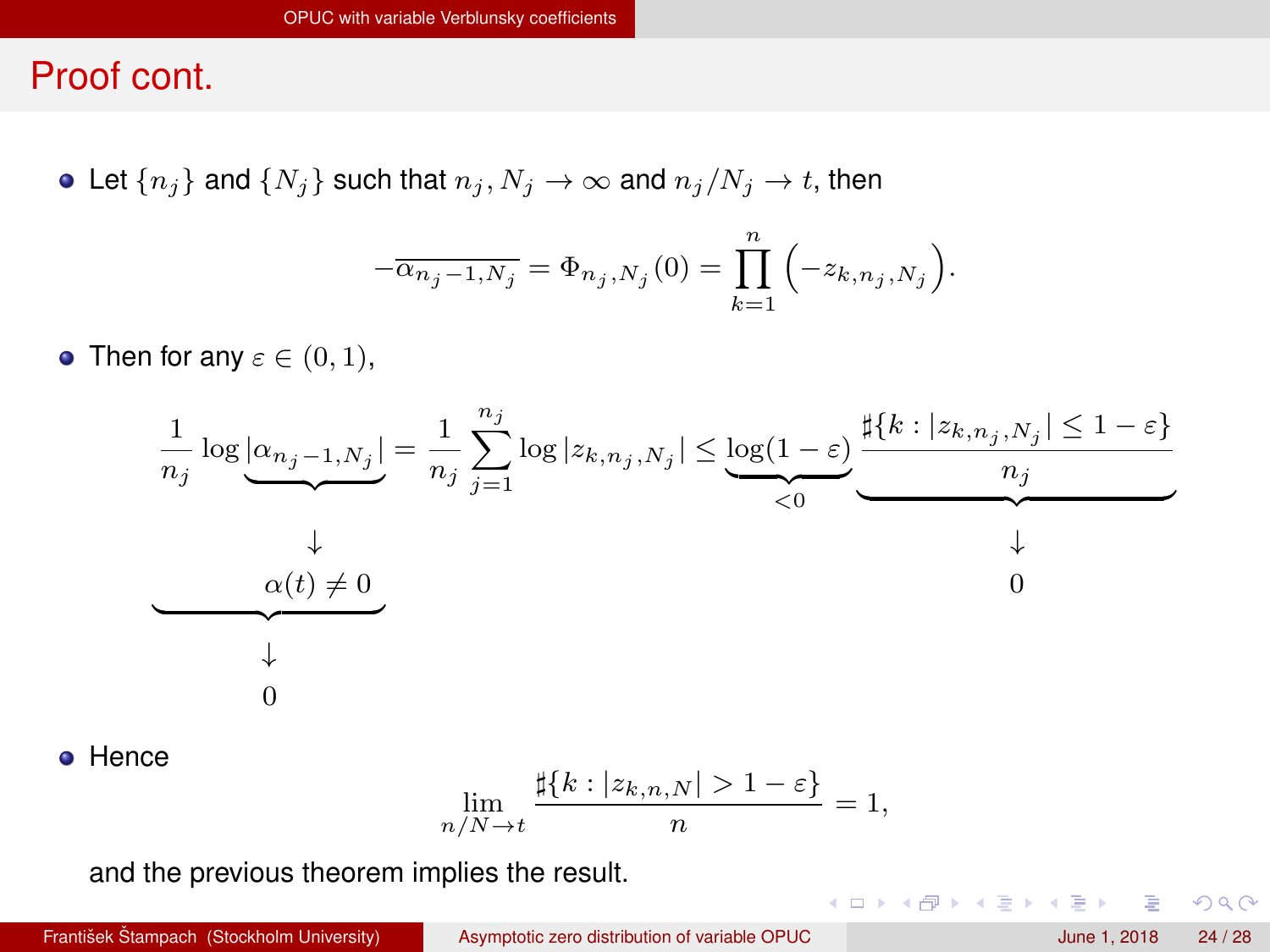## Proof cont.

- Let $\{n_j\}$ and $\{N_j\}$ such that $n_j, N_j \to \infty$ and $n_j/N_j \to t$, then

$$-\overline{\alpha_{n_j-1,N_j}} = \Phi_{n_j,N_j}(0) = \prod_{k=1}^{n} \left(-z_{k,n_j,N_j}\right).$$

- Then for any $\varepsilon \in (0,1)$,

$$\underbrace{\frac{1}{n_j} \log \underbrace{|\alpha_{n_j-1,N_j}|}_{\substack{\downarrow \\ \alpha(t) \neq 0}}}_{\substack{\downarrow \\ 0}} = \frac{1}{n_j} \sum_{j=1}^{n_j} \log |z_{k,n_j,N_j}| \leq \underbrace{\log(1-\varepsilon)}_{<0} \underbrace{\frac{\sharp\{k : |z_{k,n_j,N_j}| \leq 1-\varepsilon\}}{n_j}}_{\substack{\downarrow \\ 0}}$$

- Hence

$$\lim_{n/N \to t} \frac{\sharp\{k : |z_{k,n,N}| > 1-\varepsilon\}}{n} = 1,$$

and the previous theorem implies the result.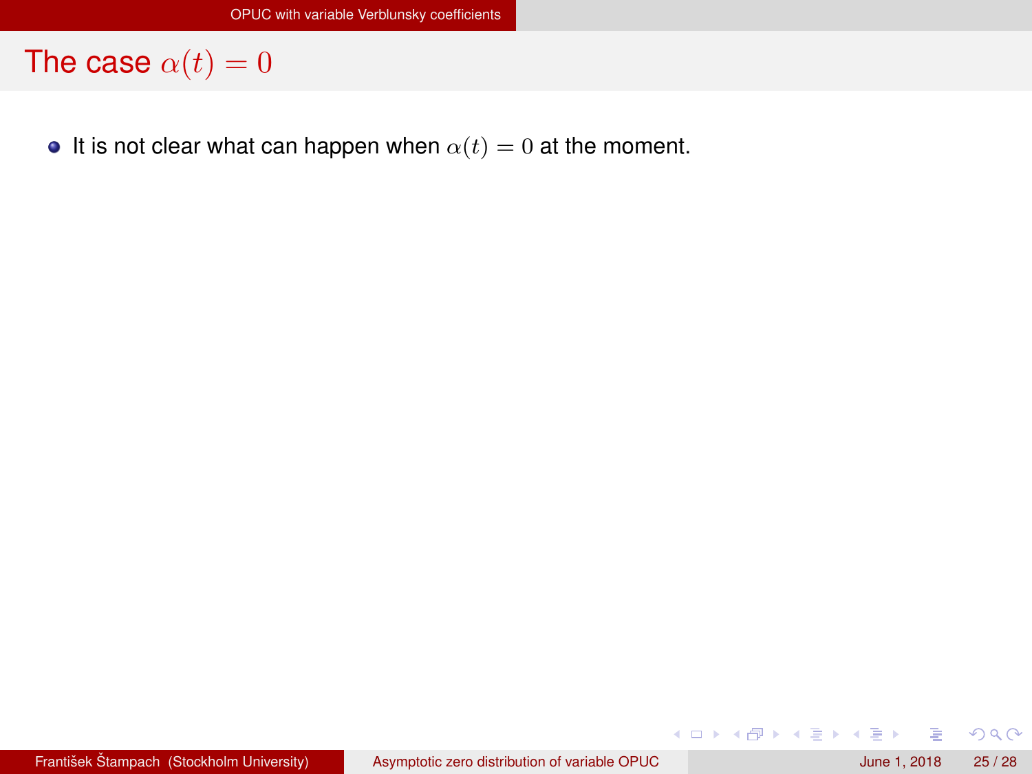## The case $\alpha(t) = 0$

- It is not clear what can happen when $\alpha(t) = 0$ at the moment.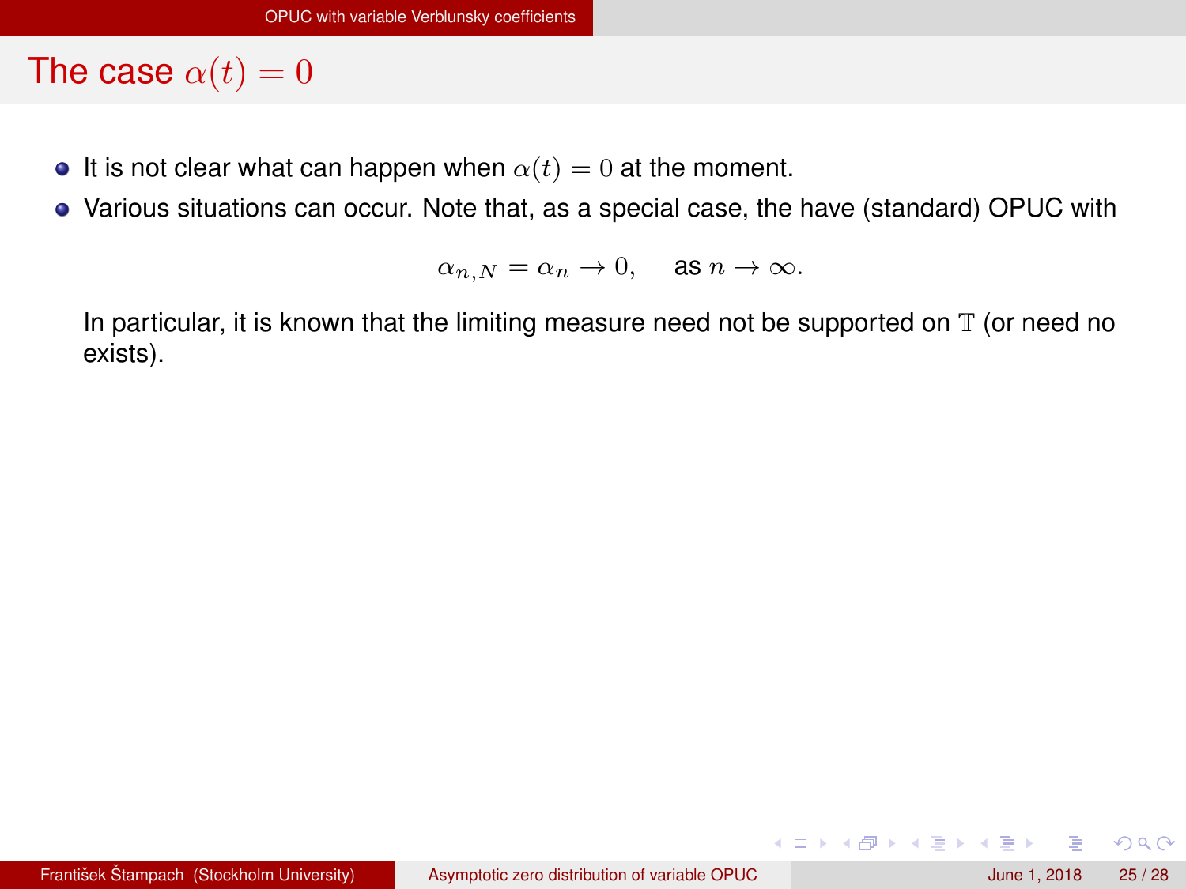## The case $\alpha(t) = 0$

- It is not clear what can happen when $\alpha(t) = 0$ at the moment.
- Various situations can occur. Note that, as a special case, the have (standard) OPUC with

$$\alpha_{n,N} = \alpha_n \to 0, \quad \text{as } n \to \infty.$$

  In particular, it is known that the limiting measure need not be supported on $\mathbb{T}$ (or need no exists).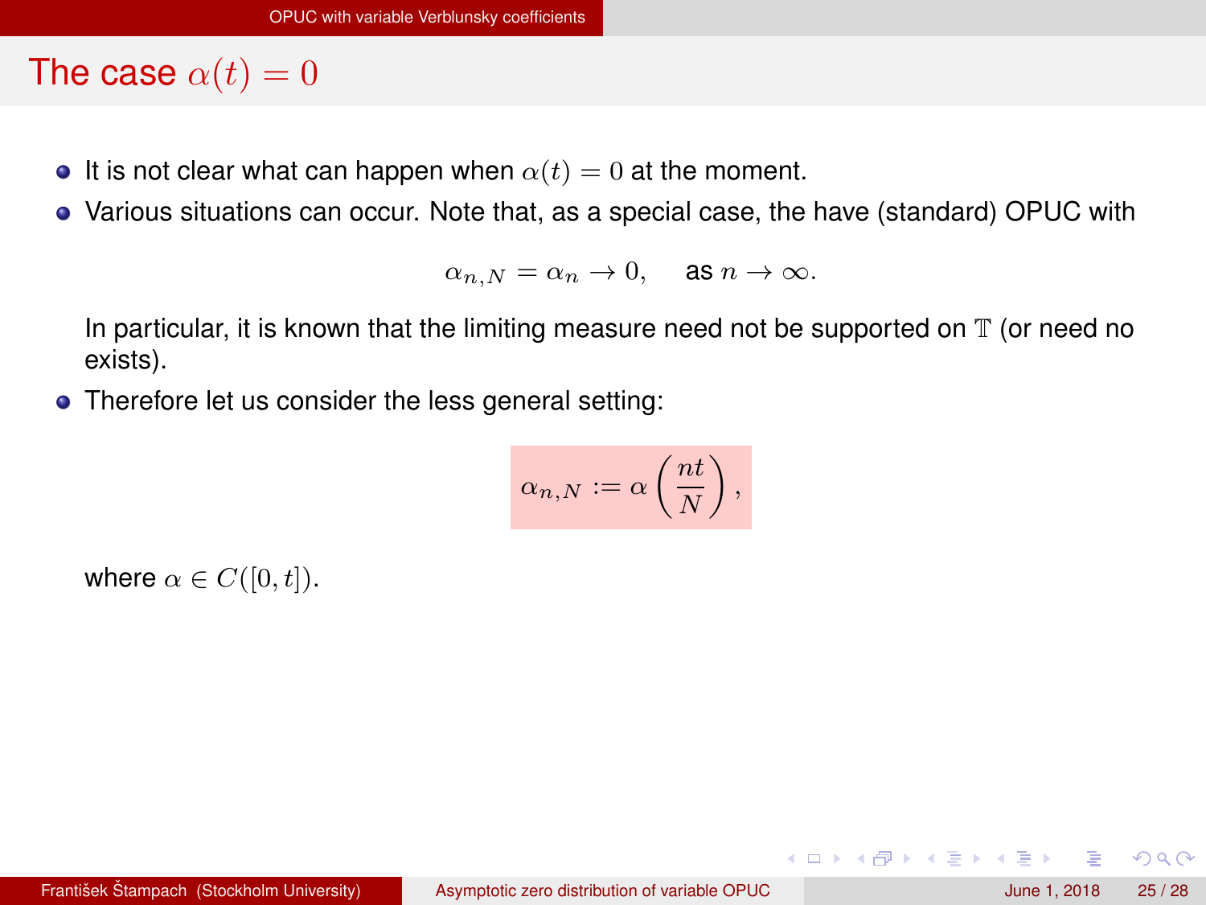## The case $\alpha(t) = 0$

- It is not clear what can happen when $\alpha(t) = 0$ at the moment.
- Various situations can occur. Note that, as a special case, the have (standard) OPUC with

$$\alpha_{n,N} = \alpha_n \to 0, \quad \text{as } n \to \infty.$$

  In particular, it is known that the limiting measure need not be supported on $\mathbb{T}$ (or need no exists).
- Therefore let us consider the less general setting:

$$\alpha_{n,N} := \alpha\left(\frac{nt}{N}\right),$$

  where $\alpha \in C([0, t])$.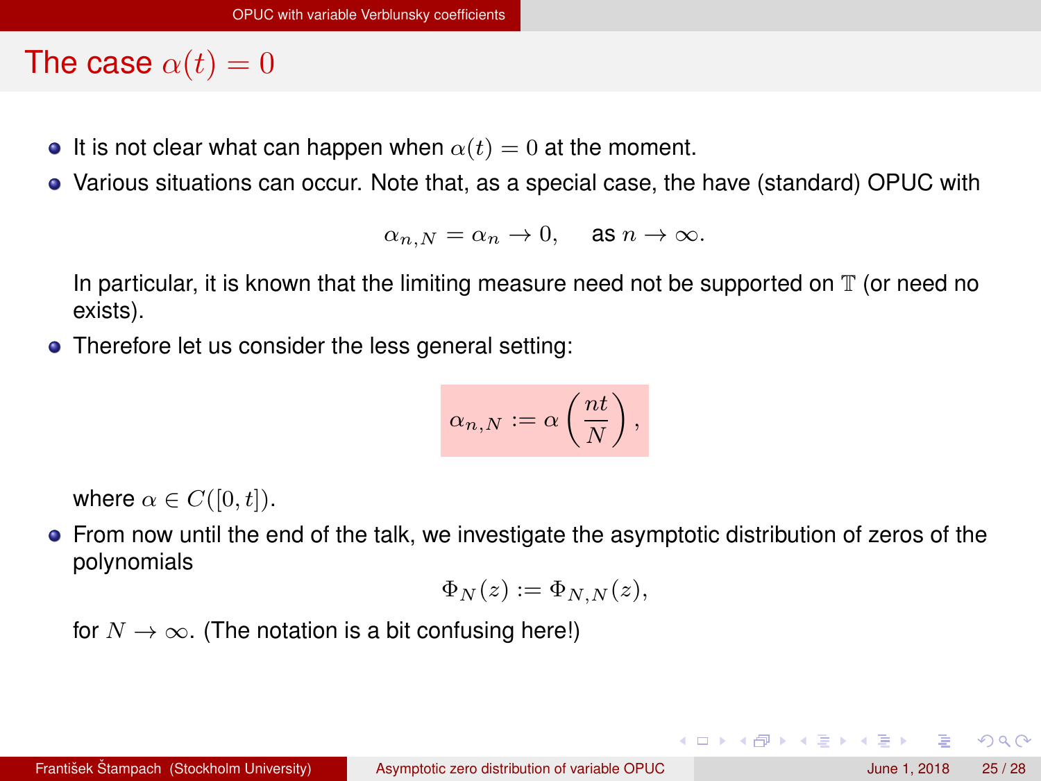# The case $\alpha(t) = 0$

- It is not clear what can happen when $\alpha(t) = 0$ at the moment.
- Various situations can occur. Note that, as a special case, the have (standard) OPUC with

$$\alpha_{n,N} = \alpha_n \to 0, \quad \text{as } n \to \infty.$$

  In particular, it is known that the limiting measure need not be supported on $\mathbb{T}$ (or need no exists).

- Therefore let us consider the less general setting:

$$\alpha_{n,N} := \alpha\left(\frac{nt}{N}\right),$$

  where $\alpha \in C([0,t])$.

- From now until the end of the talk, we investigate the asymptotic distribution of zeros of the polynomials

$$\Phi_N(z) := \Phi_{N,N}(z),$$

  for $N \to \infty$. (The notation is a bit confusing here!)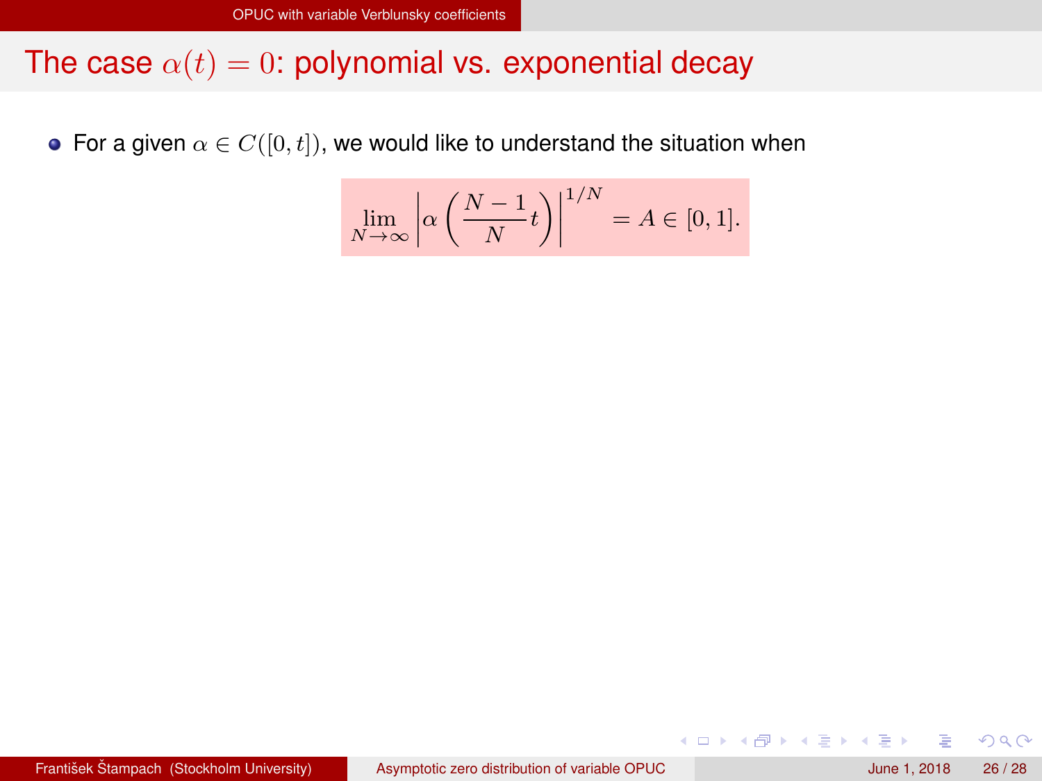## The case $\alpha(t) = 0$: polynomial vs. exponential decay

- For a given $\alpha \in C([0, t])$, we would like to understand the situation when

$$\lim_{N\to\infty} \left| \alpha\left(\frac{N-1}{N} t\right) \right|^{1/N} = A \in [0, 1].$$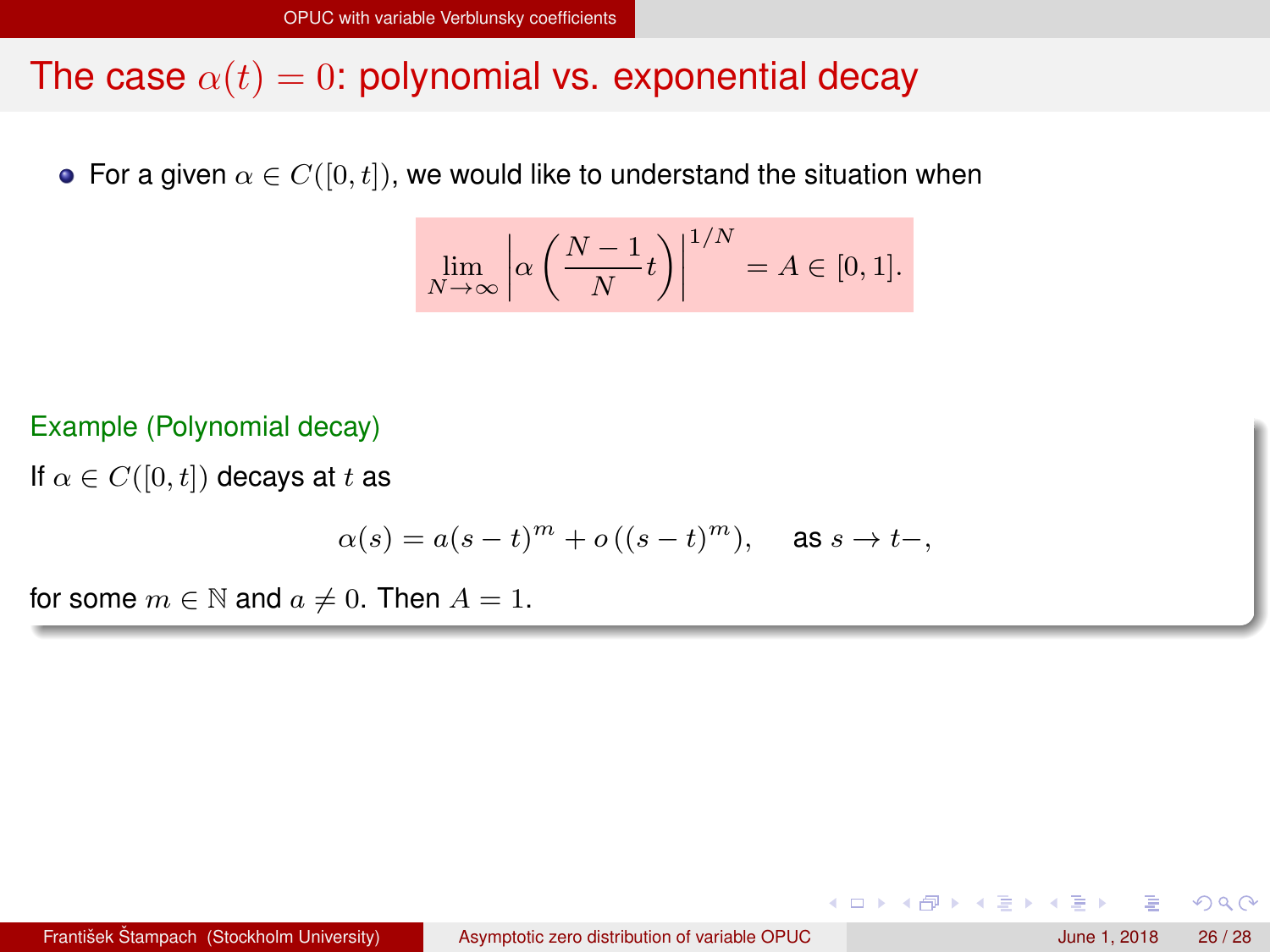## The case $\alpha(t) = 0$: polynomial vs. exponential decay

- For a given $\alpha \in C([0,t])$, we would like to understand the situation when

$$\lim_{N\to\infty} \left| \alpha\left(\frac{N-1}{N}t\right)\right|^{1/N} = A \in [0,1].$$

**Example (Polynomial decay)**

If $\alpha \in C([0,t])$ decays at $t$ as

$$\alpha(s) = a(s-t)^m + o\left((s-t)^m\right), \quad \text{as } s \to t-,$$

for some $m \in \mathbb{N}$ and $a \neq 0$. Then $A = 1$.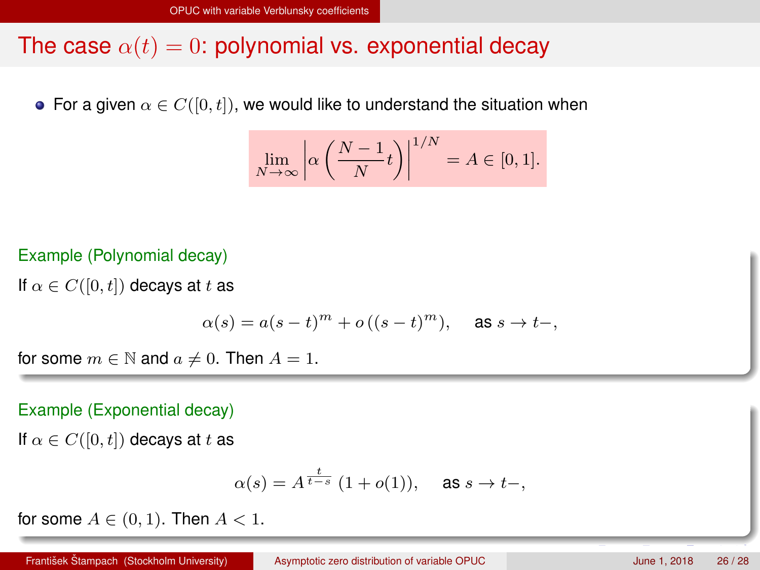## The case $\alpha(t) = 0$: polynomial vs. exponential decay

- For a given $\alpha \in C([0,t])$, we would like to understand the situation when

$$\lim_{N\to\infty} \left| \alpha\left(\frac{N-1}{N}t\right) \right|^{1/N} = A \in [0,1].$$

**Example (Polynomial decay)**

If $\alpha \in C([0,t])$ decays at $t$ as

$$\alpha(s) = a(s-t)^m + o\left((s-t)^m\right), \quad \text{as } s \to t-,$$

for some $m \in \mathbb{N}$ and $a \neq 0$. Then $A = 1$.

**Example (Exponential decay)**

If $\alpha \in C([0,t])$ decays at $t$ as

$$\alpha(s) = A^{\frac{t}{t-s}}\,(1 + o(1)), \quad \text{as } s \to t-,$$

for some $A \in (0,1)$. Then $A < 1$.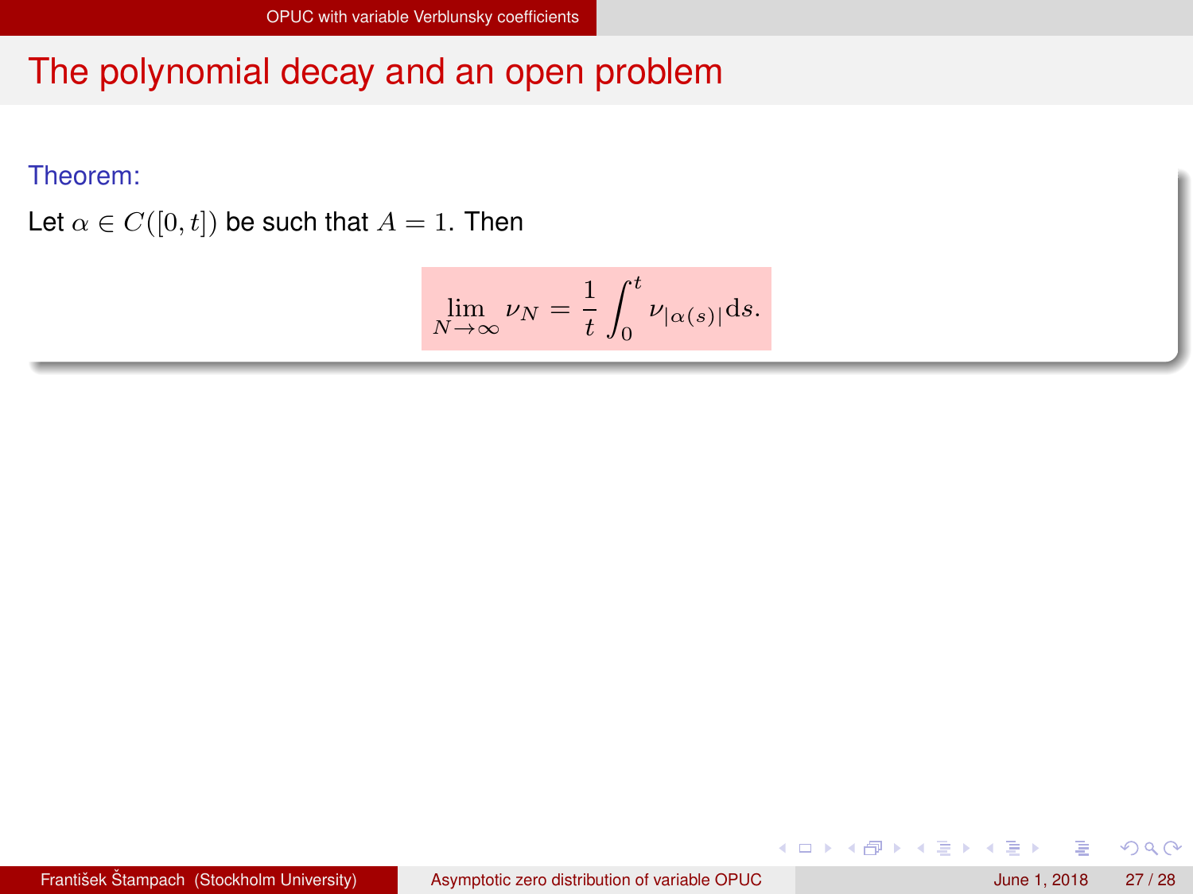# The polynomial decay and an open problem

**Theorem:**

Let $\alpha \in C([0,t])$ be such that $A = 1$. Then

$$\lim_{N\to\infty} \nu_N = \frac{1}{t}\int_0^t \nu_{|\alpha(s)|}\mathrm{d}s.$$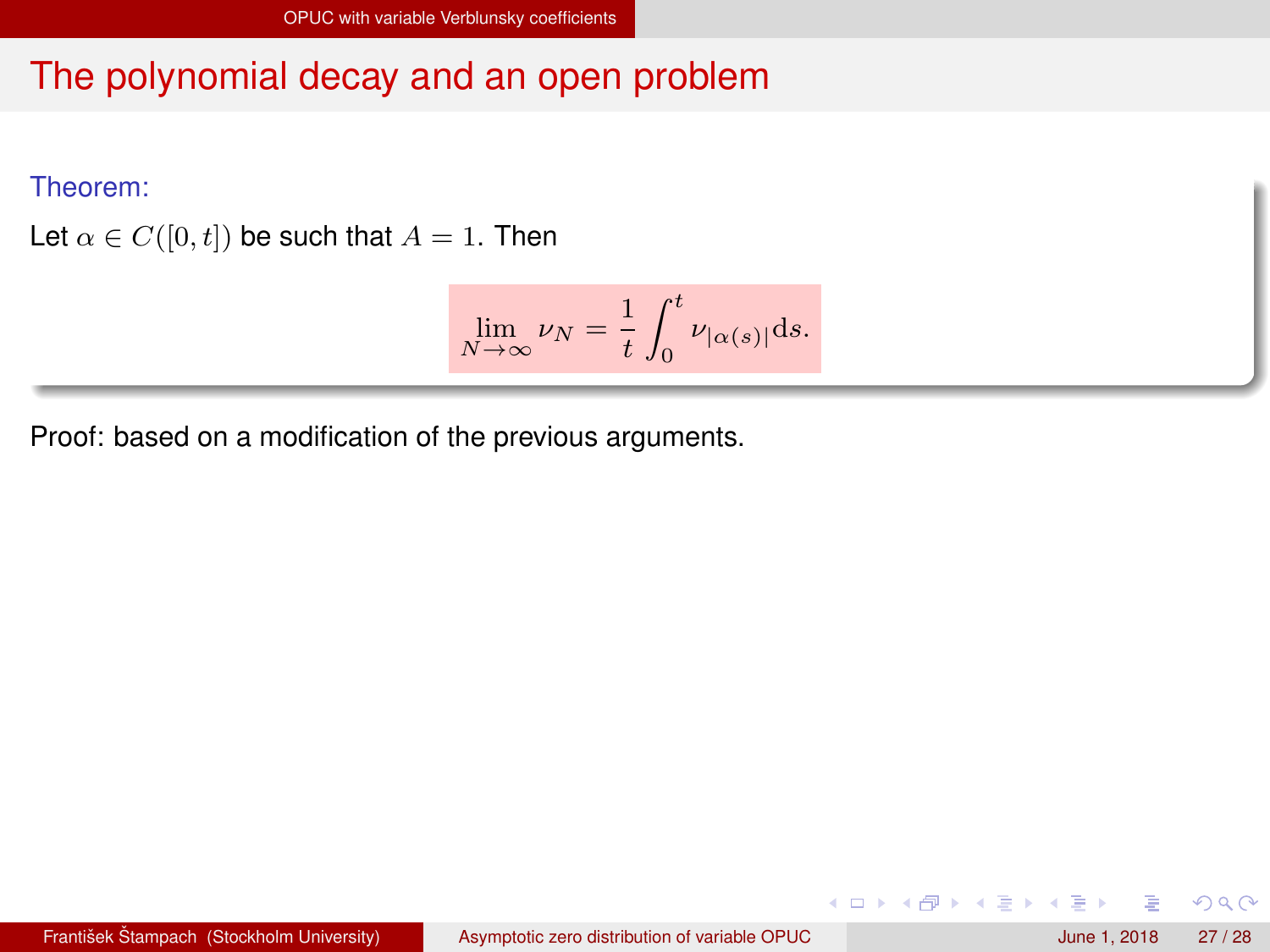# The polynomial decay and an open problem

**Theorem:**

Let $\alpha \in C([0,t])$ be such that $A = 1$. Then

$$\lim_{N\to\infty} \nu_N = \frac{1}{t}\int_0^t \nu_{|\alpha(s)|}\mathrm{d}s.$$

Proof: based on a modification of the previous arguments.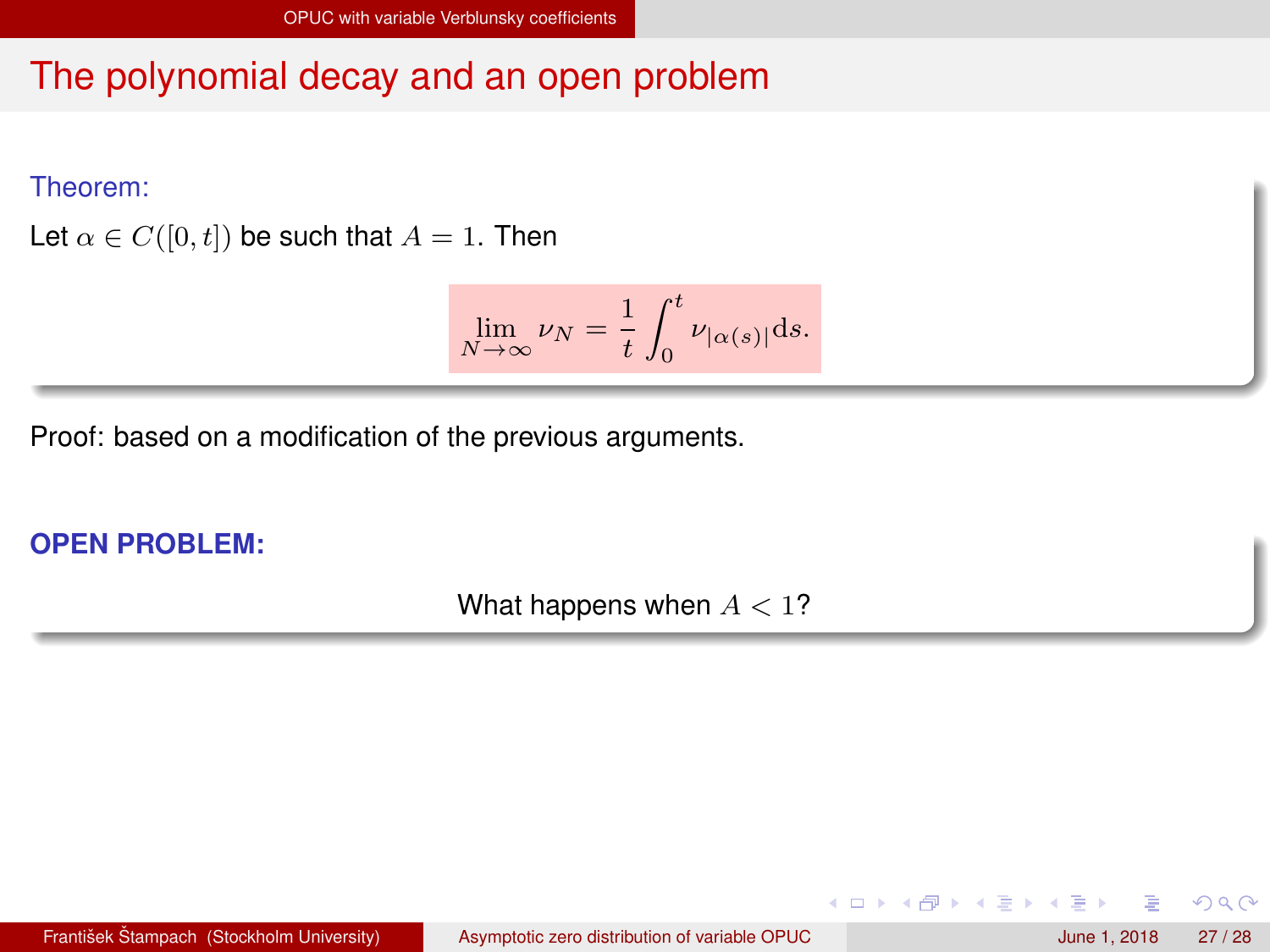## The polynomial decay and an open problem

**Theorem:**

Let $\alpha \in C([0,t])$ be such that $A = 1$. Then

$$\lim_{N\to\infty} \nu_N = \frac{1}{t}\int_0^t \nu_{|\alpha(s)|} \mathrm{d}s.$$

Proof: based on a modification of the previous arguments.

**OPEN PROBLEM:**

What happens when $A < 1$?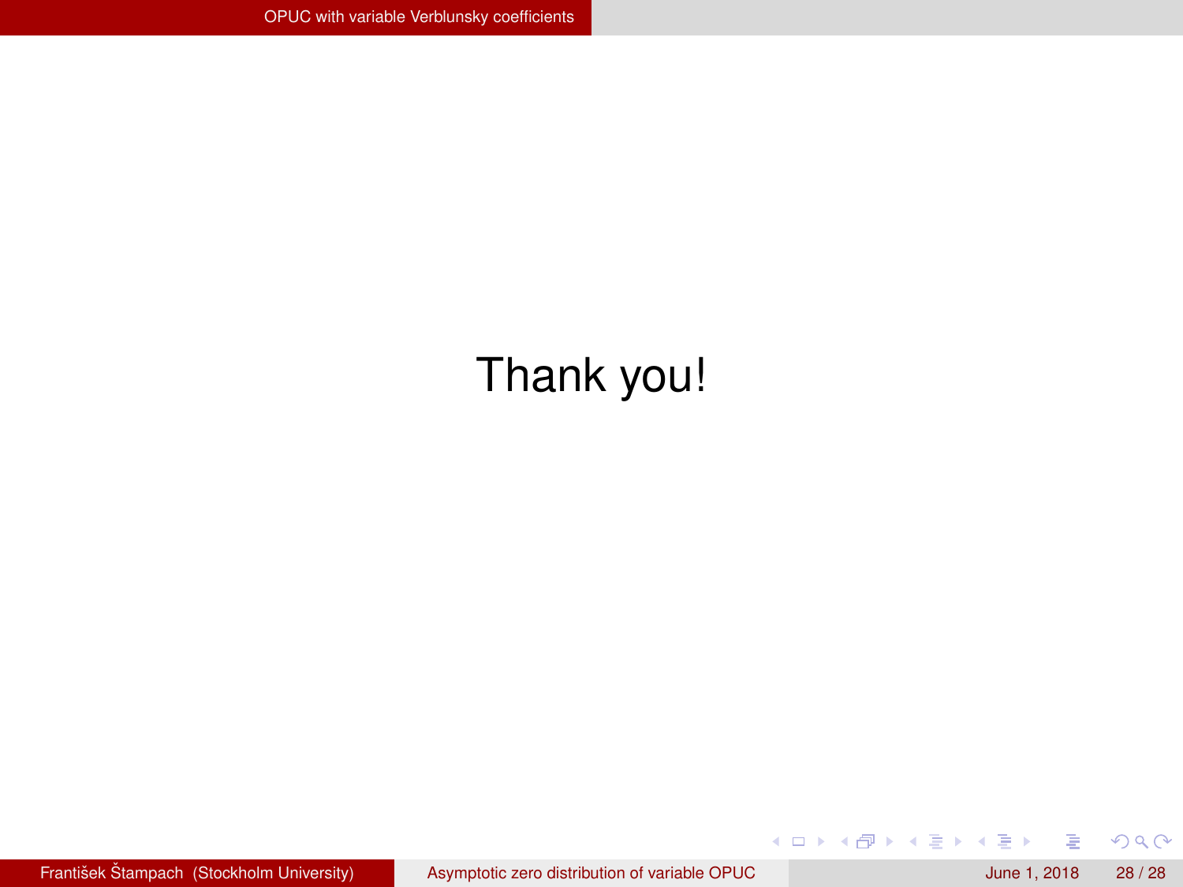Thank you!